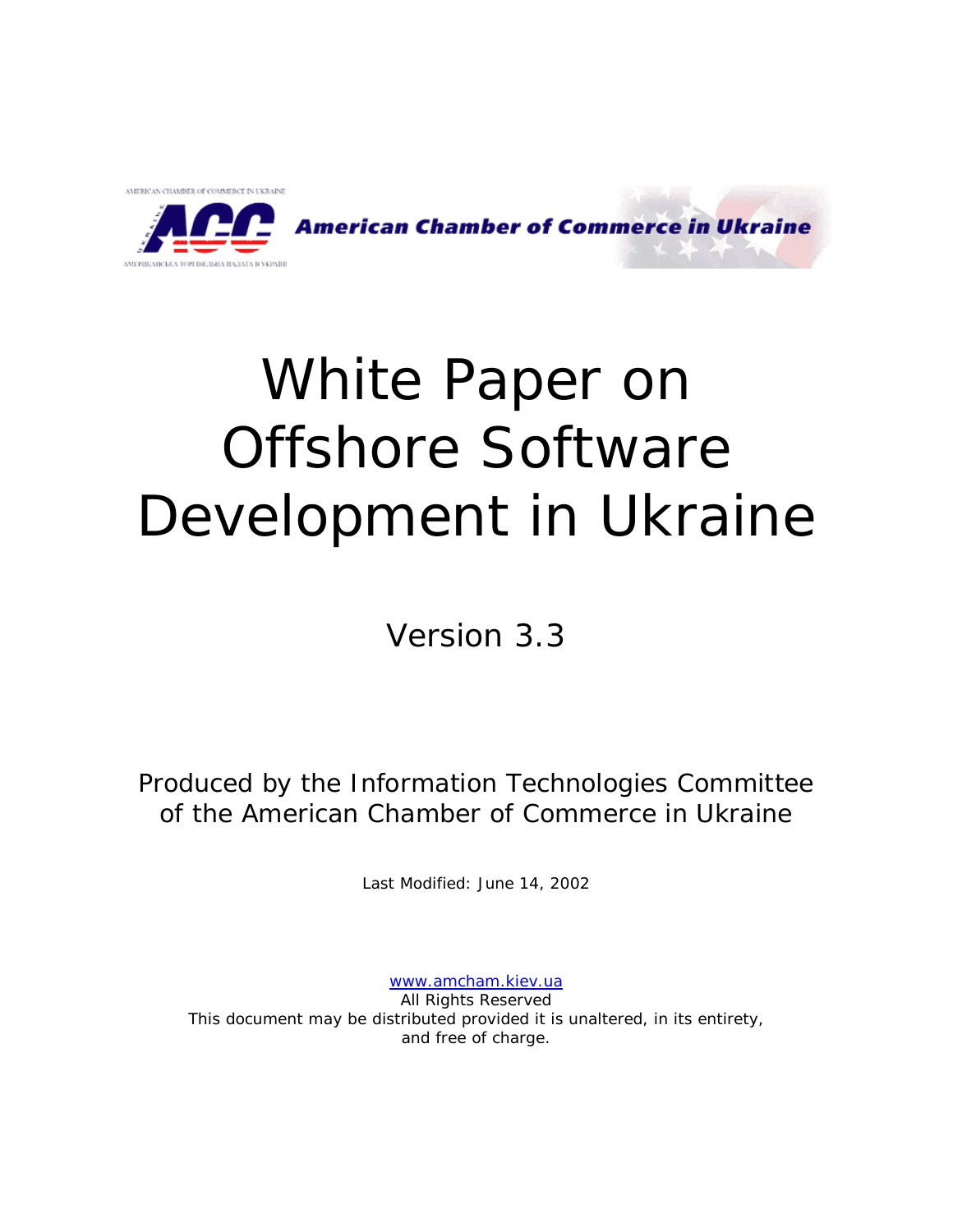American Chamber of Commerce in Ukraine

# White Paper on Offshore Software Development in Ukraine

Version 3.3

Produced by the Information Technologies Committee of the American Chamber of Commerce in Ukraine

Last Modified: June 14, 2002

www.amcham.kiev.ua

All Rights Reserved

This document may be distributed provided it is unaltered, in its entirety, and free of charge.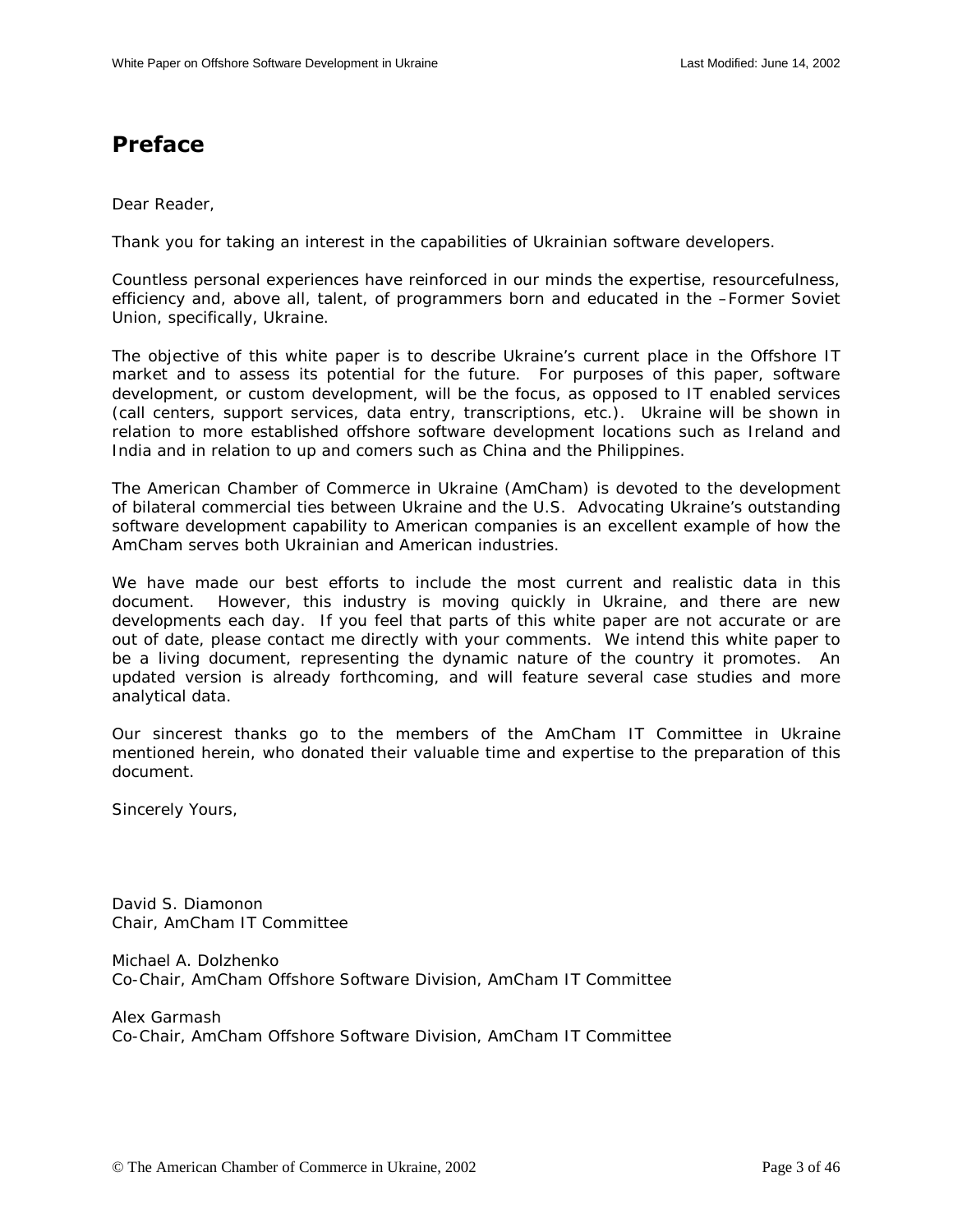# Preface

Dear Reader,

Thank you for taking an interest in the capabilities of Ukrainian software developers.

Countless personal experiences have reinforced in our minds the expertise, resourcefulness, efficiency and, above all, talent, of programmers born and educated in the –Former Soviet Union, specifically, Ukraine.

The objective of this white paper is to describe Ukraine's current place in the Offshore IT market and to assess its potential for the future. For purposes of this paper, software development, or custom development, will be the focus, as opposed to IT enabled services (call centers, support services, data entry, transcriptions, etc.). Ukraine will be shown in relation to more established offshore software development locations such as Ireland and India and in relation to up and comers such as China and the Philippines.

The American Chamber of Commerce in Ukraine (AmCham) is devoted to the development of bilateral commercial ties between Ukraine and the U.S. Advocating Ukraine's outstanding software development capability to American companies is an excellent example of how the AmCham serves both Ukrainian and American industries.

We have made our best efforts to include the most current and realistic data in this document. However, this industry is moving quickly in Ukraine, and there are new developments each day. If you feel that parts of this white paper are not accurate or are out of date, please contact me directly with your comments. We intend this white paper to be a living document, representing the dynamic nature of the country it promotes. An updated version is already forthcoming, and will feature several case studies and more analytical data.

Our sincerest thanks go to the members of the AmCham IT Committee in Ukraine mentioned herein, who donated their valuable time and expertise to the preparation of this document.

Sincerely Yours,

David S. Diamonon
Chair, AmCham IT Committee

Michael A. Dolzhenko
Co-Chair, AmCham Offshore Software Division, AmCham IT Committee

Alex Garmash
Co-Chair, AmCham Offshore Software Division, AmCham IT Committee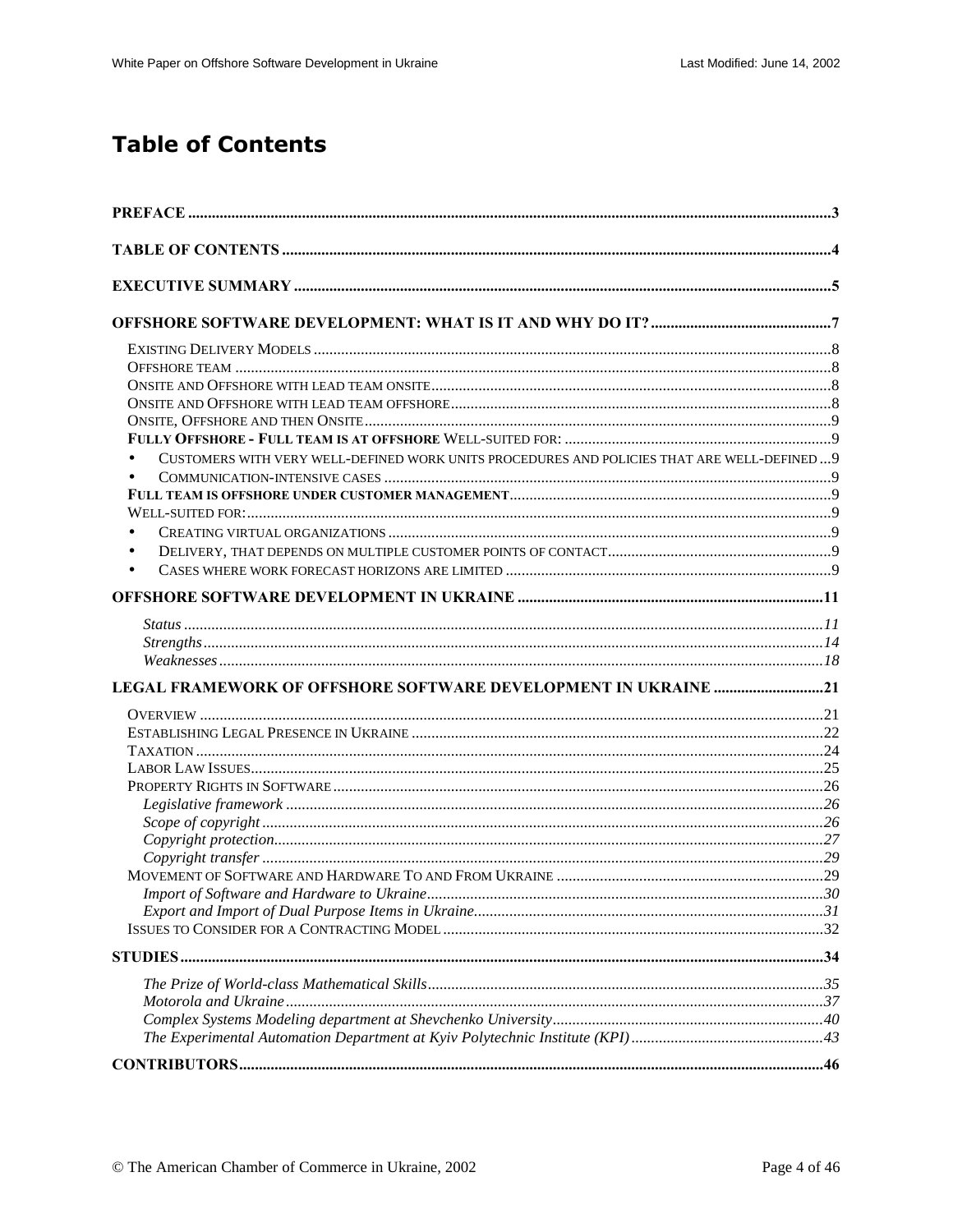# Table of Contents

**PREFACE** .....3

**TABLE OF CONTENTS** .....4

**EXECUTIVE SUMMARY** .....5

**OFFSHORE SOFTWARE DEVELOPMENT: WHAT IS IT AND WHY DO IT?** .....7

- EXISTING DELIVERY MODELS .....8
- OFFSHORE TEAM .....8
- ONSITE AND OFFSHORE WITH LEAD TEAM ONSITE .....8
- ONSITE AND OFFSHORE WITH LEAD TEAM OFFSHORE .....8
- ONSITE, OFFSHORE AND THEN ONSITE .....9
- **FULLY OFFSHORE - FULL TEAM IS AT OFFSHORE** WELL-SUITED FOR: .....9
  - CUSTOMERS WITH VERY WELL-DEFINED WORK UNITS PROCEDURES AND POLICIES THAT ARE WELL-DEFINED .....9
  - COMMUNICATION-INTENSIVE CASES .....9
- **FULL TEAM IS OFFSHORE UNDER CUSTOMER MANAGEMENT** .....9
- WELL-SUITED FOR: .....9
  - CREATING VIRTUAL ORGANIZATIONS .....9
  - DELIVERY, THAT DEPENDS ON MULTIPLE CUSTOMER POINTS OF CONTACT .....9
  - CASES WHERE WORK FORECAST HORIZONS ARE LIMITED .....9

**OFFSHORE SOFTWARE DEVELOPMENT IN UKRAINE** .....11

- *Status* .....11
- *Strengths* .....14
- *Weaknesses* .....18

**LEGAL FRAMEWORK OF OFFSHORE SOFTWARE DEVELOPMENT IN UKRAINE** .....21

- OVERVIEW .....21
- ESTABLISHING LEGAL PRESENCE IN UKRAINE .....22
- TAXATION .....24
- LABOR LAW ISSUES .....25
- PROPERTY RIGHTS IN SOFTWARE .....26
  - *Legislative framework* .....26
  - *Scope of copyright* .....26
  - *Copyright protection* .....27
  - *Copyright transfer* .....29
- MOVEMENT OF SOFTWARE AND HARDWARE TO AND FROM UKRAINE .....29
  - *Import of Software and Hardware to Ukraine* .....30
  - *Export and Import of Dual Purpose Items in Ukraine* .....31
- ISSUES TO CONSIDER FOR A CONTRACTING MODEL .....32

**STUDIES** .....34

- *The Prize of World-class Mathematical Skills* .....35
- *Motorola and Ukraine* .....37
- *Complex Systems Modeling department at Shevchenko University* .....40
- *The Experimental Automation Department at Kyiv Polytechnic Institute (KPI)* .....43

**CONTRIBUTORS** .....46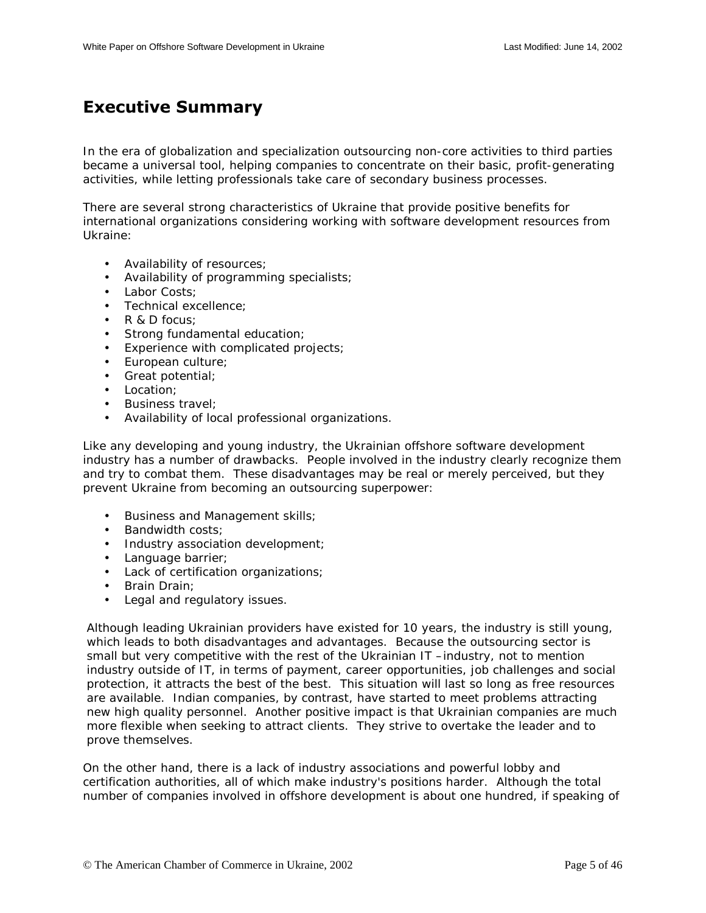# Executive Summary

In the era of globalization and specialization outsourcing non-core activities to third parties became a universal tool, helping companies to concentrate on their basic, profit-generating activities, while letting professionals take care of secondary business processes.

There are several strong characteristics of Ukraine that provide positive benefits for international organizations considering working with software development resources from Ukraine:

- Availability of resources;
- Availability of programming specialists;
- Labor Costs;
- Technical excellence;
- R & D focus;
- Strong fundamental education;
- Experience with complicated projects;
- European culture;
- Great potential;
- Location;
- Business travel;
- Availability of local professional organizations.

Like any developing and young industry, the Ukrainian offshore software development industry has a number of drawbacks. People involved in the industry clearly recognize them and try to combat them. These disadvantages may be real or merely perceived, but they prevent Ukraine from becoming an outsourcing superpower:

- Business and Management skills;
- Bandwidth costs;
- Industry association development;
- Language barrier;
- Lack of certification organizations;
- Brain Drain;
- Legal and regulatory issues.

Although leading Ukrainian providers have existed for 10 years, the industry is still young, which leads to both disadvantages and advantages. Because the outsourcing sector is small but very competitive with the rest of the Ukrainian IT –industry, not to mention industry outside of IT, in terms of payment, career opportunities, job challenges and social protection, it attracts the best of the best. This situation will last so long as free resources are available. Indian companies, by contrast, have started to meet problems attracting new high quality personnel. Another positive impact is that Ukrainian companies are much more flexible when seeking to attract clients. They strive to overtake the leader and to prove themselves.

On the other hand, there is a lack of industry associations and powerful lobby and certification authorities, all of which make industry's positions harder. Although the total number of companies involved in offshore development is about one hundred, if speaking of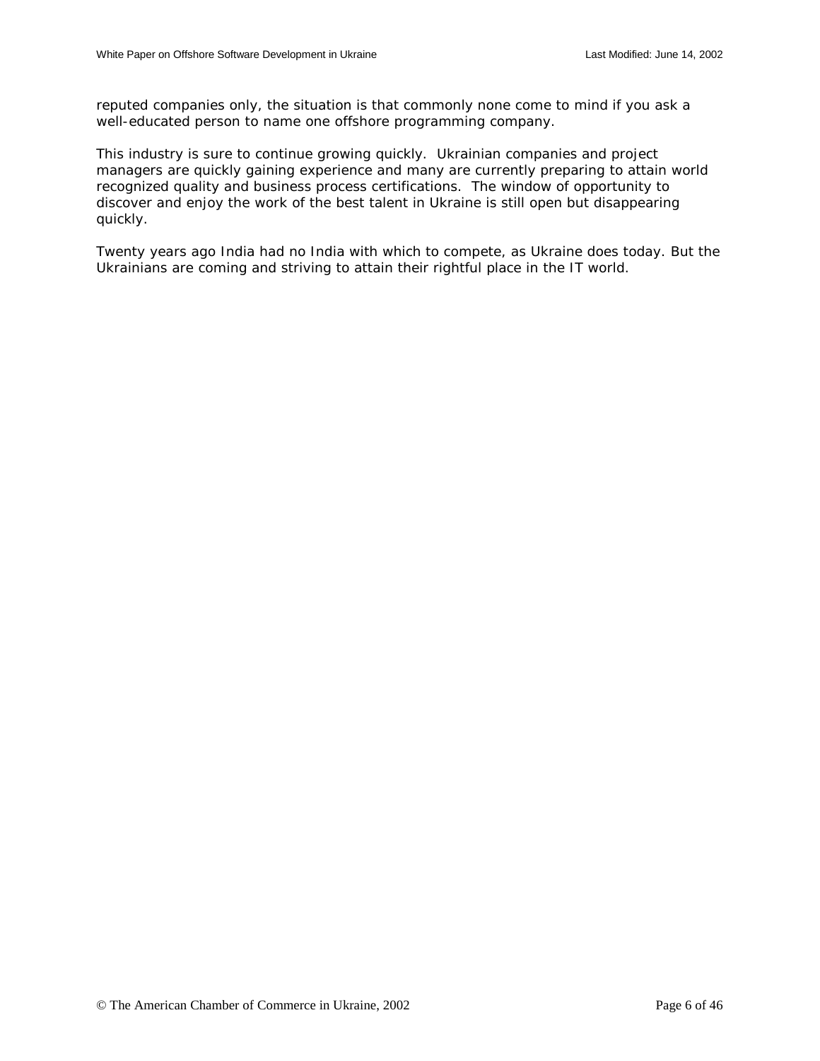reputed companies only, the situation is that commonly none come to mind if you ask a well-educated person to name one offshore programming company.

This industry is sure to continue growing quickly. Ukrainian companies and project managers are quickly gaining experience and many are currently preparing to attain world recognized quality and business process certifications. The window of opportunity to discover and enjoy the work of the best talent in Ukraine is still open but disappearing quickly.

Twenty years ago India had no India with which to compete, as Ukraine does today. But the Ukrainians are coming and striving to attain their rightful place in the IT world.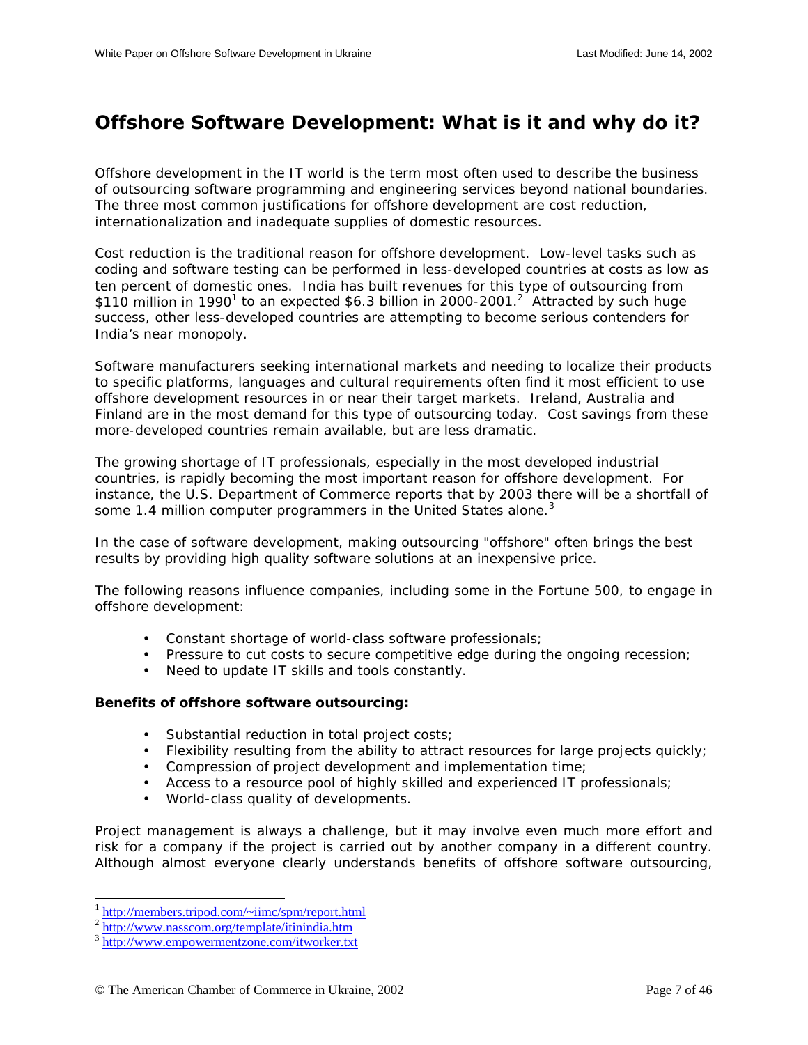## Offshore Software Development: What is it and why do it?

Offshore development in the IT world is the term most often used to describe the business of outsourcing software programming and engineering services beyond national boundaries. The three most common justifications for offshore development are cost reduction, internationalization and inadequate supplies of domestic resources.

Cost reduction is the traditional reason for offshore development. Low-level tasks such as coding and software testing can be performed in less-developed countries at costs as low as ten percent of domestic ones. India has built revenues for this type of outsourcing from \$110 million in 1990[1] to an expected \$6.3 billion in 2000-2001.[2] Attracted by such huge success, other less-developed countries are attempting to become serious contenders for India's near monopoly.

Software manufacturers seeking international markets and needing to localize their products to specific platforms, languages and cultural requirements often find it most efficient to use offshore development resources in or near their target markets. Ireland, Australia and Finland are in the most demand for this type of outsourcing today. Cost savings from these more-developed countries remain available, but are less dramatic.

The growing shortage of IT professionals, especially in the most developed industrial countries, is rapidly becoming the most important reason for offshore development. For instance, the U.S. Department of Commerce reports that by 2003 there will be a shortfall of some 1.4 million computer programmers in the United States alone.[3]

In the case of software development, making outsourcing "offshore" often brings the best results by providing high quality software solutions at an inexpensive price.

The following reasons influence companies, including some in the Fortune 500, to engage in offshore development:

- Constant shortage of world-class software professionals;
- Pressure to cut costs to secure competitive edge during the ongoing recession;
- Need to update IT skills and tools constantly.

**Benefits of offshore software outsourcing:**

- Substantial reduction in total project costs;
- Flexibility resulting from the ability to attract resources for large projects quickly;
- Compression of project development and implementation time;
- Access to a resource pool of highly skilled and experienced IT professionals;
- World-class quality of developments.

Project management is always a challenge, but it may involve even much more effort and risk for a company if the project is carried out by another company in a different country. Although almost everyone clearly understands benefits of offshore software outsourcing,

---

[1] http://members.tripod.com/~iimc/spm/report.html
[2] http://www.nasscom.org/template/itinindia.htm
[3] http://www.empowermentzone.com/itworker.txt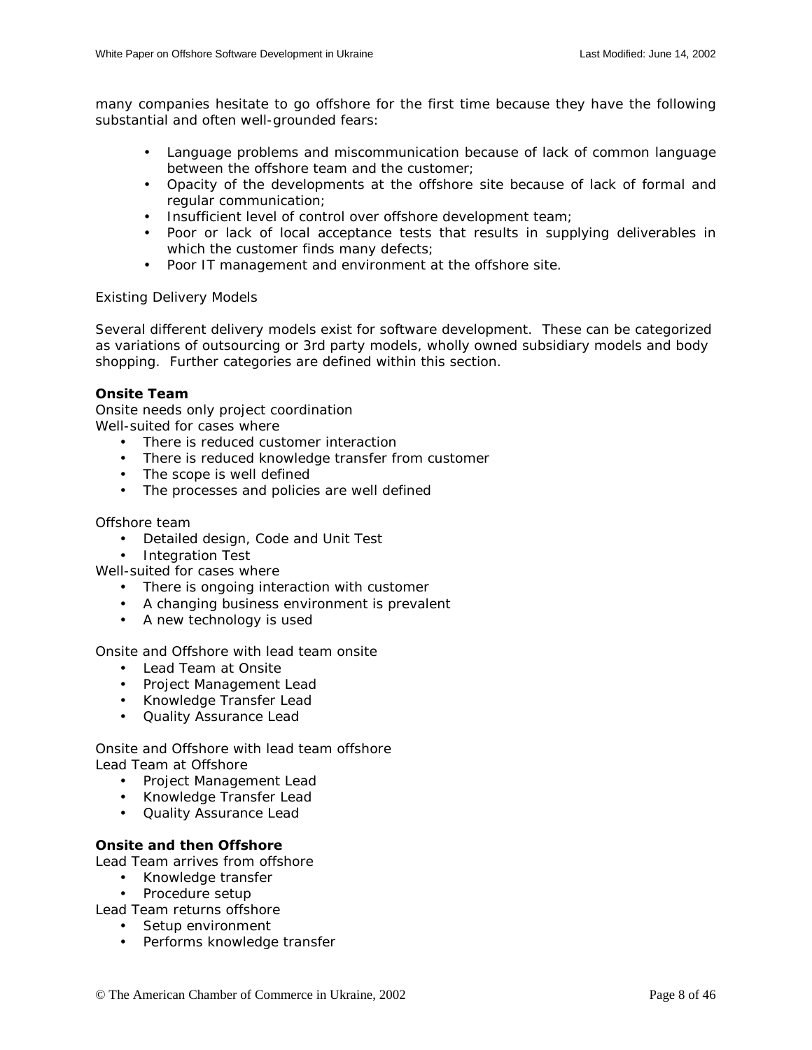many companies hesitate to go offshore for the first time because they have the following substantial and often well-grounded fears:

- Language problems and miscommunication because of lack of common language between the offshore team and the customer;
- Opacity of the developments at the offshore site because of lack of formal and regular communication;
- Insufficient level of control over offshore development team;
- Poor or lack of local acceptance tests that results in supplying deliverables in which the customer finds many defects;
- Poor IT management and environment at the offshore site.

Existing Delivery Models

Several different delivery models exist for software development. These can be categorized as variations of outsourcing or 3rd party models, wholly owned subsidiary models and body shopping. Further categories are defined within this section.

**Onsite Team**

Onsite needs only project coordination

Well-suited for cases where

- There is reduced customer interaction
- There is reduced knowledge transfer from customer
- The scope is well defined
- The processes and policies are well defined

Offshore team

- Detailed design, Code and Unit Test
- Integration Test

Well-suited for cases where

- There is ongoing interaction with customer
- A changing business environment is prevalent
- A new technology is used

Onsite and Offshore with lead team onsite

- Lead Team at Onsite
- Project Management Lead
- Knowledge Transfer Lead
- Quality Assurance Lead

Onsite and Offshore with lead team offshore

Lead Team at Offshore

- Project Management Lead
- Knowledge Transfer Lead
- Quality Assurance Lead

**Onsite and then Offshore**

Lead Team arrives from offshore

- Knowledge transfer
- Procedure setup

Lead Team returns offshore

- Setup environment
- Performs knowledge transfer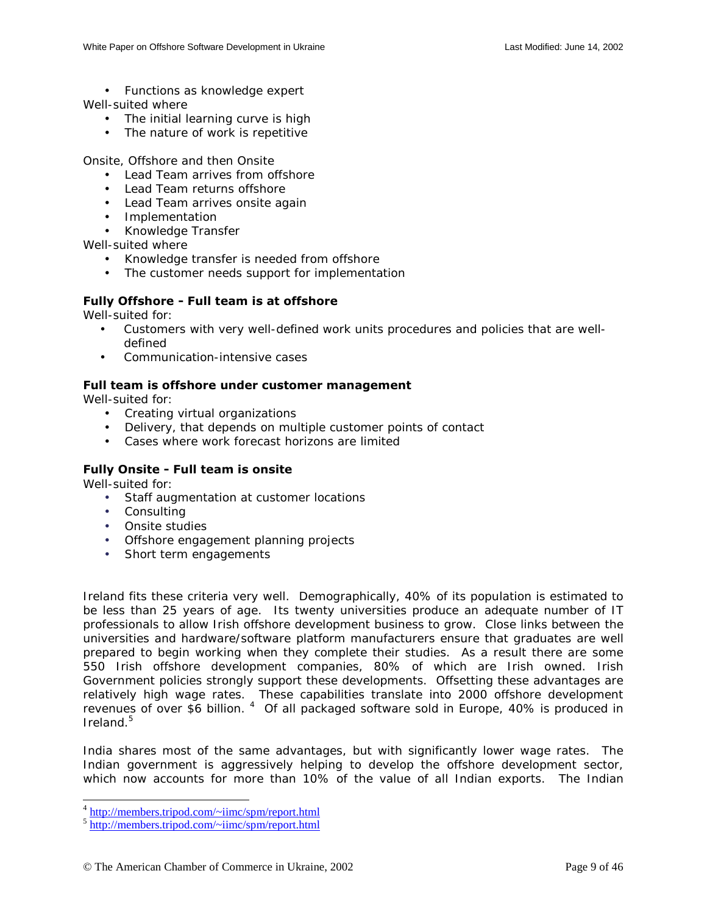- Functions as knowledge expert

Well-suited where

- The initial learning curve is high
- The nature of work is repetitive

Onsite, Offshore and then Onsite

- Lead Team arrives from offshore
- Lead Team returns offshore
- Lead Team arrives onsite again
- Implementation
- Knowledge Transfer

Well-suited where

- Knowledge transfer is needed from offshore
- The customer needs support for implementation

**Fully Offshore - Full team is at offshore**

Well-suited for:

- Customers with very well-defined work units procedures and policies that are well-defined
- Communication-intensive cases

**Full team is offshore under customer management**

Well-suited for:

- Creating virtual organizations
- Delivery, that depends on multiple customer points of contact
- Cases where work forecast horizons are limited

**Fully Onsite - Full team is onsite**

Well-suited for:

- Staff augmentation at customer locations
- Consulting
- Onsite studies
- Offshore engagement planning projects
- Short term engagements

Ireland fits these criteria very well. Demographically, 40% of its population is estimated to be less than 25 years of age. Its twenty universities produce an adequate number of IT professionals to allow Irish offshore development business to grow. Close links between the universities and hardware/software platform manufacturers ensure that graduates are well prepared to begin working when they complete their studies. As a result there are some 550 Irish offshore development companies, 80% of which are Irish owned. Irish Government policies strongly support these developments. Offsetting these advantages are relatively high wage rates. These capabilities translate into 2000 offshore development revenues of over $6 billion. [4] Of all packaged software sold in Europe, 40% is produced in Ireland.[5]

India shares most of the same advantages, but with significantly lower wage rates. The Indian government is aggressively helping to develop the offshore development sector, which now accounts for more than 10% of the value of all Indian exports. The Indian

[4] http://members.tripod.com/~iimc/spm/report.html

[5] http://members.tripod.com/~iimc/spm/report.html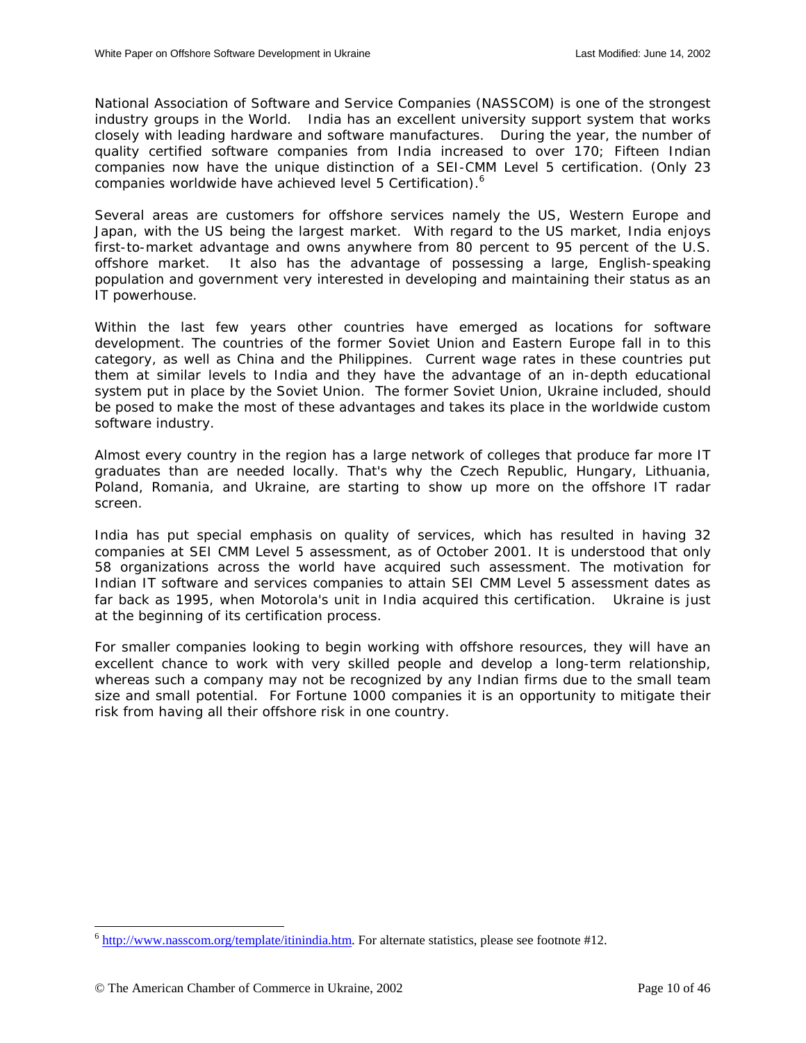National Association of Software and Service Companies (NASSCOM) is one of the strongest industry groups in the World. India has an excellent university support system that works closely with leading hardware and software manufactures. During the year, the number of quality certified software companies from India increased to over 170; Fifteen Indian companies now have the unique distinction of a SEI-CMM Level 5 certification. (Only 23 companies worldwide have achieved level 5 Certification).[6]

Several areas are customers for offshore services namely the US, Western Europe and Japan, with the US being the largest market. With regard to the US market, India enjoys first-to-market advantage and owns anywhere from 80 percent to 95 percent of the U.S. offshore market. It also has the advantage of possessing a large, English-speaking population and government very interested in developing and maintaining their status as an IT powerhouse.

Within the last few years other countries have emerged as locations for software development. The countries of the former Soviet Union and Eastern Europe fall in to this category, as well as China and the Philippines. Current wage rates in these countries put them at similar levels to India and they have the advantage of an in-depth educational system put in place by the Soviet Union. The former Soviet Union, Ukraine included, should be posed to make the most of these advantages and takes its place in the worldwide custom software industry.

Almost every country in the region has a large network of colleges that produce far more IT graduates than are needed locally. That's why the Czech Republic, Hungary, Lithuania, Poland, Romania, and Ukraine, are starting to show up more on the offshore IT radar screen.

India has put special emphasis on quality of services, which has resulted in having 32 companies at SEI CMM Level 5 assessment, as of October 2001. It is understood that only 58 organizations across the world have acquired such assessment. The motivation for Indian IT software and services companies to attain SEI CMM Level 5 assessment dates as far back as 1995, when Motorola's unit in India acquired this certification. Ukraine is just at the beginning of its certification process.

For smaller companies looking to begin working with offshore resources, they will have an excellent chance to work with very skilled people and develop a long-term relationship, whereas such a company may not be recognized by any Indian firms due to the small team size and small potential. For Fortune 1000 companies it is an opportunity to mitigate their risk from having all their offshore risk in one country.

---

[6] http://www.nasscom.org/template/itinindia.htm. For alternate statistics, please see footnote #12.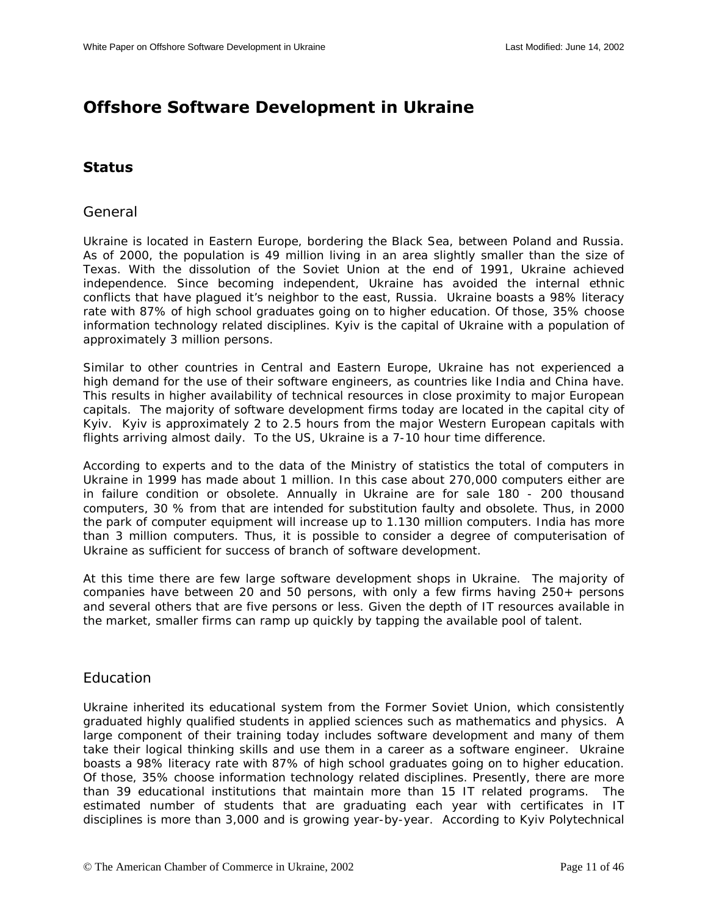# Offshore Software Development in Ukraine

## Status

### General

Ukraine is located in Eastern Europe, bordering the Black Sea, between Poland and Russia. As of 2000, the population is 49 million living in an area slightly smaller than the size of Texas. With the dissolution of the Soviet Union at the end of 1991, Ukraine achieved independence. Since becoming independent, Ukraine has avoided the internal ethnic conflicts that have plagued it's neighbor to the east, Russia. Ukraine boasts a 98% literacy rate with 87% of high school graduates going on to higher education. Of those, 35% choose information technology related disciplines. Kyiv is the capital of Ukraine with a population of approximately 3 million persons.

Similar to other countries in Central and Eastern Europe, Ukraine has not experienced a high demand for the use of their software engineers, as countries like India and China have. This results in higher availability of technical resources in close proximity to major European capitals. The majority of software development firms today are located in the capital city of Kyiv. Kyiv is approximately 2 to 2.5 hours from the major Western European capitals with flights arriving almost daily. To the US, Ukraine is a 7-10 hour time difference.

According to experts and to the data of the Ministry of statistics the total of computers in Ukraine in 1999 has made about 1 million. In this case about 270,000 computers either are in failure condition or obsolete. Annually in Ukraine are for sale 180 - 200 thousand computers, 30 % from that are intended for substitution faulty and obsolete. Thus, in 2000 the park of computer equipment will increase up to 1.130 million computers. India has more than 3 million computers. Thus, it is possible to consider a degree of computerisation of Ukraine as sufficient for success of branch of software development.

At this time there are few large software development shops in Ukraine. The majority of companies have between 20 and 50 persons, with only a few firms having 250+ persons and several others that are five persons or less. Given the depth of IT resources available in the market, smaller firms can ramp up quickly by tapping the available pool of talent.

### Education

Ukraine inherited its educational system from the Former Soviet Union, which consistently graduated highly qualified students in applied sciences such as mathematics and physics. A large component of their training today includes software development and many of them take their logical thinking skills and use them in a career as a software engineer. Ukraine boasts a 98% literacy rate with 87% of high school graduates going on to higher education. Of those, 35% choose information technology related disciplines. Presently, there are more than 39 educational institutions that maintain more than 15 IT related programs. The estimated number of students that are graduating each year with certificates in IT disciplines is more than 3,000 and is growing year-by-year. According to Kyiv Polytechnical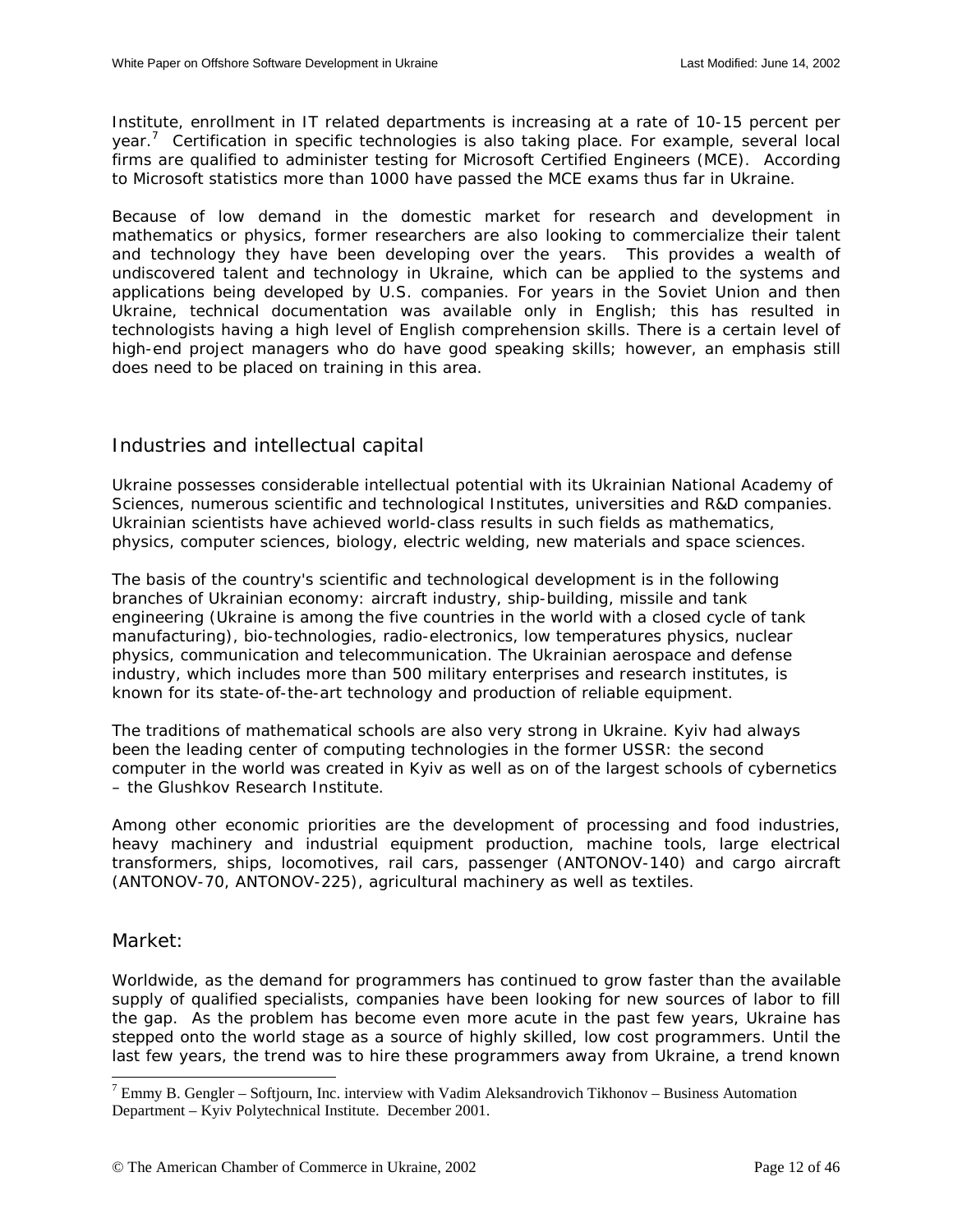Institute, enrollment in IT related departments is increasing at a rate of 10-15 percent per year.[7] Certification in specific technologies is also taking place. For example, several local firms are qualified to administer testing for Microsoft Certified Engineers (MCE). According to Microsoft statistics more than 1000 have passed the MCE exams thus far in Ukraine.

Because of low demand in the domestic market for research and development in mathematics or physics, former researchers are also looking to commercialize their talent and technology they have been developing over the years. This provides a wealth of undiscovered talent and technology in Ukraine, which can be applied to the systems and applications being developed by U.S. companies. For years in the Soviet Union and then Ukraine, technical documentation was available only in English; this has resulted in technologists having a high level of English comprehension skills. There is a certain level of high-end project managers who do have good speaking skills; however, an emphasis still does need to be placed on training in this area.

## Industries and intellectual capital

Ukraine possesses considerable intellectual potential with its Ukrainian National Academy of Sciences, numerous scientific and technological Institutes, universities and R&D companies. Ukrainian scientists have achieved world-class results in such fields as mathematics, physics, computer sciences, biology, electric welding, new materials and space sciences.

The basis of the country's scientific and technological development is in the following branches of Ukrainian economy: aircraft industry, ship-building, missile and tank engineering (Ukraine is among the five countries in the world with a closed cycle of tank manufacturing), bio-technologies, radio-electronics, low temperatures physics, nuclear physics, communication and telecommunication. The Ukrainian aerospace and defense industry, which includes more than 500 military enterprises and research institutes, is known for its state-of-the-art technology and production of reliable equipment.

The traditions of mathematical schools are also very strong in Ukraine. Kyiv had always been the leading center of computing technologies in the former USSR: the second computer in the world was created in Kyiv as well as on of the largest schools of cybernetics – the Glushkov Research Institute.

Among other economic priorities are the development of processing and food industries, heavy machinery and industrial equipment production, machine tools, large electrical transformers, ships, locomotives, rail cars, passenger (ANTONOV-140) and cargo aircraft (ANTONOV-70, ANTONOV-225), agricultural machinery as well as textiles.

## Market:

Worldwide, as the demand for programmers has continued to grow faster than the available supply of qualified specialists, companies have been looking for new sources of labor to fill the gap. As the problem has become even more acute in the past few years, Ukraine has stepped onto the world stage as a source of highly skilled, low cost programmers. Until the last few years, the trend was to hire these programmers away from Ukraine, a trend known

---

[7] Emmy B. Gengler – Softjourn, Inc. interview with Vadim Aleksandrovich Tikhonov – Business Automation Department – Kyiv Polytechnical Institute. December 2001.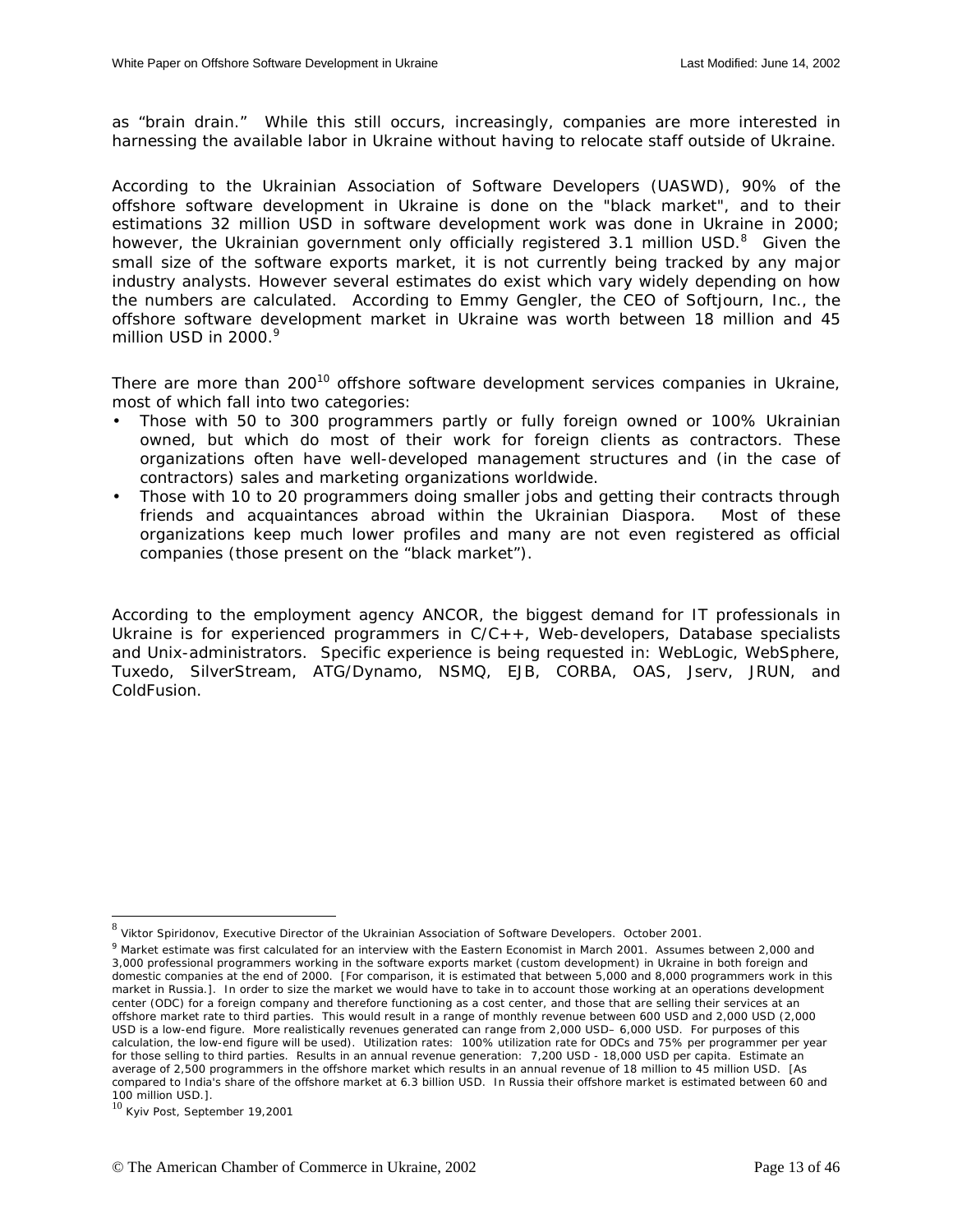as "brain drain." While this still occurs, increasingly, companies are more interested in harnessing the available labor in Ukraine without having to relocate staff outside of Ukraine.

According to the Ukrainian Association of Software Developers (UASWD), 90% of the offshore software development in Ukraine is done on the "black market", and to their estimations 32 million USD in software development work was done in Ukraine in 2000; however, the Ukrainian government only officially registered 3.1 million USD.[8] Given the small size of the software exports market, it is not currently being tracked by any major industry analysts. However several estimates do exist which vary widely depending on how the numbers are calculated. According to Emmy Gengler, the CEO of Softjourn, Inc., the offshore software development market in Ukraine was worth between 18 million and 45 million USD in 2000.[9]

There are more than 200[10] offshore software development services companies in Ukraine, most of which fall into two categories:

- Those with 50 to 300 programmers partly or fully foreign owned or 100% Ukrainian owned, but which do most of their work for foreign clients as contractors. These organizations often have well-developed management structures and (in the case of contractors) sales and marketing organizations worldwide.
- Those with 10 to 20 programmers doing smaller jobs and getting their contracts through friends and acquaintances abroad within the Ukrainian Diaspora. Most of these organizations keep much lower profiles and many are not even registered as official companies (those present on the "black market").

According to the employment agency ANCOR, the biggest demand for IT professionals in Ukraine is for experienced programmers in C/C++, Web-developers, Database specialists and Unix-administrators. Specific experience is being requested in: WebLogic, WebSphere, Tuxedo, SilverStream, ATG/Dynamo, NSMQ, EJB, CORBA, OAS, Jserv, JRUN, and ColdFusion.

---

[8] Viktor Spiridonov, Executive Director of the Ukrainian Association of Software Developers. October 2001.

[9] Market estimate was first calculated for an interview with the Eastern Economist in March 2001. Assumes between 2,000 and 3,000 professional programmers working in the software exports market (custom development) in Ukraine in both foreign and domestic companies at the end of 2000. [For comparison, it is estimated that between 5,000 and 8,000 programmers work in this market in Russia.]. In order to size the market we would have to take in to account those working at an operations development center (ODC) for a foreign company and therefore functioning as a cost center, and those that are selling their services at an offshore market rate to third parties. This would result in a range of monthly revenue between 600 USD and 2,000 USD (2,000 USD is a low-end figure. More realistically revenues generated can range from 2,000 USD– 6,000 USD. For purposes of this calculation, the low-end figure will be used). Utilization rates: 100% utilization rate for ODCs and 75% per programmer per year for those selling to third parties. Results in an annual revenue generation: 7,200 USD - 18,000 USD per capita. Estimate an average of 2,500 programmers in the offshore market which results in an annual revenue of 18 million to 45 million USD. [As compared to India's share of the offshore market at 6.3 billion USD. In Russia their offshore market is estimated between 60 and 100 million USD.].

[10] Kyiv Post, September 19,2001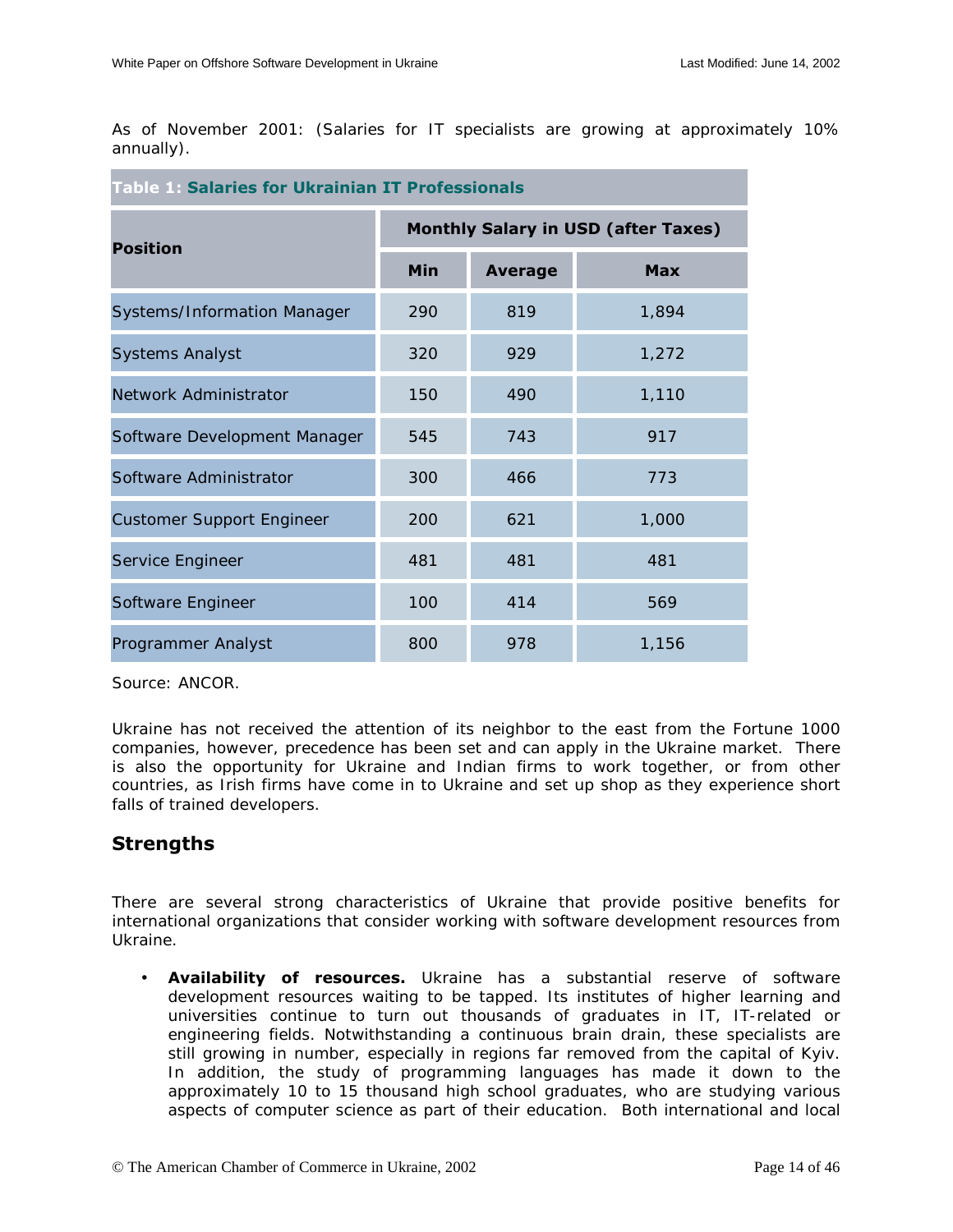As of November 2001: (Salaries for IT specialists are growing at approximately 10% annually).

**Table 1: Salaries for Ukrainian IT Professionals**

| Position | Monthly Salary in USD (after Taxes) | | |
|---|---|---|---|
| | Min | Average | Max |
| Systems/Information Manager | 290 | 819 | 1,894 |
| Systems Analyst | 320 | 929 | 1,272 |
| Network Administrator | 150 | 490 | 1,110 |
| Software Development Manager | 545 | 743 | 917 |
| Software Administrator | 300 | 466 | 773 |
| Customer Support Engineer | 200 | 621 | 1,000 |
| Service Engineer | 481 | 481 | 481 |
| Software Engineer | 100 | 414 | 569 |
| Programmer Analyst | 800 | 978 | 1,156 |

Source: ANCOR.

Ukraine has not received the attention of its neighbor to the east from the Fortune 1000 companies, however, precedence has been set and can apply in the Ukraine market. There is also the opportunity for Ukraine and Indian firms to work together, or from other countries, as Irish firms have come in to Ukraine and set up shop as they experience short falls of trained developers.

## Strengths

There are several strong characteristics of Ukraine that provide positive benefits for international organizations that consider working with software development resources from Ukraine.

- **Availability of resources.** Ukraine has a substantial reserve of software development resources waiting to be tapped. Its institutes of higher learning and universities continue to turn out thousands of graduates in IT, IT-related or engineering fields. Notwithstanding a continuous brain drain, these specialists are still growing in number, especially in regions far removed from the capital of Kyiv. In addition, the study of programming languages has made it down to the approximately 10 to 15 thousand high school graduates, who are studying various aspects of computer science as part of their education. Both international and local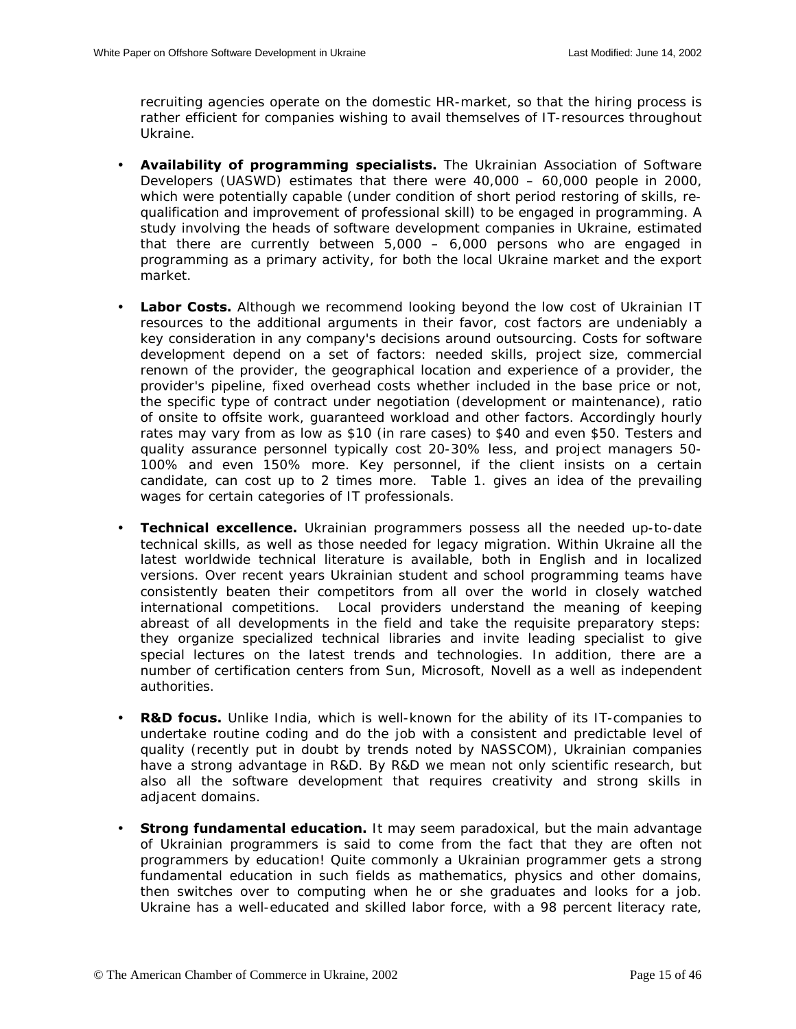recruiting agencies operate on the domestic HR-market, so that the hiring process is rather efficient for companies wishing to avail themselves of IT-resources throughout Ukraine.

- **Availability of programming specialists.** The Ukrainian Association of Software Developers (UASWD) estimates that there were 40,000 – 60,000 people in 2000, which were potentially capable (under condition of short period restoring of skills, re-qualification and improvement of professional skill) to be engaged in programming. A study involving the heads of software development companies in Ukraine, estimated that there are currently between 5,000 – 6,000 persons who are engaged in programming as a primary activity, for both the local Ukraine market and the export market.

- **Labor Costs.** Although we recommend looking beyond the low cost of Ukrainian IT resources to the additional arguments in their favor, cost factors are undeniably a key consideration in any company's decisions around outsourcing. Costs for software development depend on a set of factors: needed skills, project size, commercial renown of the provider, the geographical location and experience of a provider, the provider's pipeline, fixed overhead costs whether included in the base price or not, the specific type of contract under negotiation (development or maintenance), ratio of onsite to offsite work, guaranteed workload and other factors. Accordingly hourly rates may vary from as low as $10 (in rare cases) to $40 and even $50. Testers and quality assurance personnel typically cost 20-30% less, and project managers 50-100% and even 150% more. Key personnel, if the client insists on a certain candidate, can cost up to 2 times more. Table 1. gives an idea of the prevailing wages for certain categories of IT professionals.

- **Technical excellence.** Ukrainian programmers possess all the needed up-to-date technical skills, as well as those needed for legacy migration. Within Ukraine all the latest worldwide technical literature is available, both in English and in localized versions. Over recent years Ukrainian student and school programming teams have consistently beaten their competitors from all over the world in closely watched international competitions. Local providers understand the meaning of keeping abreast of all developments in the field and take the requisite preparatory steps: they organize specialized technical libraries and invite leading specialist to give special lectures on the latest trends and technologies. In addition, there are a number of certification centers from Sun, Microsoft, Novell as a well as independent authorities.

- **R&D focus.** Unlike India, which is well-known for the ability of its IT-companies to undertake routine coding and do the job with a consistent and predictable level of quality (recently put in doubt by trends noted by NASSCOM), Ukrainian companies have a strong advantage in R&D. By R&D we mean not only scientific research, but also all the software development that requires creativity and strong skills in adjacent domains.

- **Strong fundamental education.** It may seem paradoxical, but the main advantage of Ukrainian programmers is said to come from the fact that they are often not programmers by education! Quite commonly a Ukrainian programmer gets a strong fundamental education in such fields as mathematics, physics and other domains, then switches over to computing when he or she graduates and looks for a job. Ukraine has a well-educated and skilled labor force, with a 98 percent literacy rate,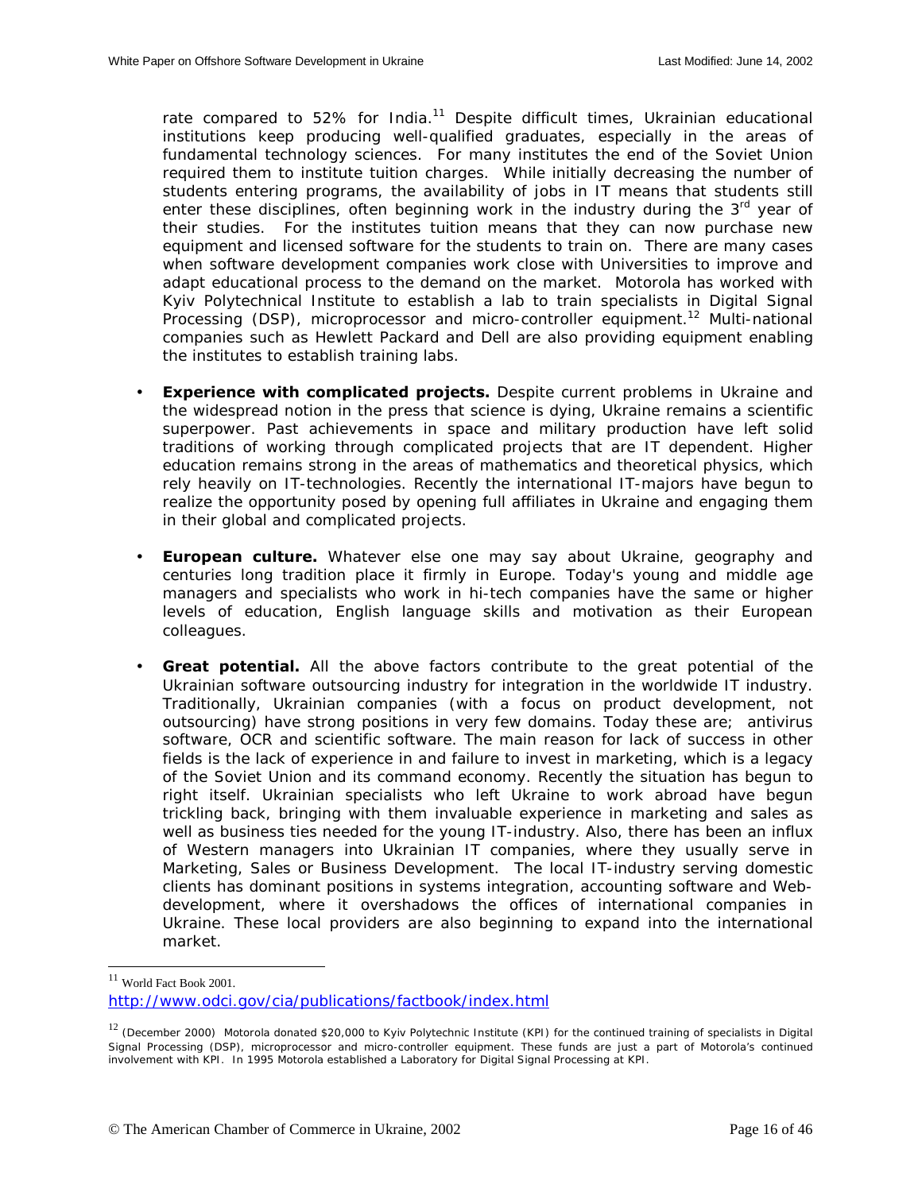rate compared to 52% for India.[11] Despite difficult times, Ukrainian educational institutions keep producing well-qualified graduates, especially in the areas of fundamental technology sciences. For many institutes the end of the Soviet Union required them to institute tuition charges. While initially decreasing the number of students entering programs, the availability of jobs in IT means that students still enter these disciplines, often beginning work in the industry during the 3rd year of their studies. For the institutes tuition means that they can now purchase new equipment and licensed software for the students to train on. There are many cases when software development companies work close with Universities to improve and adapt educational process to the demand on the market. Motorola has worked with Kyiv Polytechnical Institute to establish a lab to train specialists in Digital Signal Processing (DSP), microprocessor and micro-controller equipment.[12] Multi-national companies such as Hewlett Packard and Dell are also providing equipment enabling the institutes to establish training labs.

- **Experience with complicated projects.** Despite current problems in Ukraine and the widespread notion in the press that science is dying, Ukraine remains a scientific superpower. Past achievements in space and military production have left solid traditions of working through complicated projects that are IT dependent. Higher education remains strong in the areas of mathematics and theoretical physics, which rely heavily on IT-technologies. Recently the international IT-majors have begun to realize the opportunity posed by opening full affiliates in Ukraine and engaging them in their global and complicated projects.

- **European culture.** Whatever else one may say about Ukraine, geography and centuries long tradition place it firmly in Europe. Today's young and middle age managers and specialists who work in hi-tech companies have the same or higher levels of education, English language skills and motivation as their European colleagues.

- **Great potential.** All the above factors contribute to the great potential of the Ukrainian software outsourcing industry for integration in the worldwide IT industry. Traditionally, Ukrainian companies (with a focus on product development, not outsourcing) have strong positions in very few domains. Today these are; antivirus software, OCR and scientific software. The main reason for lack of success in other fields is the lack of experience in and failure to invest in marketing, which is a legacy of the Soviet Union and its command economy. Recently the situation has begun to right itself. Ukrainian specialists who left Ukraine to work abroad have begun trickling back, bringing with them invaluable experience in marketing and sales as well as business ties needed for the young IT-industry. Also, there has been an influx of Western managers into Ukrainian IT companies, where they usually serve in Marketing, Sales or Business Development. The local IT-industry serving domestic clients has dominant positions in systems integration, accounting software and Web-development, where it overshadows the offices of international companies in Ukraine. These local providers are also beginning to expand into the international market.

---

[11] World Fact Book 2001.
http://www.odci.gov/cia/publications/factbook/index.html

[12] (December 2000) Motorola donated $20,000 to Kyiv Polytechnic Institute (KPI) for the continued training of specialists in Digital Signal Processing (DSP), microprocessor and micro-controller equipment. These funds are just a part of Motorola's continued involvement with KPI. In 1995 Motorola established a Laboratory for Digital Signal Processing at KPI.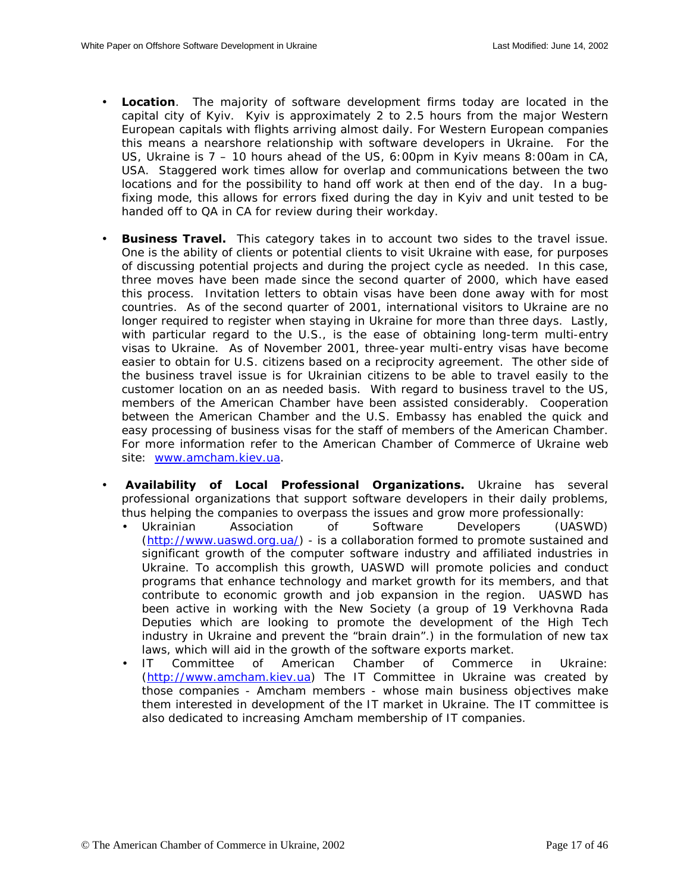- **Location**. The majority of software development firms today are located in the capital city of Kyiv. Kyiv is approximately 2 to 2.5 hours from the major Western European capitals with flights arriving almost daily. For Western European companies this means a nearshore relationship with software developers in Ukraine. For the US, Ukraine is 7 – 10 hours ahead of the US, 6:00pm in Kyiv means 8:00am in CA, USA. Staggered work times allow for overlap and communications between the two locations and for the possibility to hand off work at then end of the day. In a bug-fixing mode, this allows for errors fixed during the day in Kyiv and unit tested to be handed off to QA in CA for review during their workday.

- **Business Travel.** This category takes in to account two sides to the travel issue. One is the ability of clients or potential clients to visit Ukraine with ease, for purposes of discussing potential projects and during the project cycle as needed. In this case, three moves have been made since the second quarter of 2000, which have eased this process. Invitation letters to obtain visas have been done away with for most countries. As of the second quarter of 2001, international visitors to Ukraine are no longer required to register when staying in Ukraine for more than three days. Lastly, with particular regard to the U.S., is the ease of obtaining long-term multi-entry visas to Ukraine. As of November 2001, three-year multi-entry visas have become easier to obtain for U.S. citizens based on a reciprocity agreement. The other side of the business travel issue is for Ukrainian citizens to be able to travel easily to the customer location on an as needed basis. With regard to business travel to the US, members of the American Chamber have been assisted considerably. Cooperation between the American Chamber and the U.S. Embassy has enabled the quick and easy processing of business visas for the staff of members of the American Chamber. For more information refer to the American Chamber of Commerce of Ukraine web site: [www.amcham.kiev.ua](http://www.amcham.kiev.ua).

- **Availability of Local Professional Organizations.** Ukraine has several professional organizations that support software developers in their daily problems, thus helping the companies to overpass the issues and grow more professionally:
  - Ukrainian Association of Software Developers (UASWD) ([http://www.uaswd.org.ua/](http://www.uaswd.org.ua/)) - is a collaboration formed to promote sustained and significant growth of the computer software industry and affiliated industries in Ukraine. To accomplish this growth, UASWD will promote policies and conduct programs that enhance technology and market growth for its members, and that contribute to economic growth and job expansion in the region. UASWD has been active in working with the New Society (a group of 19 Verkhovna Rada Deputies which are looking to promote the development of the High Tech industry in Ukraine and prevent the "brain drain".) in the formulation of new tax laws, which will aid in the growth of the software exports market.
  - IT Committee of American Chamber of Commerce in Ukraine: ([http://www.amcham.kiev.ua](http://www.amcham.kiev.ua)) The IT Committee in Ukraine was created by those companies - Amcham members - whose main business objectives make them interested in development of the IT market in Ukraine. The IT committee is also dedicated to increasing Amcham membership of IT companies.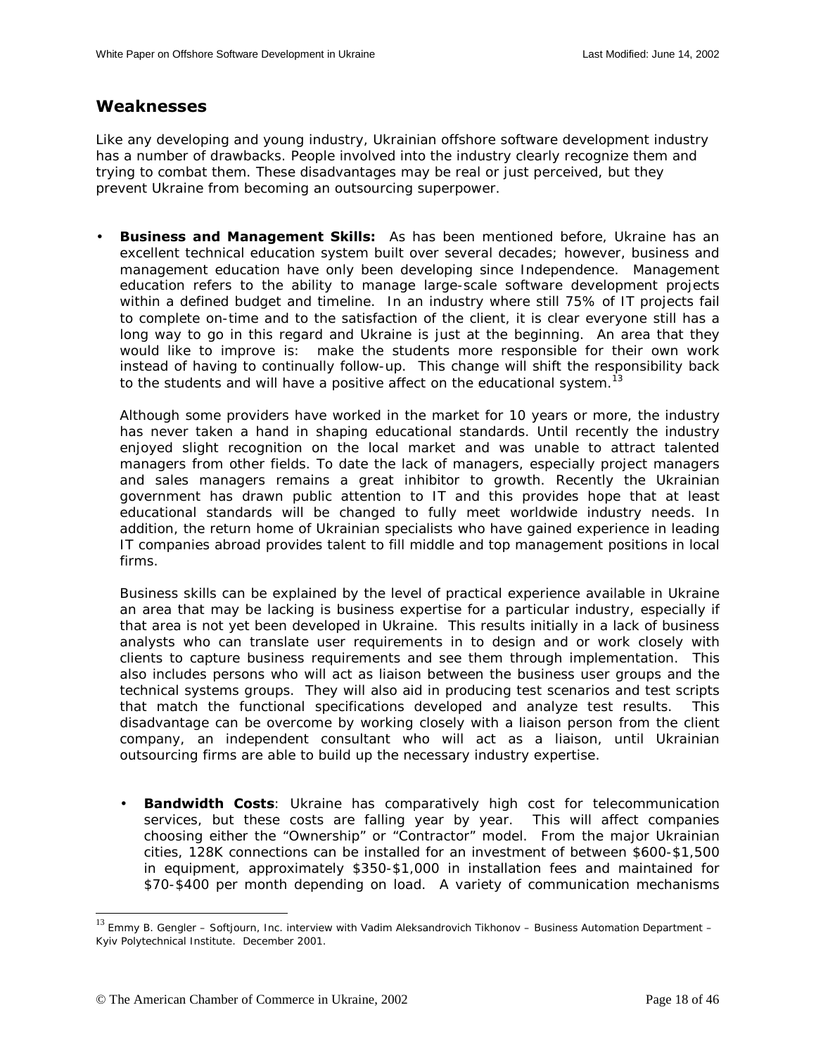## Weaknesses

Like any developing and young industry, Ukrainian offshore software development industry has a number of drawbacks. People involved into the industry clearly recognize them and trying to combat them. These disadvantages may be real or just perceived, but they prevent Ukraine from becoming an outsourcing superpower.

- **Business and Management Skills:** As has been mentioned before, Ukraine has an excellent technical education system built over several decades; however, business and management education have only been developing since Independence. Management education refers to the ability to manage large-scale software development projects within a defined budget and timeline. In an industry where still 75% of IT projects fail to complete on-time and to the satisfaction of the client, it is clear everyone still has a long way to go in this regard and Ukraine is just at the beginning. An area that they would like to improve is: make the students more responsible for their own work instead of having to continually follow-up. This change will shift the responsibility back to the students and will have a positive affect on the educational system.[13]

  Although some providers have worked in the market for 10 years or more, the industry has never taken a hand in shaping educational standards. Until recently the industry enjoyed slight recognition on the local market and was unable to attract talented managers from other fields. To date the lack of managers, especially project managers and sales managers remains a great inhibitor to growth. Recently the Ukrainian government has drawn public attention to IT and this provides hope that at least educational standards will be changed to fully meet worldwide industry needs. In addition, the return home of Ukrainian specialists who have gained experience in leading IT companies abroad provides talent to fill middle and top management positions in local firms.

  Business skills can be explained by the level of practical experience available in Ukraine an area that may be lacking is business expertise for a particular industry, especially if that area is not yet been developed in Ukraine. This results initially in a lack of business analysts who can translate user requirements in to design and or work closely with clients to capture business requirements and see them through implementation. This also includes persons who will act as liaison between the business user groups and the technical systems groups. They will also aid in producing test scenarios and test scripts that match the functional specifications developed and analyze test results. This disadvantage can be overcome by working closely with a liaison person from the client company, an independent consultant who will act as a liaison, until Ukrainian outsourcing firms are able to build up the necessary industry expertise.

  - **Bandwidth Costs**: Ukraine has comparatively high cost for telecommunication services, but these costs are falling year by year. This will affect companies choosing either the "Ownership" or "Contractor" model. From the major Ukrainian cities, 128K connections can be installed for an investment of between $600-$1,500 in equipment, approximately $350-$1,000 in installation fees and maintained for $70-$400 per month depending on load. A variety of communication mechanisms

---

[13] Emmy B. Gengler – Softjourn, Inc. interview with Vadim Aleksandrovich Tikhonov – Business Automation Department – Kyiv Polytechnical Institute. December 2001.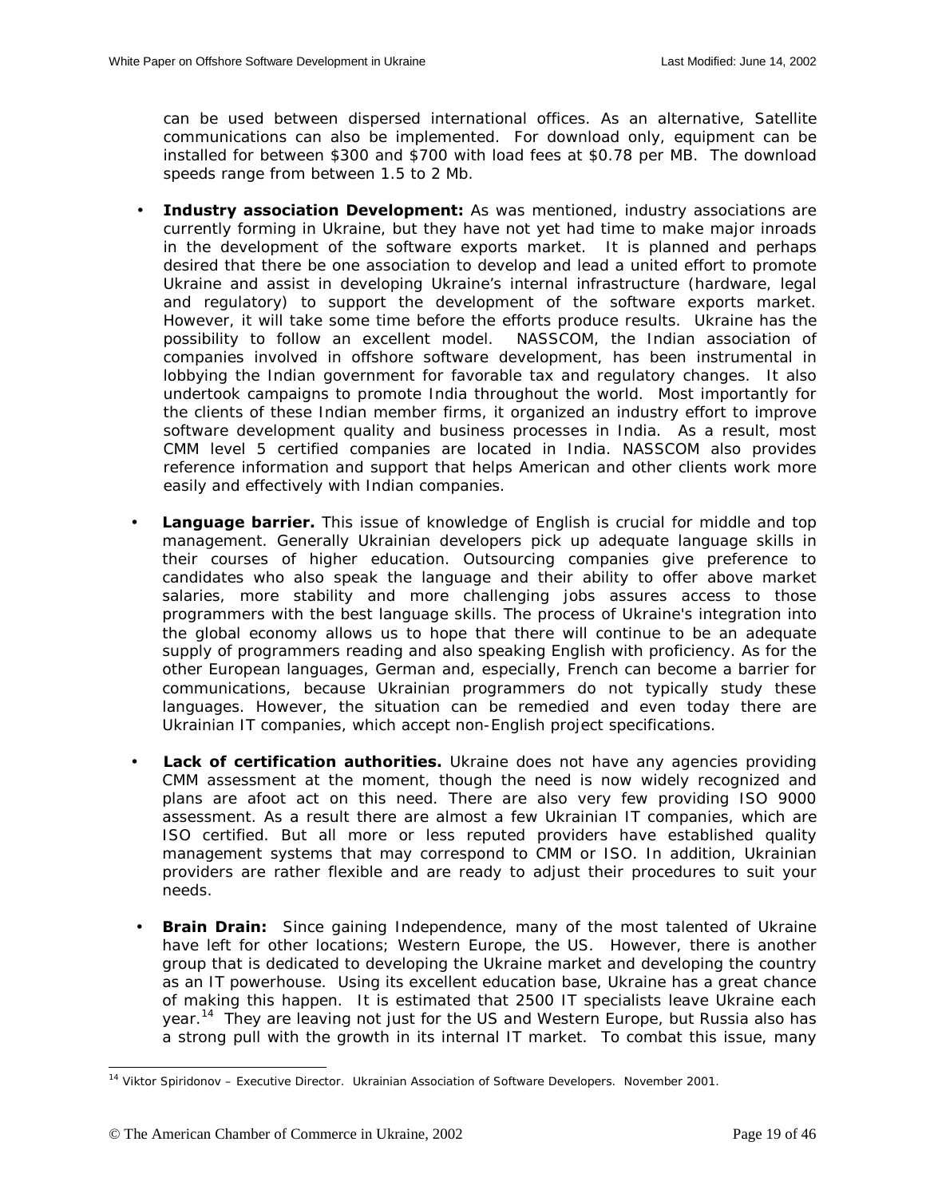can be used between dispersed international offices. As an alternative, Satellite communications can also be implemented. For download only, equipment can be installed for between $300 and $700 with load fees at $0.78 per MB. The download speeds range from between 1.5 to 2 Mb.

- **Industry association Development:** As was mentioned, industry associations are currently forming in Ukraine, but they have not yet had time to make major inroads in the development of the software exports market. It is planned and perhaps desired that there be one association to develop and lead a united effort to promote Ukraine and assist in developing Ukraine's internal infrastructure (hardware, legal and regulatory) to support the development of the software exports market. However, it will take some time before the efforts produce results. Ukraine has the possibility to follow an excellent model. NASSCOM, the Indian association of companies involved in offshore software development, has been instrumental in lobbying the Indian government for favorable tax and regulatory changes. It also undertook campaigns to promote India throughout the world. Most importantly for the clients of these Indian member firms, it organized an industry effort to improve software development quality and business processes in India. As a result, most CMM level 5 certified companies are located in India. NASSCOM also provides reference information and support that helps American and other clients work more easily and effectively with Indian companies.

- **Language barrier.** This issue of knowledge of English is crucial for middle and top management. Generally Ukrainian developers pick up adequate language skills in their courses of higher education. Outsourcing companies give preference to candidates who also speak the language and their ability to offer above market salaries, more stability and more challenging jobs assures access to those programmers with the best language skills. The process of Ukraine's integration into the global economy allows us to hope that there will continue to be an adequate supply of programmers reading and also speaking English with proficiency. As for the other European languages, German and, especially, French can become a barrier for communications, because Ukrainian programmers do not typically study these languages. However, the situation can be remedied and even today there are Ukrainian IT companies, which accept non-English project specifications.

- **Lack of certification authorities.** Ukraine does not have any agencies providing CMM assessment at the moment, though the need is now widely recognized and plans are afoot act on this need. There are also very few providing ISO 9000 assessment. As a result there are almost a few Ukrainian IT companies, which are ISO certified. But all more or less reputed providers have established quality management systems that may correspond to CMM or ISO. In addition, Ukrainian providers are rather flexible and are ready to adjust their procedures to suit your needs.

- **Brain Drain:** Since gaining Independence, many of the most talented of Ukraine have left for other locations; Western Europe, the US. However, there is another group that is dedicated to developing the Ukraine market and developing the country as an IT powerhouse. Using its excellent education base, Ukraine has a great chance of making this happen. It is estimated that 2500 IT specialists leave Ukraine each year.[14] They are leaving not just for the US and Western Europe, but Russia also has a strong pull with the growth in its internal IT market. To combat this issue, many

[14] Viktor Spiridonov – Executive Director. Ukrainian Association of Software Developers. November 2001.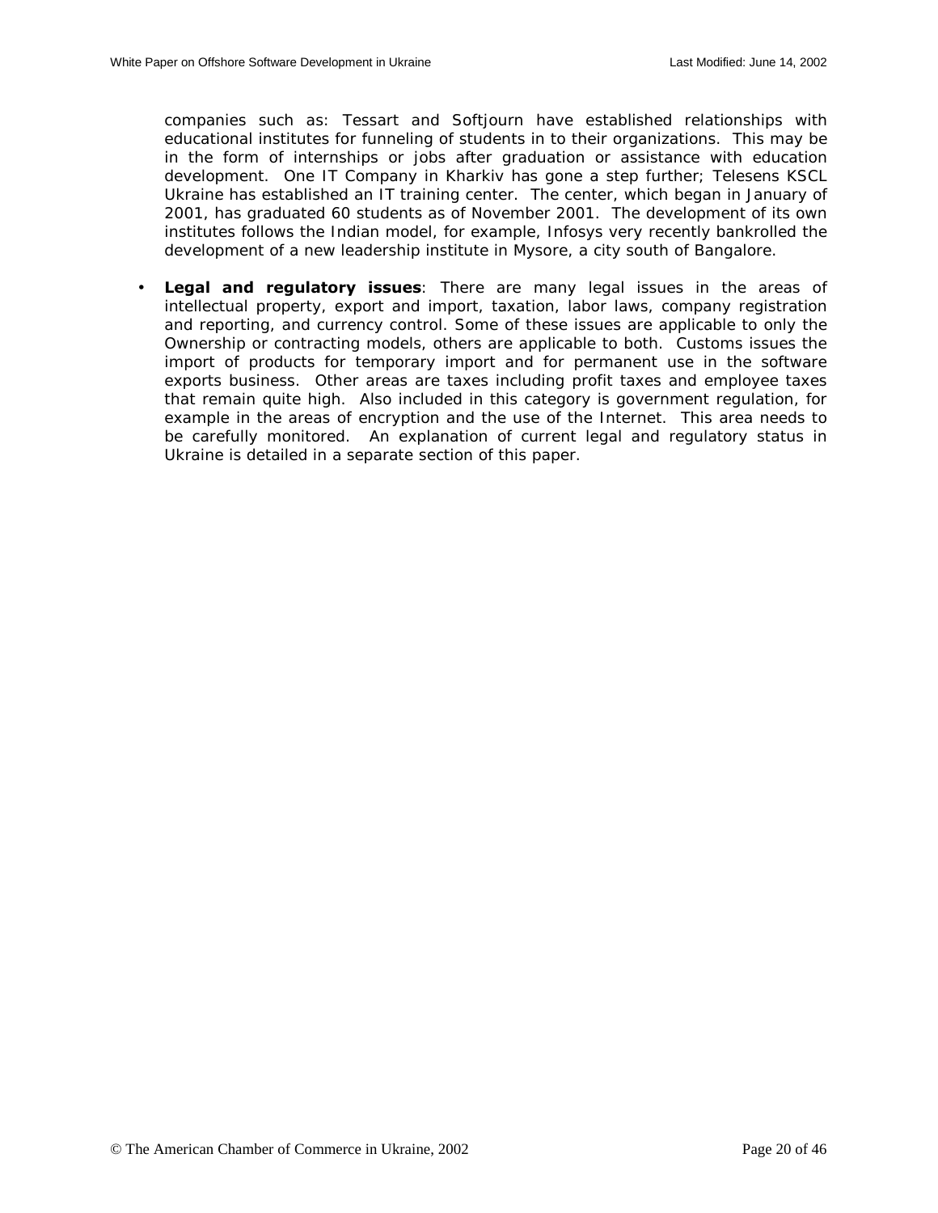companies such as: Tessart and Softjourn have established relationships with educational institutes for funneling of students in to their organizations. This may be in the form of internships or jobs after graduation or assistance with education development. One IT Company in Kharkiv has gone a step further; Telesens KSCL Ukraine has established an IT training center. The center, which began in January of 2001, has graduated 60 students as of November 2001. The development of its own institutes follows the Indian model, for example, Infosys very recently bankrolled the development of a new leadership institute in Mysore, a city south of Bangalore.

- **Legal and regulatory issues**: There are many legal issues in the areas of intellectual property, export and import, taxation, labor laws, company registration and reporting, and currency control. Some of these issues are applicable to only the Ownership or contracting models, others are applicable to both. Customs issues the import of products for temporary import and for permanent use in the software exports business. Other areas are taxes including profit taxes and employee taxes that remain quite high. Also included in this category is government regulation, for example in the areas of encryption and the use of the Internet. This area needs to be carefully monitored. An explanation of current legal and regulatory status in Ukraine is detailed in a separate section of this paper.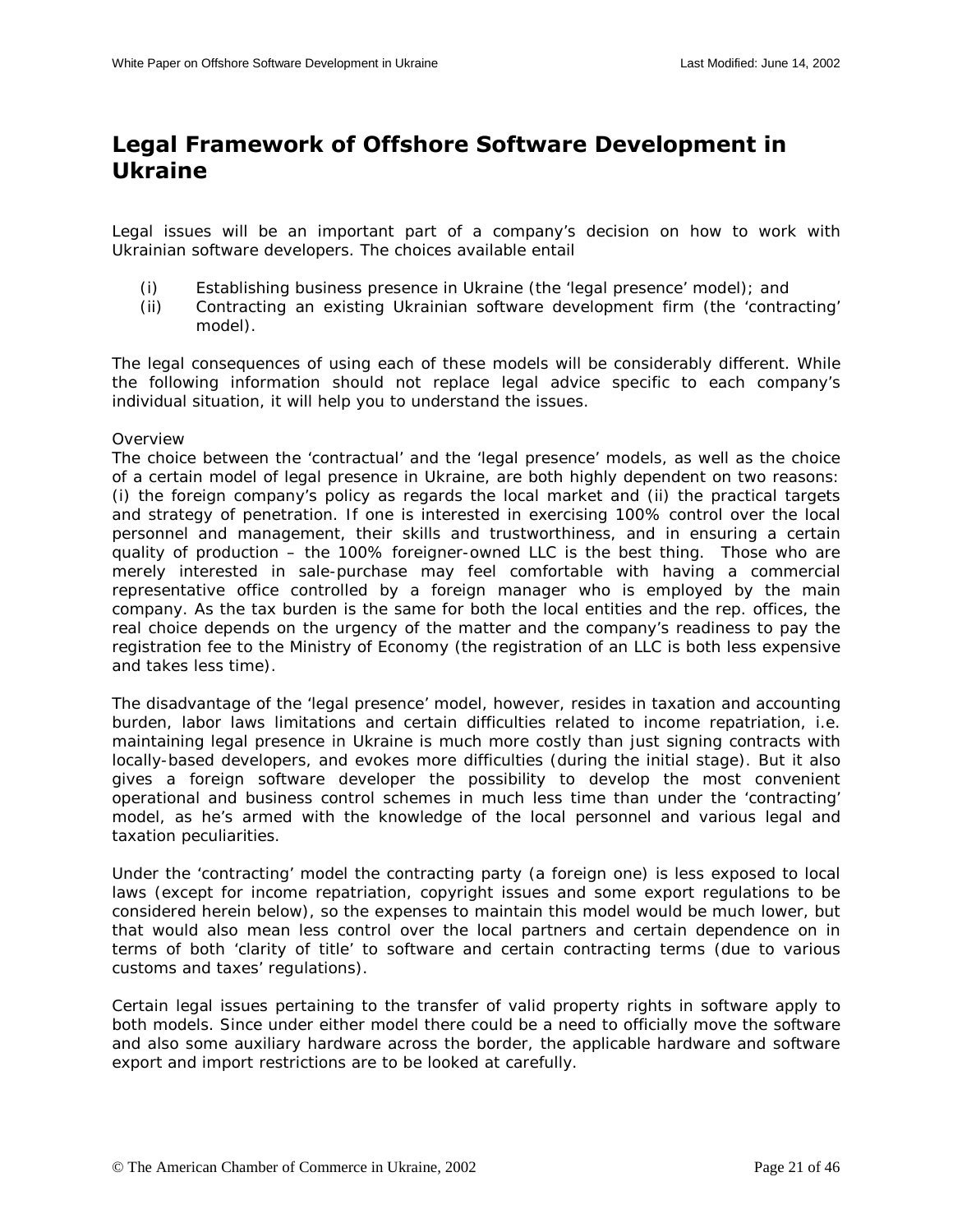# Legal Framework of Offshore Software Development in Ukraine

Legal issues will be an important part of a company's decision on how to work with Ukrainian software developers. The choices available entail

(i) Establishing business presence in Ukraine (the 'legal presence' model); and
(ii) Contracting an existing Ukrainian software development firm (the 'contracting' model).

The legal consequences of using each of these models will be considerably different. While the following information should not replace legal advice specific to each company's individual situation, it will help you to understand the issues.

Overview

The choice between the 'contractual' and the 'legal presence' models, as well as the choice of a certain model of legal presence in Ukraine, are both highly dependent on two reasons: (i) the foreign company's policy as regards the local market and (ii) the practical targets and strategy of penetration. If one is interested in exercising 100% control over the local personnel and management, their skills and trustworthiness, and in ensuring a certain quality of production – the 100% foreigner-owned LLC is the best thing. Those who are merely interested in sale-purchase may feel comfortable with having a commercial representative office controlled by a foreign manager who is employed by the main company. As the tax burden is the same for both the local entities and the rep. offices, the real choice depends on the urgency of the matter and the company's readiness to pay the registration fee to the Ministry of Economy (the registration of an LLC is both less expensive and takes less time).

The disadvantage of the 'legal presence' model, however, resides in taxation and accounting burden, labor laws limitations and certain difficulties related to income repatriation, i.e. maintaining legal presence in Ukraine is much more costly than just signing contracts with locally-based developers, and evokes more difficulties (during the initial stage). But it also gives a foreign software developer the possibility to develop the most convenient operational and business control schemes in much less time than under the 'contracting' model, as he's armed with the knowledge of the local personnel and various legal and taxation peculiarities.

Under the 'contracting' model the contracting party (a foreign one) is less exposed to local laws (except for income repatriation, copyright issues and some export regulations to be considered herein below), so the expenses to maintain this model would be much lower, but that would also mean less control over the local partners and certain dependence on in terms of both 'clarity of title' to software and certain contracting terms (due to various customs and taxes' regulations).

Certain legal issues pertaining to the transfer of valid property rights in software apply to both models. Since under either model there could be a need to officially move the software and also some auxiliary hardware across the border, the applicable hardware and software export and import restrictions are to be looked at carefully.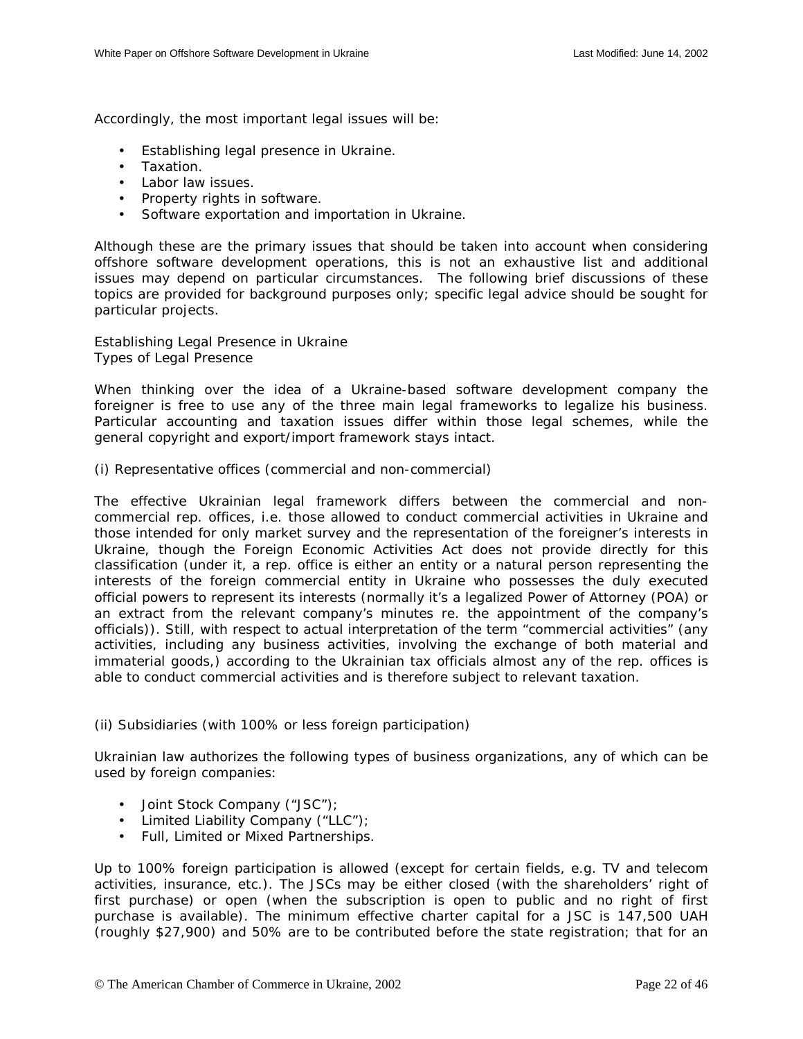Accordingly, the most important legal issues will be:

- Establishing legal presence in Ukraine.
- Taxation.
- Labor law issues.
- Property rights in software.
- Software exportation and importation in Ukraine.

Although these are the primary issues that should be taken into account when considering offshore software development operations, this is not an exhaustive list and additional issues may depend on particular circumstances. The following brief discussions of these topics are provided for background purposes only; specific legal advice should be sought for particular projects.

## Establishing Legal Presence in Ukraine

### Types of Legal Presence

When thinking over the idea of a Ukraine-based software development company the foreigner is free to use any of the three main legal frameworks to legalize his business. Particular accounting and taxation issues differ within those legal schemes, while the general copyright and export/import framework stays intact.

(i) Representative offices (commercial and non-commercial)

The effective Ukrainian legal framework differs between the commercial and non-commercial rep. offices, i.e. those allowed to conduct commercial activities in Ukraine and those intended for only market survey and the representation of the foreigner's interests in Ukraine, though the Foreign Economic Activities Act does not provide directly for this classification (under it, a rep. office is either an entity or a natural person representing the interests of the foreign commercial entity in Ukraine who possesses the duly executed official powers to represent its interests (normally it's a legalized Power of Attorney (POA) or an extract from the relevant company's minutes re. the appointment of the company's officials)). Still, with respect to actual interpretation of the term "commercial activities" (any activities, including any business activities, involving the exchange of both material and immaterial goods,) according to the Ukrainian tax officials almost any of the rep. offices is able to conduct commercial activities and is therefore subject to relevant taxation.

(ii) Subsidiaries (with 100% or less foreign participation)

Ukrainian law authorizes the following types of business organizations, any of which can be used by foreign companies:

- Joint Stock Company ("JSC");
- Limited Liability Company ("LLC");
- Full, Limited or Mixed Partnerships.

Up to 100% foreign participation is allowed (except for certain fields, e.g. TV and telecom activities, insurance, etc.). The JSCs may be either closed (with the shareholders' right of first purchase) or open (when the subscription is open to public and no right of first purchase is available). The minimum effective charter capital for a JSC is 147,500 UAH (roughly $27,900) and 50% are to be contributed before the state registration; that for an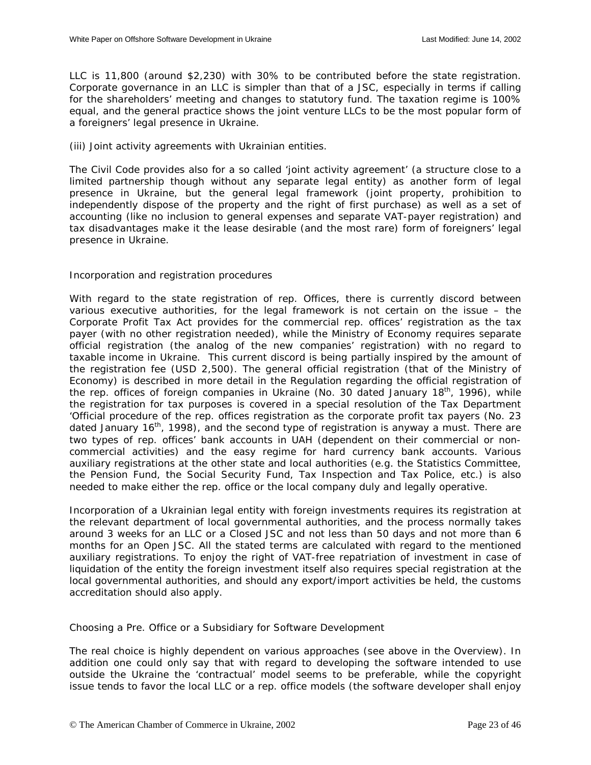LLC is 11,800 (around $2,230) with 30% to be contributed before the state registration. Corporate governance in an LLC is simpler than that of a JSC, especially in terms if calling for the shareholders' meeting and changes to statutory fund. The taxation regime is 100% equal, and the general practice shows the joint venture LLCs to be the most popular form of a foreigners' legal presence in Ukraine.

(iii) Joint activity agreements with Ukrainian entities.

The Civil Code provides also for a so called 'joint activity agreement' (a structure close to a limited partnership though without any separate legal entity) as another form of legal presence in Ukraine, but the general legal framework (joint property, prohibition to independently dispose of the property and the right of first purchase) as well as a set of accounting (like no inclusion to general expenses and separate VAT-payer registration) and tax disadvantages make it the lease desirable (and the most rare) form of foreigners' legal presence in Ukraine.

## Incorporation and registration procedures

With regard to the state registration of rep. Offices, there is currently discord between various executive authorities, for the legal framework is not certain on the issue – the Corporate Profit Tax Act provides for the commercial rep. offices' registration as the tax payer (with no other registration needed), while the Ministry of Economy requires separate official registration (the analog of the new companies' registration) with no regard to taxable income in Ukraine. This current discord is being partially inspired by the amount of the registration fee (USD 2,500). The general official registration (that of the Ministry of Economy) is described in more detail in the Regulation regarding the official registration of the rep. offices of foreign companies in Ukraine (No. 30 dated January 18th, 1996), while the registration for tax purposes is covered in a special resolution of the Tax Department 'Official procedure of the rep. offices registration as the corporate profit tax payers (No. 23 dated January 16th, 1998), and the second type of registration is anyway a must. There are two types of rep. offices' bank accounts in UAH (dependent on their commercial or non-commercial activities) and the easy regime for hard currency bank accounts. Various auxiliary registrations at the other state and local authorities (e.g. the Statistics Committee, the Pension Fund, the Social Security Fund, Tax Inspection and Tax Police, etc.) is also needed to make either the rep. office or the local company duly and legally operative.

Incorporation of a Ukrainian legal entity with foreign investments requires its registration at the relevant department of local governmental authorities, and the process normally takes around 3 weeks for an LLC or a Closed JSC and not less than 50 days and not more than 6 months for an Open JSC. All the stated terms are calculated with regard to the mentioned auxiliary registrations. To enjoy the right of VAT-free repatriation of investment in case of liquidation of the entity the foreign investment itself also requires special registration at the local governmental authorities, and should any export/import activities be held, the customs accreditation should also apply.

## Choosing a Pre. Office or a Subsidiary for Software Development

The real choice is highly dependent on various approaches (see above in the Overview). In addition one could only say that with regard to developing the software intended to use outside the Ukraine the 'contractual' model seems to be preferable, while the copyright issue tends to favor the local LLC or a rep. office models (the software developer shall enjoy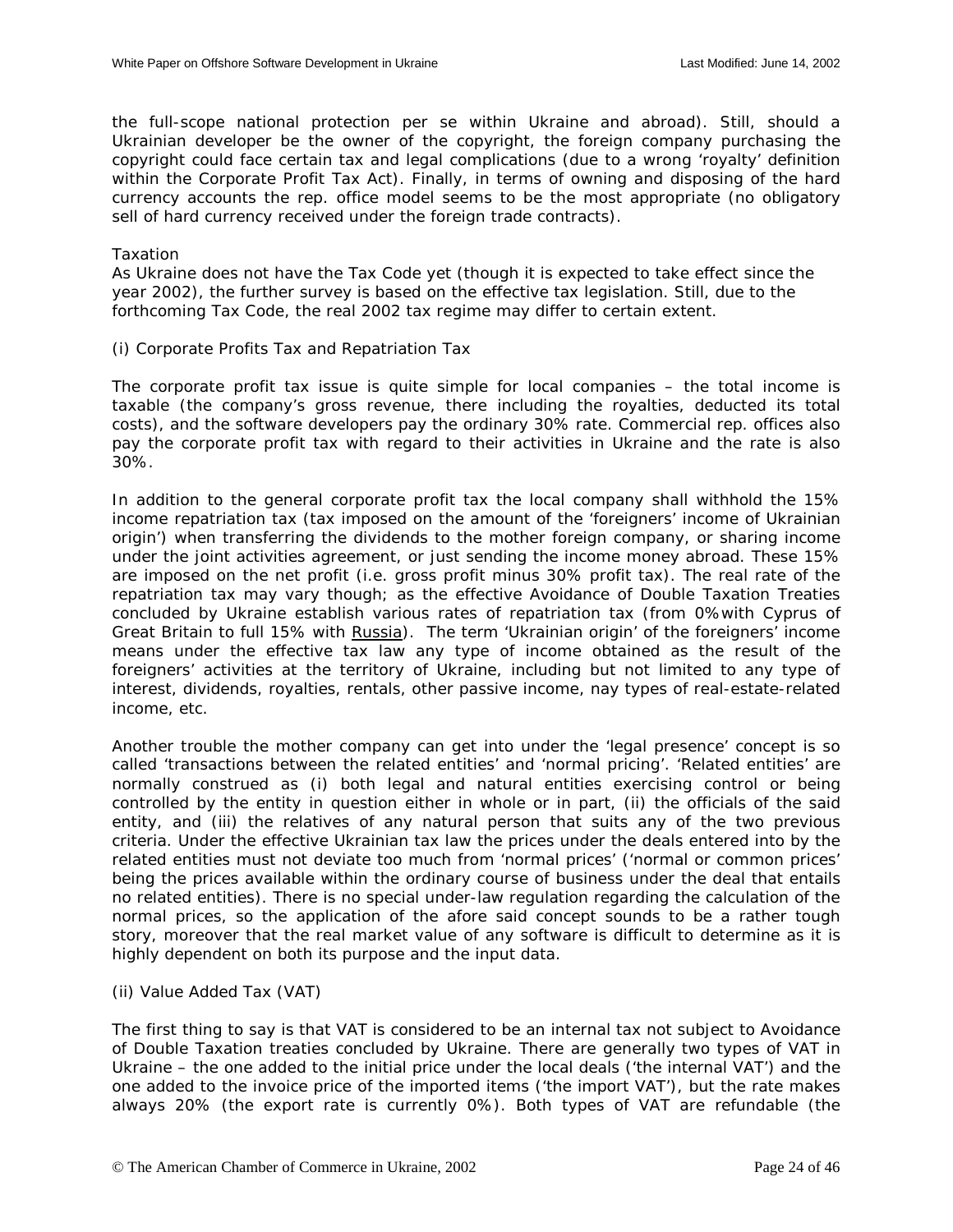the full-scope national protection per se within Ukraine and abroad). Still, should a Ukrainian developer be the owner of the copyright, the foreign company purchasing the copyright could face certain tax and legal complications (due to a wrong 'royalty' definition within the Corporate Profit Tax Act). Finally, in terms of owning and disposing of the hard currency accounts the rep. office model seems to be the most appropriate (no obligatory sell of hard currency received under the foreign trade contracts).

## Taxation

As Ukraine does not have the Tax Code yet (though it is expected to take effect since the year 2002), the further survey is based on the effective tax legislation. Still, due to the forthcoming Tax Code, the real 2002 tax regime may differ to certain extent.

### (i) Corporate Profits Tax and Repatriation Tax

The corporate profit tax issue is quite simple for local companies – the total income is taxable (the company's gross revenue, there including the royalties, deducted its total costs), and the software developers pay the ordinary 30% rate. Commercial rep. offices also pay the corporate profit tax with regard to their activities in Ukraine and the rate is also 30%.

In addition to the general corporate profit tax the local company shall withhold the 15% income repatriation tax (tax imposed on the amount of the 'foreigners' income of Ukrainian origin') when transferring the dividends to the mother foreign company, or sharing income under the joint activities agreement, or just sending the income money abroad. These 15% are imposed on the net profit (i.e. gross profit minus 30% profit tax). The real rate of the repatriation tax may vary though; as the effective Avoidance of Double Taxation Treaties concluded by Ukraine establish various rates of repatriation tax (from 0% with Cyprus of Great Britain to full 15% with Russia). The term 'Ukrainian origin' of the foreigners' income means under the effective tax law any type of income obtained as the result of the foreigners' activities at the territory of Ukraine, including but not limited to any type of interest, dividends, royalties, rentals, other passive income, nay types of real-estate-related income, etc.

Another trouble the mother company can get into under the 'legal presence' concept is so called 'transactions between the related entities' and 'normal pricing'. 'Related entities' are normally construed as (i) both legal and natural entities exercising control or being controlled by the entity in question either in whole or in part, (ii) the officials of the said entity, and (iii) the relatives of any natural person that suits any of the two previous criteria. Under the effective Ukrainian tax law the prices under the deals entered into by the related entities must not deviate too much from 'normal prices' ('normal or common prices' being the prices available within the ordinary course of business under the deal that entails no related entities). There is no special under-law regulation regarding the calculation of the normal prices, so the application of the afore said concept sounds to be a rather tough story, moreover that the real market value of any software is difficult to determine as it is highly dependent on both its purpose and the input data.

### (ii) Value Added Tax (VAT)

The first thing to say is that VAT is considered to be an internal tax not subject to Avoidance of Double Taxation treaties concluded by Ukraine. There are generally two types of VAT in Ukraine – the one added to the initial price under the local deals ('the internal VAT') and the one added to the invoice price of the imported items ('the import VAT'), but the rate makes always 20% (the export rate is currently 0%). Both types of VAT are refundable (the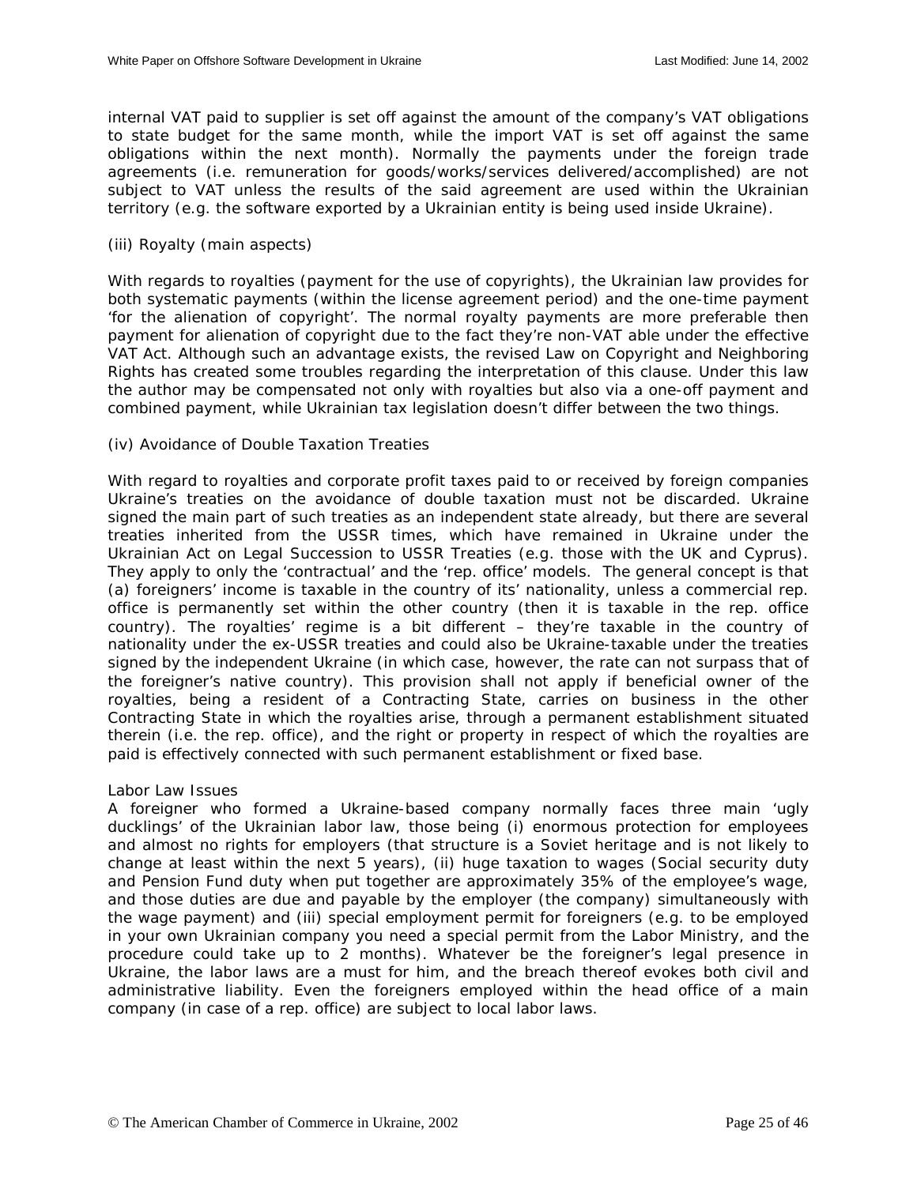internal VAT paid to supplier is set off against the amount of the company's VAT obligations to state budget for the same month, while the import VAT is set off against the same obligations within the next month). Normally the payments under the foreign trade agreements (i.e. remuneration for goods/works/services delivered/accomplished) are not subject to VAT unless the results of the said agreement are used within the Ukrainian territory (e.g. the software exported by a Ukrainian entity is being used inside Ukraine).

(iii) Royalty (main aspects)

With regards to royalties (payment for the use of copyrights), the Ukrainian law provides for both systematic payments (within the license agreement period) and the one-time payment 'for the alienation of copyright'. The normal royalty payments are more preferable then payment for alienation of copyright due to the fact they're non-VAT able under the effective VAT Act. Although such an advantage exists, the revised Law on Copyright and Neighboring Rights has created some troubles regarding the interpretation of this clause. Under this law the author may be compensated not only with royalties but also via a one-off payment and combined payment, while Ukrainian tax legislation doesn't differ between the two things.

(iv) Avoidance of Double Taxation Treaties

With regard to royalties and corporate profit taxes paid to or received by foreign companies Ukraine's treaties on the avoidance of double taxation must not be discarded. Ukraine signed the main part of such treaties as an independent state already, but there are several treaties inherited from the USSR times, which have remained in Ukraine under the Ukrainian Act on Legal Succession to USSR Treaties (e.g. those with the UK and Cyprus). They apply to only the 'contractual' and the 'rep. office' models. The general concept is that (a) foreigners' income is taxable in the country of its' nationality, unless a commercial rep. office is permanently set within the other country (then it is taxable in the rep. office country). The royalties' regime is a bit different – they're taxable in the country of nationality under the ex-USSR treaties and could also be Ukraine-taxable under the treaties signed by the independent Ukraine (in which case, however, the rate can not surpass that of the foreigner's native country). This provision shall not apply if beneficial owner of the royalties, being a resident of a Contracting State, carries on business in the other Contracting State in which the royalties arise, through a permanent establishment situated therein (i.e. the rep. office), and the right or property in respect of which the royalties are paid is effectively connected with such permanent establishment or fixed base.

Labor Law Issues

A foreigner who formed a Ukraine-based company normally faces three main 'ugly ducklings' of the Ukrainian labor law, those being (i) enormous protection for employees and almost no rights for employers (that structure is a Soviet heritage and is not likely to change at least within the next 5 years), (ii) huge taxation to wages (Social security duty and Pension Fund duty when put together are approximately 35% of the employee's wage, and those duties are due and payable by the employer (the company) simultaneously with the wage payment) and (iii) special employment permit for foreigners (e.g. to be employed in your own Ukrainian company you need a special permit from the Labor Ministry, and the procedure could take up to 2 months). Whatever be the foreigner's legal presence in Ukraine, the labor laws are a must for him, and the breach thereof evokes both civil and administrative liability. Even the foreigners employed within the head office of a main company (in case of a rep. office) are subject to local labor laws.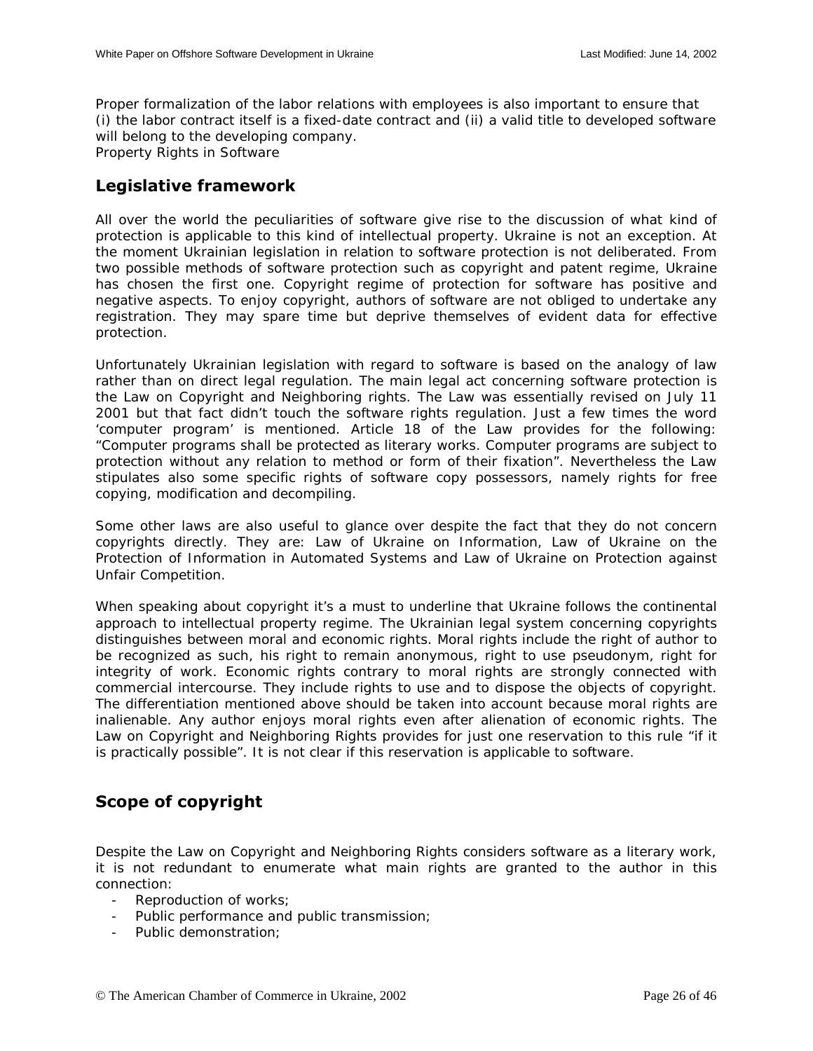Proper formalization of the labor relations with employees is also important to ensure that (i) the labor contract itself is a fixed-date contract and (ii) a valid title to developed software will belong to the developing company.
Property Rights in Software

## Legislative framework

All over the world the peculiarities of software give rise to the discussion of what kind of protection is applicable to this kind of intellectual property. Ukraine is not an exception. At the moment Ukrainian legislation in relation to software protection is not deliberated. From two possible methods of software protection such as copyright and patent regime, Ukraine has chosen the first one. Copyright regime of protection for software has positive and negative aspects. To enjoy copyright, authors of software are not obliged to undertake any registration. They may spare time but deprive themselves of evident data for effective protection.

Unfortunately Ukrainian legislation with regard to software is based on the analogy of law rather than on direct legal regulation. The main legal act concerning software protection is the Law on Copyright and Neighboring rights. The Law was essentially revised on July 11 2001 but that fact didn't touch the software rights regulation. Just a few times the word 'computer program' is mentioned. Article 18 of the Law provides for the following: "Computer programs shall be protected as literary works. Computer programs are subject to protection without any relation to method or form of their fixation". Nevertheless the Law stipulates also some specific rights of software copy possessors, namely rights for free copying, modification and decompiling.

Some other laws are also useful to glance over despite the fact that they do not concern copyrights directly. They are: Law of Ukraine on Information, Law of Ukraine on the Protection of Information in Automated Systems and Law of Ukraine on Protection against Unfair Competition.

When speaking about copyright it's a must to underline that Ukraine follows the continental approach to intellectual property regime. The Ukrainian legal system concerning copyrights distinguishes between moral and economic rights. Moral rights include the right of author to be recognized as such, his right to remain anonymous, right to use pseudonym, right for integrity of work. Economic rights contrary to moral rights are strongly connected with commercial intercourse. They include rights to use and to dispose the objects of copyright. The differentiation mentioned above should be taken into account because moral rights are inalienable. Any author enjoys moral rights even after alienation of economic rights. The Law on Copyright and Neighboring Rights provides for just one reservation to this rule "if it is practically possible". It is not clear if this reservation is applicable to software.

## Scope of copyright

Despite the Law on Copyright and Neighboring Rights considers software as a literary work, it is not redundant to enumerate what main rights are granted to the author in this connection:

- Reproduction of works;
- Public performance and public transmission;
- Public demonstration;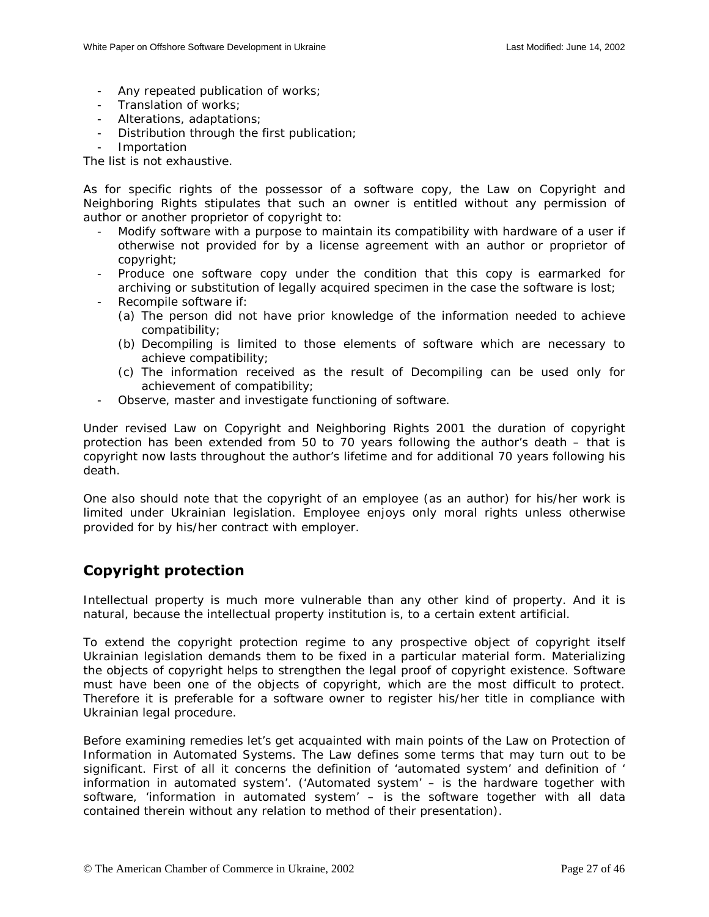- Any repeated publication of works;
- Translation of works;
- Alterations, adaptations;
- Distribution through the first publication;
- Importation

The list is not exhaustive.

As for specific rights of the possessor of a software copy, the Law on Copyright and Neighboring Rights stipulates that such an owner is entitled without any permission of author or another proprietor of copyright to:

- Modify software with a purpose to maintain its compatibility with hardware of a user if otherwise not provided for by a license agreement with an author or proprietor of copyright;
- Produce one software copy under the condition that this copy is earmarked for archiving or substitution of legally acquired specimen in the case the software is lost;
- Recompile software if:
  - (a) The person did not have prior knowledge of the information needed to achieve compatibility;
  - (b) Decompiling is limited to those elements of software which are necessary to achieve compatibility;
  - (c) The information received as the result of Decompiling can be used only for achievement of compatibility;
- Observe, master and investigate functioning of software.

Under revised Law on Copyright and Neighboring Rights 2001 the duration of copyright protection has been extended from 50 to 70 years following the author's death – that is copyright now lasts throughout the author's lifetime and for additional 70 years following his death.

One also should note that the copyright of an employee (as an author) for his/her work is limited under Ukrainian legislation. Employee enjoys only moral rights unless otherwise provided for by his/her contract with employer.

## Copyright protection

Intellectual property is much more vulnerable than any other kind of property. And it is natural, because the intellectual property institution is, to a certain extent artificial.

To extend the copyright protection regime to any prospective object of copyright itself Ukrainian legislation demands them to be fixed in a particular material form. Materializing the objects of copyright helps to strengthen the legal proof of copyright existence. Software must have been one of the objects of copyright, which are the most difficult to protect. Therefore it is preferable for a software owner to register his/her title in compliance with Ukrainian legal procedure.

Before examining remedies let's get acquainted with main points of the Law on Protection of Information in Automated Systems. The Law defines some terms that may turn out to be significant. First of all it concerns the definition of 'automated system' and definition of ' information in automated system'. ('Automated system' – is the hardware together with software, 'information in automated system' – is the software together with all data contained therein without any relation to method of their presentation).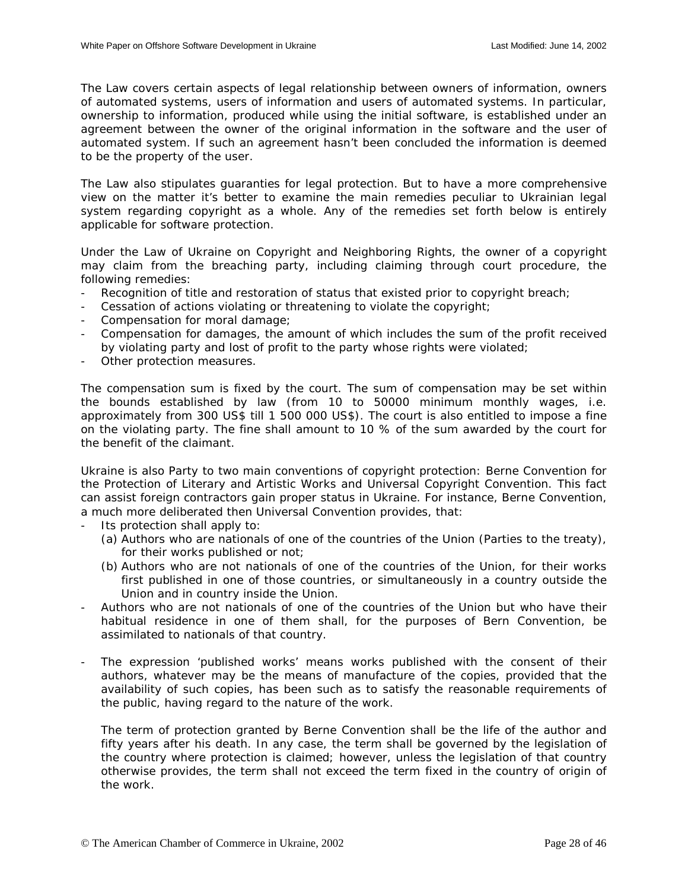The Law covers certain aspects of legal relationship between owners of information, owners of automated systems, users of information and users of automated systems. In particular, ownership to information, produced while using the initial software, is established under an agreement between the owner of the original information in the software and the user of automated system. If such an agreement hasn't been concluded the information is deemed to be the property of the user.

The Law also stipulates guaranties for legal protection. But to have a more comprehensive view on the matter it's better to examine the main remedies peculiar to Ukrainian legal system regarding copyright as a whole. Any of the remedies set forth below is entirely applicable for software protection.

Under the Law of Ukraine on Copyright and Neighboring Rights, the owner of a copyright may claim from the breaching party, including claiming through court procedure, the following remedies:

- Recognition of title and restoration of status that existed prior to copyright breach;
- Cessation of actions violating or threatening to violate the copyright;
- Compensation for moral damage;
- Compensation for damages, the amount of which includes the sum of the profit received by violating party and lost of profit to the party whose rights were violated;
- Other protection measures.

The compensation sum is fixed by the court. The sum of compensation may be set within the bounds established by law (from 10 to 50000 minimum monthly wages, i.e. approximately from 300 US$ till 1 500 000 US$). The court is also entitled to impose a fine on the violating party. The fine shall amount to 10 % of the sum awarded by the court for the benefit of the claimant.

Ukraine is also Party to two main conventions of copyright protection: Berne Convention for the Protection of Literary and Artistic Works and Universal Copyright Convention. This fact can assist foreign contractors gain proper status in Ukraine. For instance, Berne Convention, a much more deliberated then Universal Convention provides, that:

- Its protection shall apply to:
  (a) Authors who are nationals of one of the countries of the Union (Parties to the treaty), for their works published or not;
  (b) Authors who are not nationals of one of the countries of the Union, for their works first published in one of those countries, or simultaneously in a country outside the Union and in country inside the Union.
- Authors who are not nationals of one of the countries of the Union but who have their habitual residence in one of them shall, for the purposes of Bern Convention, be assimilated to nationals of that country.

- The expression 'published works' means works published with the consent of their authors, whatever may be the means of manufacture of the copies, provided that the availability of such copies, has been such as to satisfy the reasonable requirements of the public, having regard to the nature of the work.

  The term of protection granted by Berne Convention shall be the life of the author and fifty years after his death. In any case, the term shall be governed by the legislation of the country where protection is claimed; however, unless the legislation of that country otherwise provides, the term shall not exceed the term fixed in the country of origin of the work.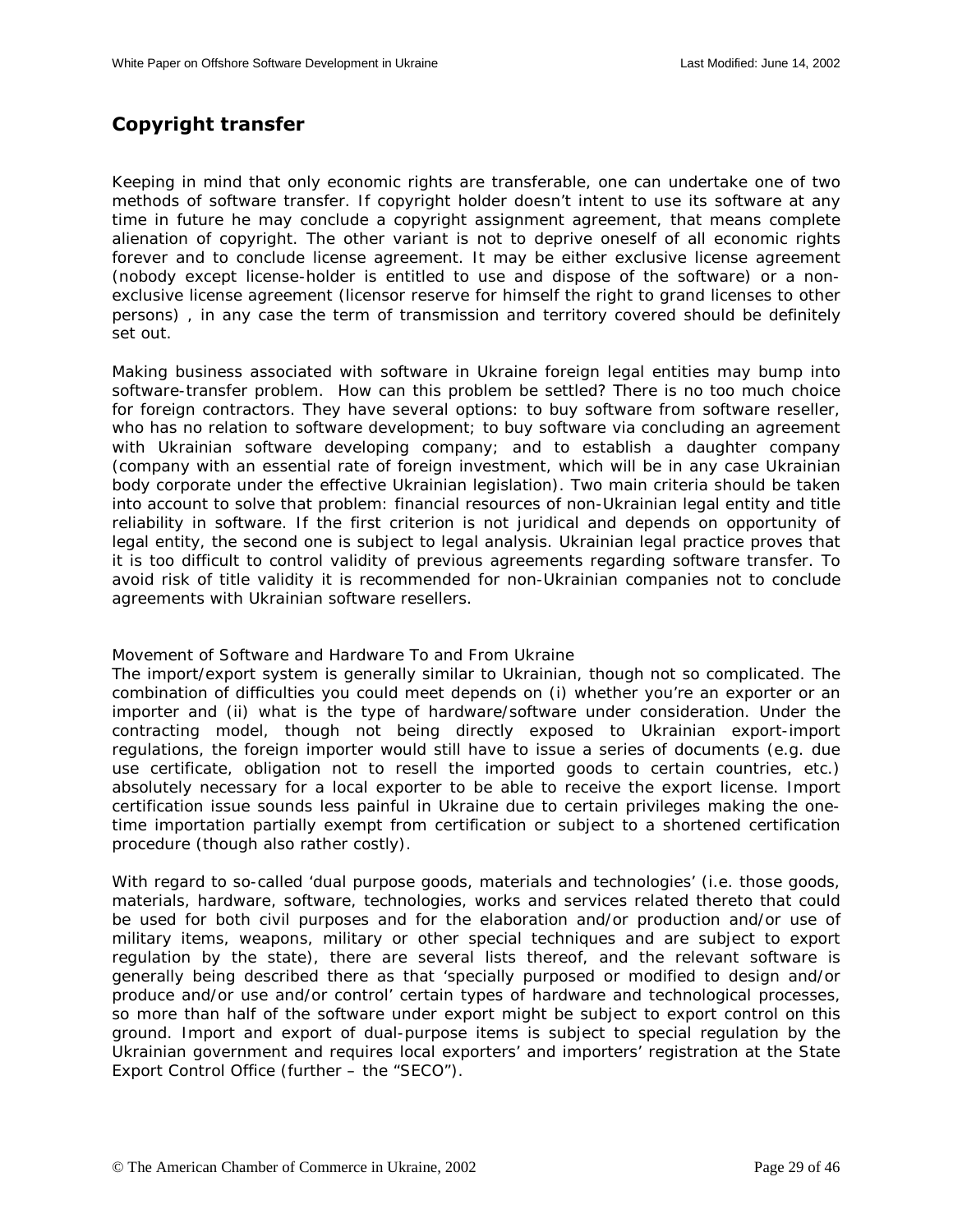## Copyright transfer

Keeping in mind that only economic rights are transferable, one can undertake one of two methods of software transfer. If copyright holder doesn't intent to use its software at any time in future he may conclude a copyright assignment agreement, that means complete alienation of copyright. The other variant is not to deprive oneself of all economic rights forever and to conclude license agreement. It may be either exclusive license agreement (nobody except license-holder is entitled to use and dispose of the software) or a non-exclusive license agreement (licensor reserve for himself the right to grand licenses to other persons) , in any case the term of transmission and territory covered should be definitely set out.

Making business associated with software in Ukraine foreign legal entities may bump into software-transfer problem. How can this problem be settled? There is no too much choice for foreign contractors. They have several options: to buy software from software reseller, who has no relation to software development; to buy software via concluding an agreement with Ukrainian software developing company; and to establish a daughter company (company with an essential rate of foreign investment, which will be in any case Ukrainian body corporate under the effective Ukrainian legislation). Two main criteria should be taken into account to solve that problem: financial resources of non-Ukrainian legal entity and title reliability in software. If the first criterion is not juridical and depends on opportunity of legal entity, the second one is subject to legal analysis. Ukrainian legal practice proves that it is too difficult to control validity of previous agreements regarding software transfer. To avoid risk of title validity it is recommended for non-Ukrainian companies not to conclude agreements with Ukrainian software resellers.

Movement of Software and Hardware To and From Ukraine

The import/export system is generally similar to Ukrainian, though not so complicated. The combination of difficulties you could meet depends on (i) whether you're an exporter or an importer and (ii) what is the type of hardware/software under consideration. Under the contracting model, though not being directly exposed to Ukrainian export-import regulations, the foreign importer would still have to issue a series of documents (e.g. due use certificate, obligation not to resell the imported goods to certain countries, etc.) absolutely necessary for a local exporter to be able to receive the export license. Import certification issue sounds less painful in Ukraine due to certain privileges making the one-time importation partially exempt from certification or subject to a shortened certification procedure (though also rather costly).

With regard to so-called 'dual purpose goods, materials and technologies' (i.e. those goods, materials, hardware, software, technologies, works and services related thereto that could be used for both civil purposes and for the elaboration and/or production and/or use of military items, weapons, military or other special techniques and are subject to export regulation by the state), there are several lists thereof, and the relevant software is generally being described there as that 'specially purposed or modified to design and/or produce and/or use and/or control' certain types of hardware and technological processes, so more than half of the software under export might be subject to export control on this ground. Import and export of dual-purpose items is subject to special regulation by the Ukrainian government and requires local exporters' and importers' registration at the State Export Control Office (further – the "SECO").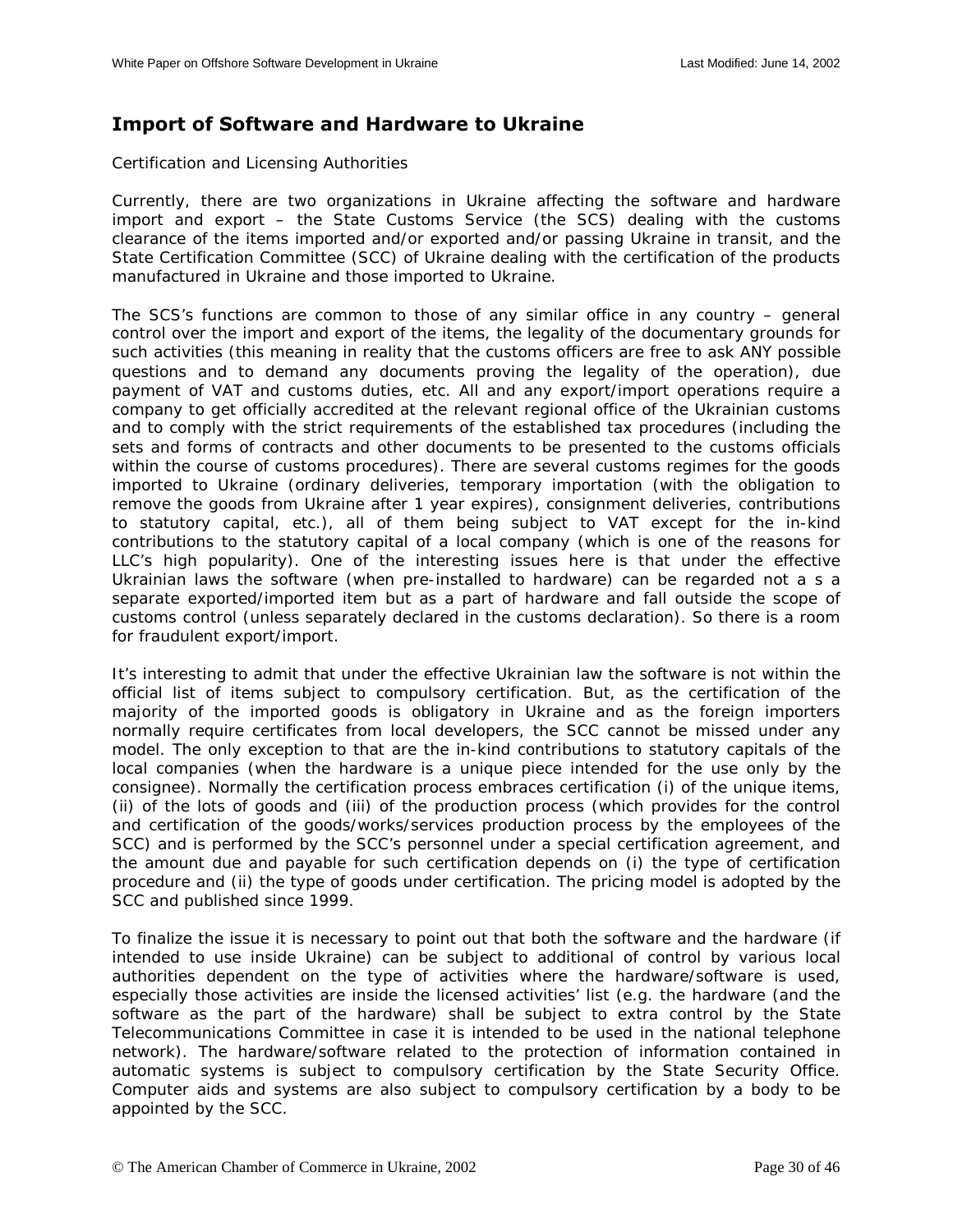## Import of Software and Hardware to Ukraine

Certification and Licensing Authorities

Currently, there are two organizations in Ukraine affecting the software and hardware import and export – the State Customs Service (the SCS) dealing with the customs clearance of the items imported and/or exported and/or passing Ukraine in transit, and the State Certification Committee (SCC) of Ukraine dealing with the certification of the products manufactured in Ukraine and those imported to Ukraine.

The SCS's functions are common to those of any similar office in any country – general control over the import and export of the items, the legality of the documentary grounds for such activities (this meaning in reality that the customs officers are free to ask ANY possible questions and to demand any documents proving the legality of the operation), due payment of VAT and customs duties, etc. All and any export/import operations require a company to get officially accredited at the relevant regional office of the Ukrainian customs and to comply with the strict requirements of the established tax procedures (including the sets and forms of contracts and other documents to be presented to the customs officials within the course of customs procedures). There are several customs regimes for the goods imported to Ukraine (ordinary deliveries, temporary importation (with the obligation to remove the goods from Ukraine after 1 year expires), consignment deliveries, contributions to statutory capital, etc.), all of them being subject to VAT except for the in-kind contributions to the statutory capital of a local company (which is one of the reasons for LLC's high popularity). One of the interesting issues here is that under the effective Ukrainian laws the software (when pre-installed to hardware) can be regarded not a s a separate exported/imported item but as a part of hardware and fall outside the scope of customs control (unless separately declared in the customs declaration). So there is a room for fraudulent export/import.

It's interesting to admit that under the effective Ukrainian law the software is not within the official list of items subject to compulsory certification. But, as the certification of the majority of the imported goods is obligatory in Ukraine and as the foreign importers normally require certificates from local developers, the SCC cannot be missed under any model. The only exception to that are the in-kind contributions to statutory capitals of the local companies (when the hardware is a unique piece intended for the use only by the consignee). Normally the certification process embraces certification (i) of the unique items, (ii) of the lots of goods and (iii) of the production process (which provides for the control and certification of the goods/works/services production process by the employees of the SCC) and is performed by the SCC's personnel under a special certification agreement, and the amount due and payable for such certification depends on (i) the type of certification procedure and (ii) the type of goods under certification. The pricing model is adopted by the SCC and published since 1999.

To finalize the issue it is necessary to point out that both the software and the hardware (if intended to use inside Ukraine) can be subject to additional of control by various local authorities dependent on the type of activities where the hardware/software is used, especially those activities are inside the licensed activities' list (e.g. the hardware (and the software as the part of the hardware) shall be subject to extra control by the State Telecommunications Committee in case it is intended to be used in the national telephone network). The hardware/software related to the protection of information contained in automatic systems is subject to compulsory certification by the State Security Office. Computer aids and systems are also subject to compulsory certification by a body to be appointed by the SCC.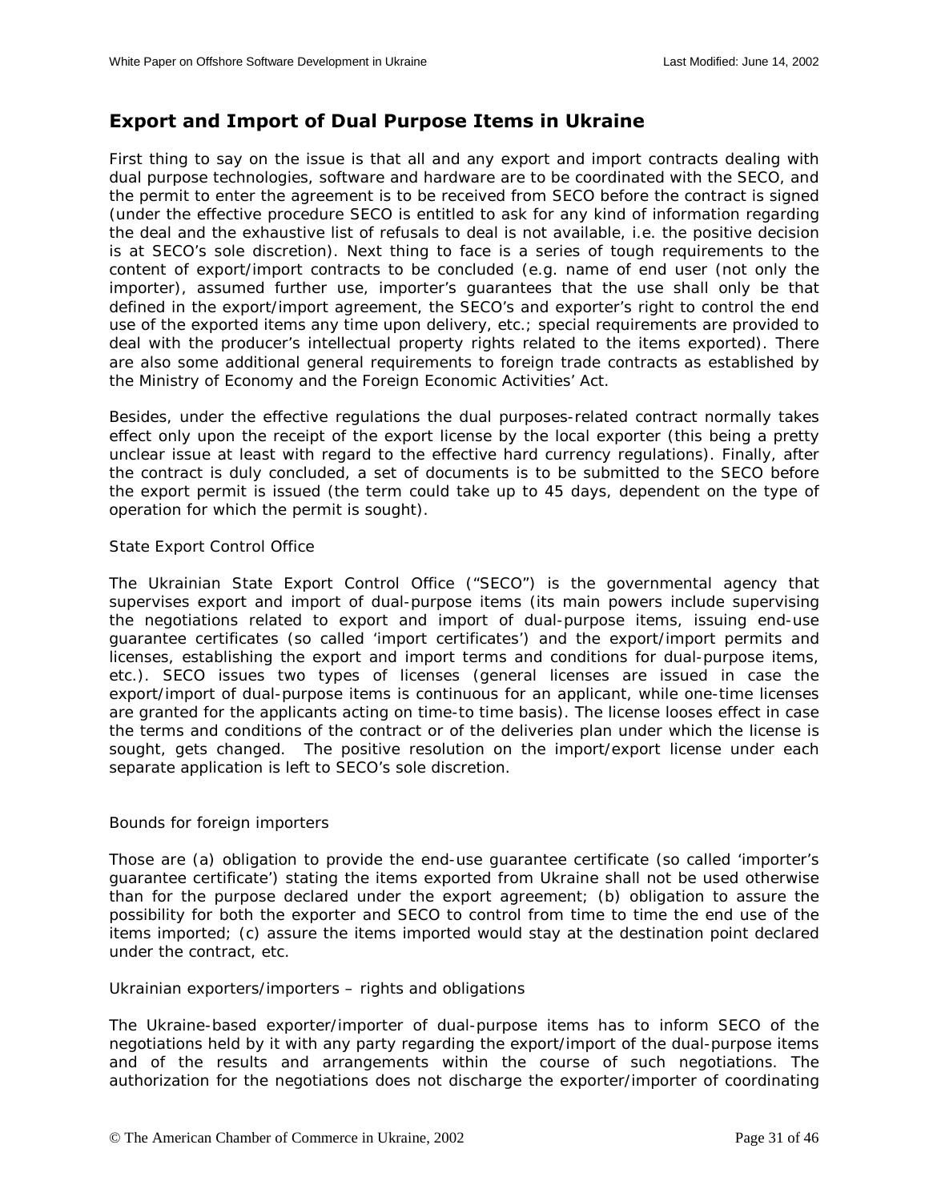## Export and Import of Dual Purpose Items in Ukraine

First thing to say on the issue is that all and any export and import contracts dealing with dual purpose technologies, software and hardware are to be coordinated with the SECO, and the permit to enter the agreement is to be received from SECO before the contract is signed (under the effective procedure SECO is entitled to ask for any kind of information regarding the deal and the exhaustive list of refusals to deal is not available, i.e. the positive decision is at SECO's sole discretion). Next thing to face is a series of tough requirements to the content of export/import contracts to be concluded (e.g. name of end user (not only the importer), assumed further use, importer's guarantees that the use shall only be that defined in the export/import agreement, the SECO's and exporter's right to control the end use of the exported items any time upon delivery, etc.; special requirements are provided to deal with the producer's intellectual property rights related to the items exported). There are also some additional general requirements to foreign trade contracts as established by the Ministry of Economy and the Foreign Economic Activities' Act.

Besides, under the effective regulations the dual purposes-related contract normally takes effect only upon the receipt of the export license by the local exporter (this being a pretty unclear issue at least with regard to the effective hard currency regulations). Finally, after the contract is duly concluded, a set of documents is to be submitted to the SECO before the export permit is issued (the term could take up to 45 days, dependent on the type of operation for which the permit is sought).

State Export Control Office

The Ukrainian State Export Control Office ("SECO") is the governmental agency that supervises export and import of dual-purpose items (its main powers include supervising the negotiations related to export and import of dual-purpose items, issuing end-use guarantee certificates (so called 'import certificates') and the export/import permits and licenses, establishing the export and import terms and conditions for dual-purpose items, etc.). SECO issues two types of licenses (general licenses are issued in case the export/import of dual-purpose items is continuous for an applicant, while one-time licenses are granted for the applicants acting on time-to time basis). The license looses effect in case the terms and conditions of the contract or of the deliveries plan under which the license is sought, gets changed. The positive resolution on the import/export license under each separate application is left to SECO's sole discretion.

Bounds for foreign importers

Those are (a) obligation to provide the end-use guarantee certificate (so called 'importer's guarantee certificate') stating the items exported from Ukraine shall not be used otherwise than for the purpose declared under the export agreement; (b) obligation to assure the possibility for both the exporter and SECO to control from time to time the end use of the items imported; (c) assure the items imported would stay at the destination point declared under the contract, etc.

Ukrainian exporters/importers – rights and obligations

The Ukraine-based exporter/importer of dual-purpose items has to inform SECO of the negotiations held by it with any party regarding the export/import of the dual-purpose items and of the results and arrangements within the course of such negotiations. The authorization for the negotiations does not discharge the exporter/importer of coordinating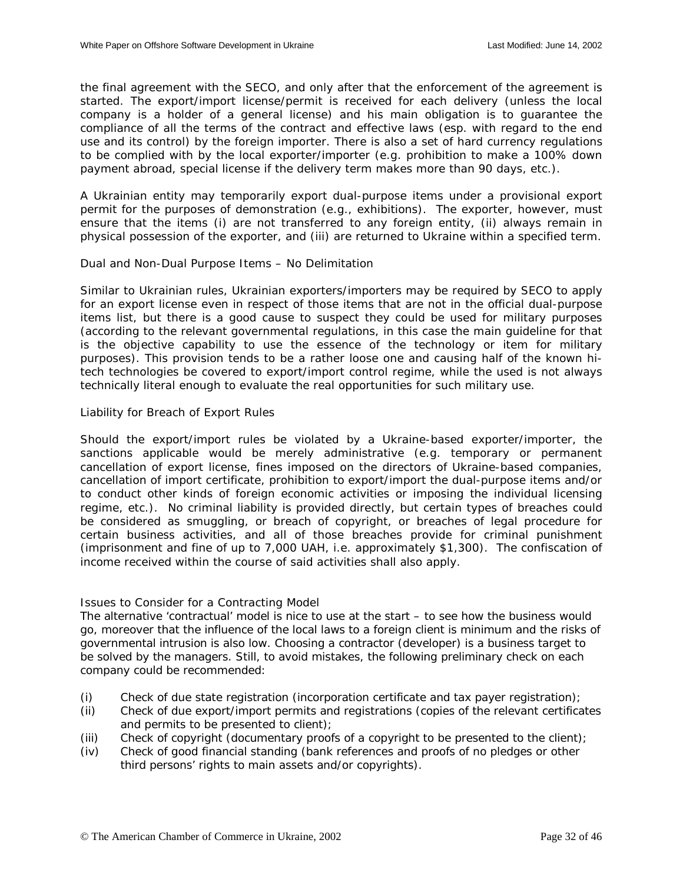the final agreement with the SECO, and only after that the enforcement of the agreement is started. The export/import license/permit is received for each delivery (unless the local company is a holder of a general license) and his main obligation is to guarantee the compliance of all the terms of the contract and effective laws (esp. with regard to the end use and its control) by the foreign importer. There is also a set of hard currency regulations to be complied with by the local exporter/importer (e.g. prohibition to make a 100% down payment abroad, special license if the delivery term makes more than 90 days, etc.).

A Ukrainian entity may temporarily export dual-purpose items under a provisional export permit for the purposes of demonstration (e.g., exhibitions). The exporter, however, must ensure that the items (i) are not transferred to any foreign entity, (ii) always remain in physical possession of the exporter, and (iii) are returned to Ukraine within a specified term.

### Dual and Non-Dual Purpose Items – No Delimitation

Similar to Ukrainian rules, Ukrainian exporters/importers may be required by SECO to apply for an export license even in respect of those items that are not in the official dual-purpose items list, but there is a good cause to suspect they could be used for military purposes (according to the relevant governmental regulations, in this case the main guideline for that is the objective capability to use the essence of the technology or item for military purposes). This provision tends to be a rather loose one and causing half of the known hi-tech technologies be covered to export/import control regime, while the used is not always technically literal enough to evaluate the real opportunities for such military use.

### Liability for Breach of Export Rules

Should the export/import rules be violated by a Ukraine-based exporter/importer, the sanctions applicable would be merely administrative (e.g. temporary or permanent cancellation of export license, fines imposed on the directors of Ukraine-based companies, cancellation of import certificate, prohibition to export/import the dual-purpose items and/or to conduct other kinds of foreign economic activities or imposing the individual licensing regime, etc.). No criminal liability is provided directly, but certain types of breaches could be considered as smuggling, or breach of copyright, or breaches of legal procedure for certain business activities, and all of those breaches provide for criminal punishment (imprisonment and fine of up to 7,000 UAH, i.e. approximately $1,300). The confiscation of income received within the course of said activities shall also apply.

### Issues to Consider for a Contracting Model

The alternative 'contractual' model is nice to use at the start – to see how the business would go, moreover that the influence of the local laws to a foreign client is minimum and the risks of governmental intrusion is also low. Choosing a contractor (developer) is a business target to be solved by the managers. Still, to avoid mistakes, the following preliminary check on each company could be recommended:

(i) Check of due state registration (incorporation certificate and tax payer registration);

(ii) Check of due export/import permits and registrations (copies of the relevant certificates and permits to be presented to client);

(iii) Check of copyright (documentary proofs of a copyright to be presented to the client);

(iv) Check of good financial standing (bank references and proofs of no pledges or other third persons' rights to main assets and/or copyrights).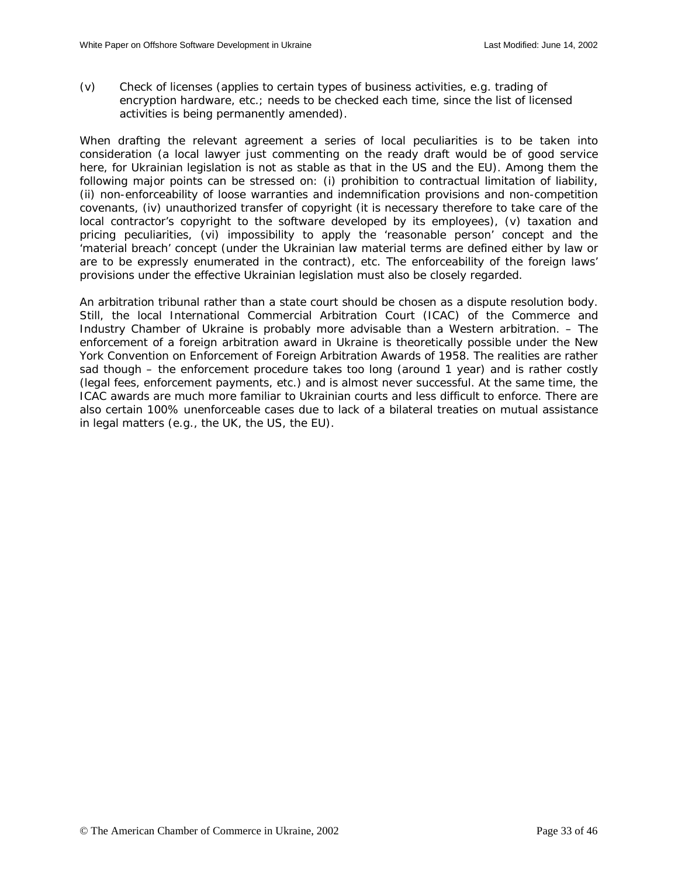(v) Check of licenses (applies to certain types of business activities, e.g. trading of encryption hardware, etc.; needs to be checked each time, since the list of licensed activities is being permanently amended).

When drafting the relevant agreement a series of local peculiarities is to be taken into consideration (a local lawyer just commenting on the ready draft would be of good service here, for Ukrainian legislation is not as stable as that in the US and the EU). Among them the following major points can be stressed on: (i) prohibition to contractual limitation of liability, (ii) non-enforceability of loose warranties and indemnification provisions and non-competition covenants, (iv) unauthorized transfer of copyright (it is necessary therefore to take care of the local contractor's copyright to the software developed by its employees), (v) taxation and pricing peculiarities, (vi) impossibility to apply the 'reasonable person' concept and the 'material breach' concept (under the Ukrainian law material terms are defined either by law or are to be expressly enumerated in the contract), etc. The enforceability of the foreign laws' provisions under the effective Ukrainian legislation must also be closely regarded.

An arbitration tribunal rather than a state court should be chosen as a dispute resolution body. Still, the local International Commercial Arbitration Court (ICAC) of the Commerce and Industry Chamber of Ukraine is probably more advisable than a Western arbitration. – The enforcement of a foreign arbitration award in Ukraine is theoretically possible under the New York Convention on Enforcement of Foreign Arbitration Awards of 1958. The realities are rather sad though – the enforcement procedure takes too long (around 1 year) and is rather costly (legal fees, enforcement payments, etc.) and is almost never successful. At the same time, the ICAC awards are much more familiar to Ukrainian courts and less difficult to enforce. There are also certain 100% unenforceable cases due to lack of a bilateral treaties on mutual assistance in legal matters (e.g., the UK, the US, the EU).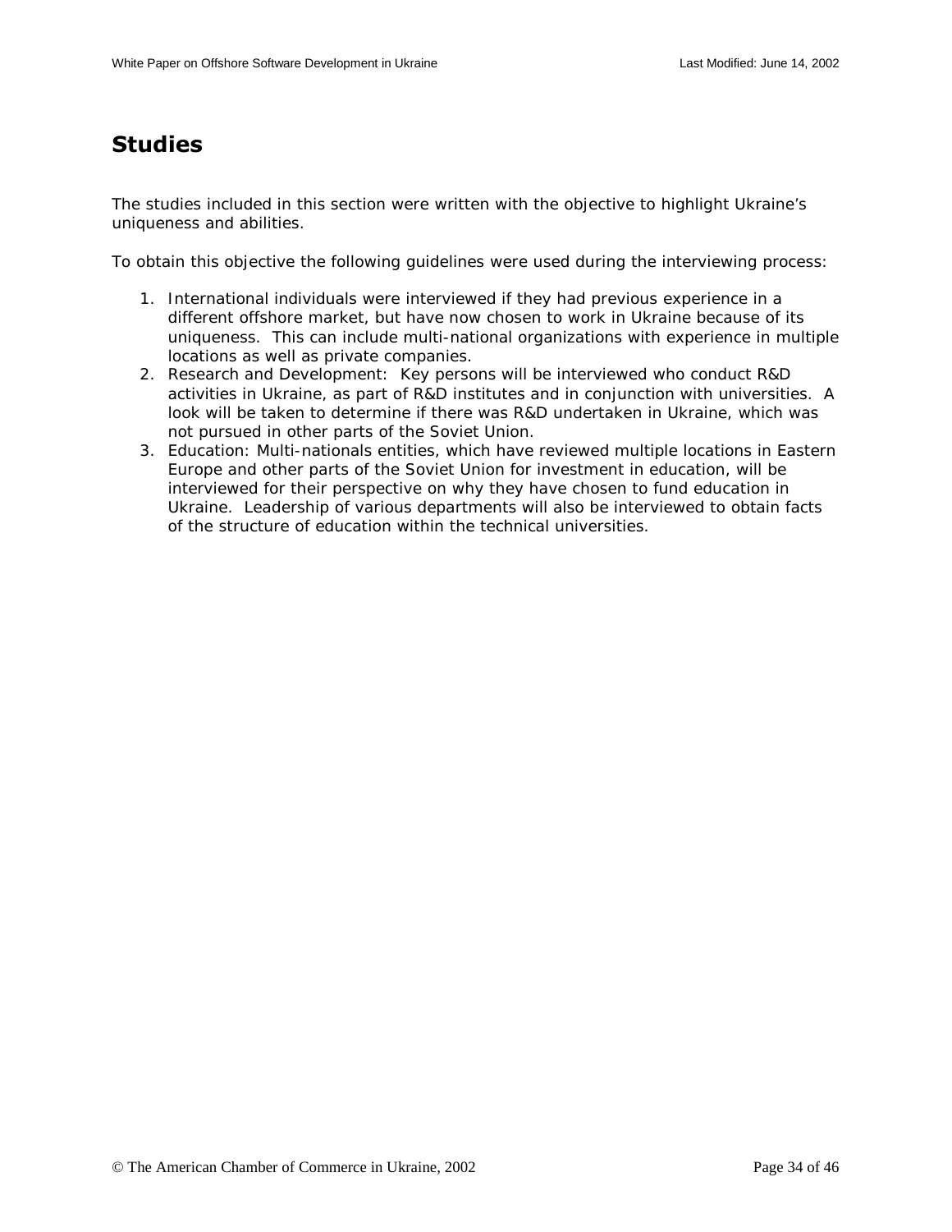## Studies

The studies included in this section were written with the objective to highlight Ukraine's uniqueness and abilities.

To obtain this objective the following guidelines were used during the interviewing process:

1. International individuals were interviewed if they had previous experience in a different offshore market, but have now chosen to work in Ukraine because of its uniqueness. This can include multi-national organizations with experience in multiple locations as well as private companies.
2. Research and Development: Key persons will be interviewed who conduct R&D activities in Ukraine, as part of R&D institutes and in conjunction with universities. A look will be taken to determine if there was R&D undertaken in Ukraine, which was not pursued in other parts of the Soviet Union.
3. Education: Multi-nationals entities, which have reviewed multiple locations in Eastern Europe and other parts of the Soviet Union for investment in education, will be interviewed for their perspective on why they have chosen to fund education in Ukraine. Leadership of various departments will also be interviewed to obtain facts of the structure of education within the technical universities.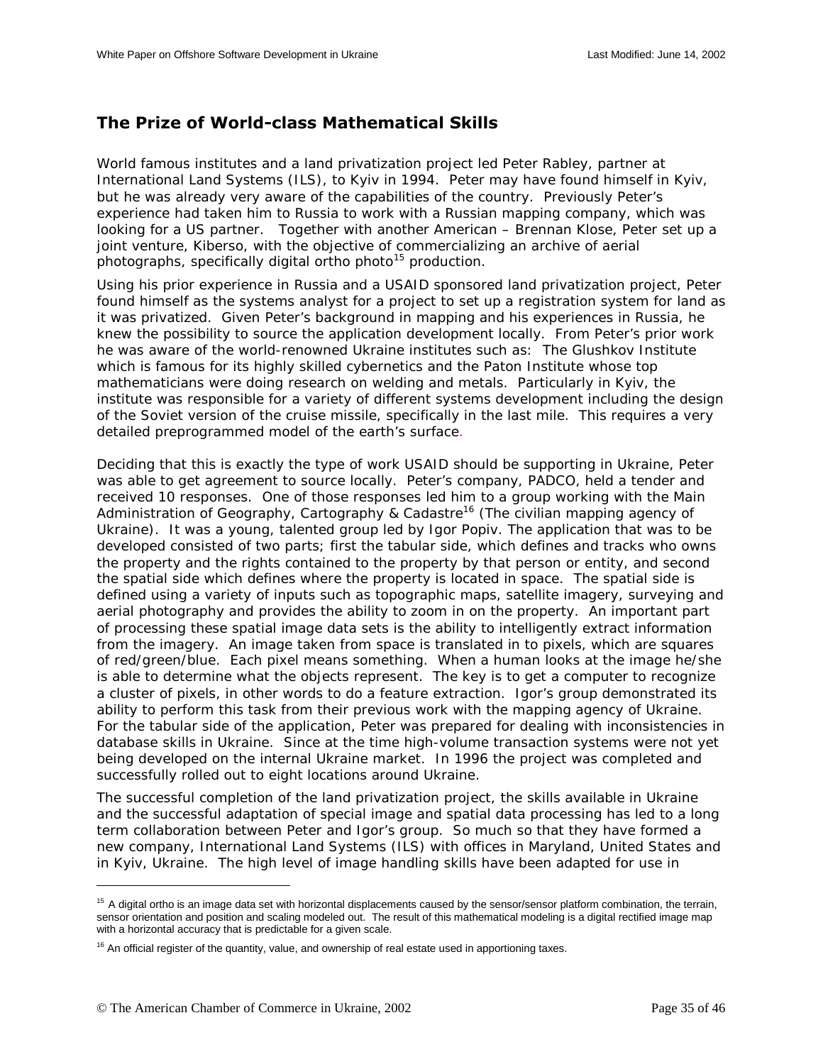## The Prize of World-class Mathematical Skills

World famous institutes and a land privatization project led Peter Rabley, partner at International Land Systems (ILS), to Kyiv in 1994. Peter may have found himself in Kyiv, but he was already very aware of the capabilities of the country. Previously Peter's experience had taken him to Russia to work with a Russian mapping company, which was looking for a US partner. Together with another American – Brennan Klose, Peter set up a joint venture, Kiberso, with the objective of commercializing an archive of aerial photographs, specifically digital ortho photo[15] production.

Using his prior experience in Russia and a USAID sponsored land privatization project, Peter found himself as the systems analyst for a project to set up a registration system for land as it was privatized. Given Peter's background in mapping and his experiences in Russia, he knew the possibility to source the application development locally. From Peter's prior work he was aware of the world-renowned Ukraine institutes such as: The Glushkov Institute which is famous for its highly skilled cybernetics and the Paton Institute whose top mathematicians were doing research on welding and metals. Particularly in Kyiv, the institute was responsible for a variety of different systems development including the design of the Soviet version of the cruise missile, specifically in the last mile. This requires a very detailed preprogrammed model of the earth's surface.

Deciding that this is exactly the type of work USAID should be supporting in Ukraine, Peter was able to get agreement to source locally. Peter's company, PADCO, held a tender and received 10 responses. One of those responses led him to a group working with the Main Administration of Geography, Cartography & Cadastre[16] (The civilian mapping agency of Ukraine). It was a young, talented group led by Igor Popiv. The application that was to be developed consisted of two parts; first the tabular side, which defines and tracks who owns the property and the rights contained to the property by that person or entity, and second the spatial side which defines where the property is located in space. The spatial side is defined using a variety of inputs such as topographic maps, satellite imagery, surveying and aerial photography and provides the ability to zoom in on the property. An important part of processing these spatial image data sets is the ability to intelligently extract information from the imagery. An image taken from space is translated in to pixels, which are squares of red/green/blue. Each pixel means something. When a human looks at the image he/she is able to determine what the objects represent. The key is to get a computer to recognize a cluster of pixels, in other words to do a feature extraction. Igor's group demonstrated its ability to perform this task from their previous work with the mapping agency of Ukraine. For the tabular side of the application, Peter was prepared for dealing with inconsistencies in database skills in Ukraine. Since at the time high-volume transaction systems were not yet being developed on the internal Ukraine market. In 1996 the project was completed and successfully rolled out to eight locations around Ukraine.

The successful completion of the land privatization project, the skills available in Ukraine and the successful adaptation of special image and spatial data processing has led to a long term collaboration between Peter and Igor's group. So much so that they have formed a new company, International Land Systems (ILS) with offices in Maryland, United States and in Kyiv, Ukraine. The high level of image handling skills have been adapted for use in

---

[15] A digital ortho is an image data set with horizontal displacements caused by the sensor/sensor platform combination, the terrain, sensor orientation and position and scaling modeled out. The result of this mathematical modeling is a digital rectified image map with a horizontal accuracy that is predictable for a given scale.

[16] An official register of the quantity, value, and ownership of real estate used in apportioning taxes.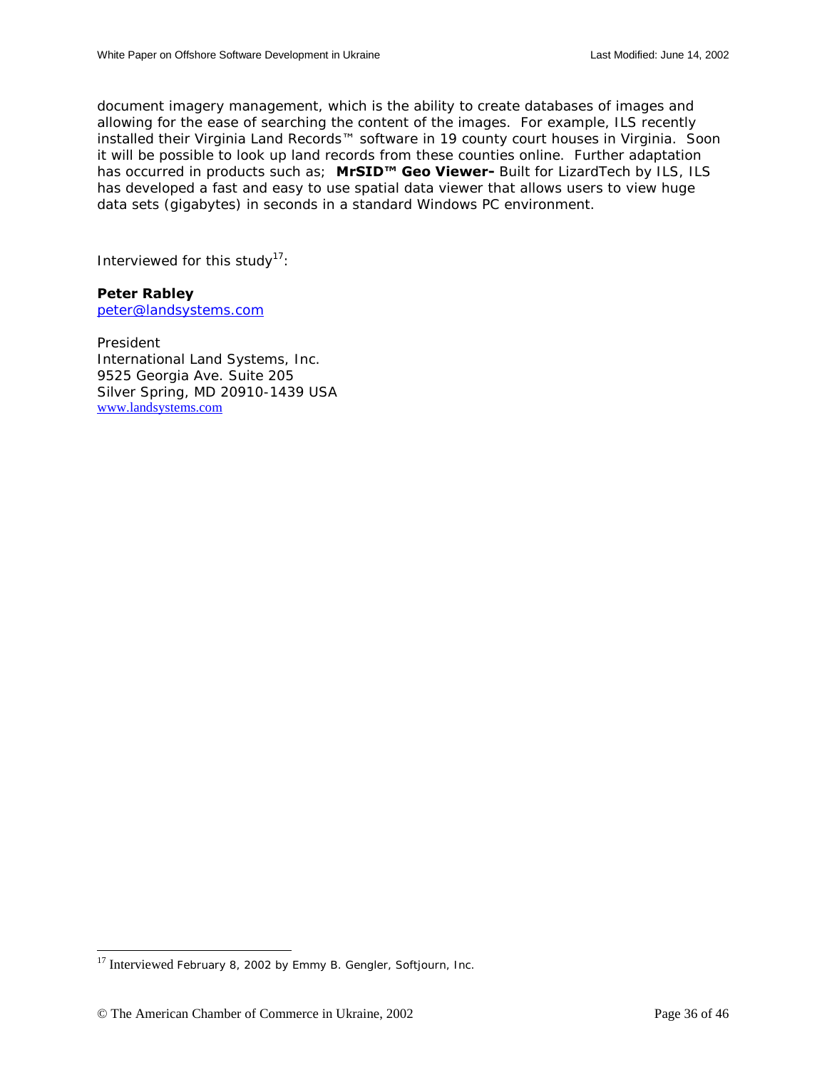document imagery management, which is the ability to create databases of images and allowing for the ease of searching the content of the images. For example, ILS recently installed their Virginia Land Records™ software in 19 county court houses in Virginia. Soon it will be possible to look up land records from these counties online. Further adaptation has occurred in products such as; **MrSID™ Geo Viewer-** Built for LizardTech by ILS, ILS has developed a fast and easy to use spatial data viewer that allows users to view huge data sets (gigabytes) in seconds in a standard Windows PC environment.

Interviewed for this study[17]:

**Peter Rabley**
peter@landsystems.com

President
International Land Systems, Inc.
9525 Georgia Ave. Suite 205
Silver Spring, MD 20910-1439 USA
www.landsystems.com

---

[17] Interviewed February 8, 2002 by Emmy B. Gengler, Softjourn, Inc.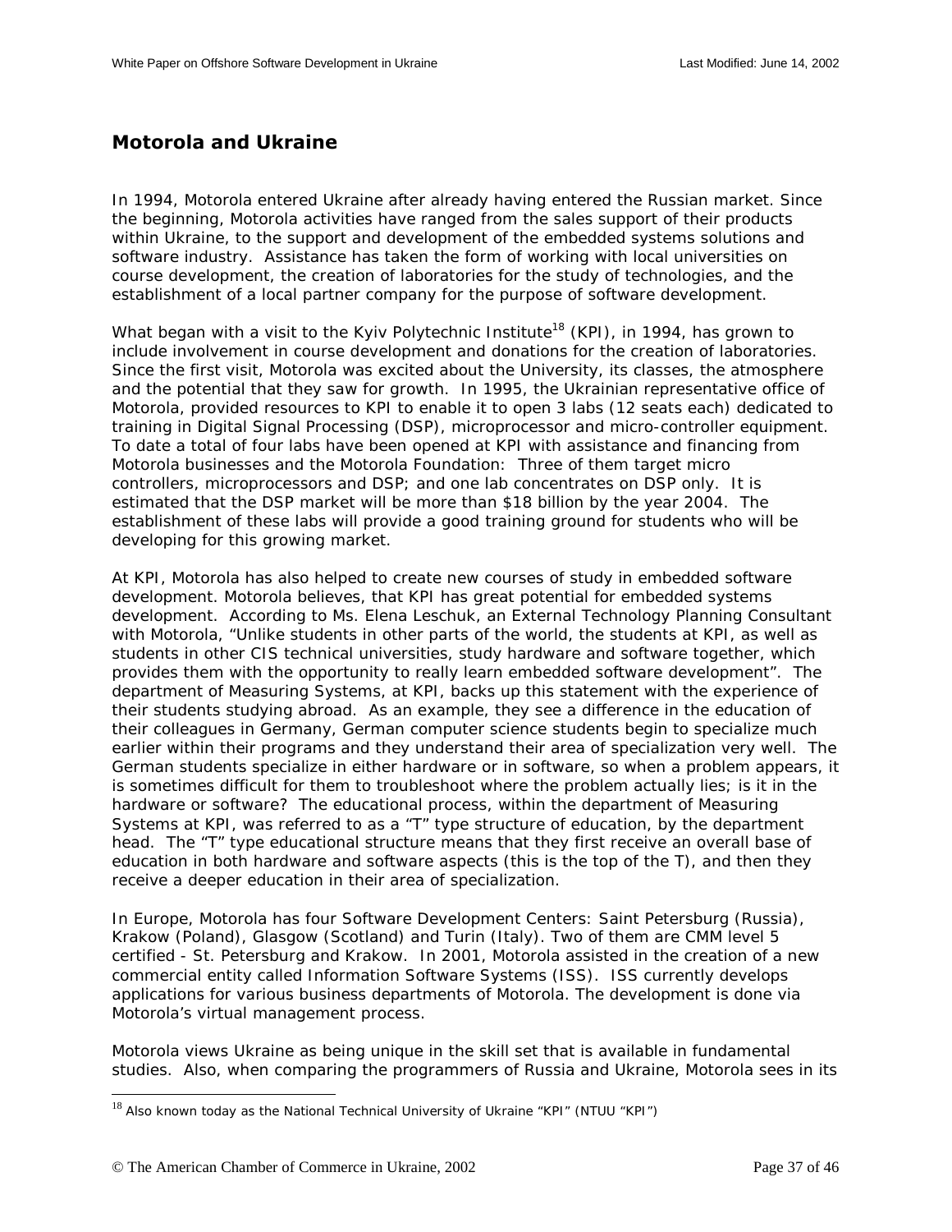## Motorola and Ukraine

In 1994, Motorola entered Ukraine after already having entered the Russian market. Since the beginning, Motorola activities have ranged from the sales support of their products within Ukraine, to the support and development of the embedded systems solutions and software industry. Assistance has taken the form of working with local universities on course development, the creation of laboratories for the study of technologies, and the establishment of a local partner company for the purpose of software development.

What began with a visit to the Kyiv Polytechnic Institute[18] (KPI), in 1994, has grown to include involvement in course development and donations for the creation of laboratories. Since the first visit, Motorola was excited about the University, its classes, the atmosphere and the potential that they saw for growth. In 1995, the Ukrainian representative office of Motorola, provided resources to KPI to enable it to open 3 labs (12 seats each) dedicated to training in Digital Signal Processing (DSP), microprocessor and micro-controller equipment. To date a total of four labs have been opened at KPI with assistance and financing from Motorola businesses and the Motorola Foundation: Three of them target micro controllers, microprocessors and DSP; and one lab concentrates on DSP only. It is estimated that the DSP market will be more than $18 billion by the year 2004. The establishment of these labs will provide a good training ground for students who will be developing for this growing market.

At KPI, Motorola has also helped to create new courses of study in embedded software development. Motorola believes, that KPI has great potential for embedded systems development. According to Ms. Elena Leschuk, an External Technology Planning Consultant with Motorola, "Unlike students in other parts of the world, the students at KPI, as well as students in other CIS technical universities, study hardware and software together, which provides them with the opportunity to really learn embedded software development". The department of Measuring Systems, at KPI, backs up this statement with the experience of their students studying abroad. As an example, they see a difference in the education of their colleagues in Germany, German computer science students begin to specialize much earlier within their programs and they understand their area of specialization very well. The German students specialize in either hardware or in software, so when a problem appears, it is sometimes difficult for them to troubleshoot where the problem actually lies; is it in the hardware or software? The educational process, within the department of Measuring Systems at KPI, was referred to as a "T" type structure of education, by the department head. The "T" type educational structure means that they first receive an overall base of education in both hardware and software aspects (this is the top of the T), and then they receive a deeper education in their area of specialization.

In Europe, Motorola has four Software Development Centers: Saint Petersburg (Russia), Krakow (Poland), Glasgow (Scotland) and Turin (Italy). Two of them are CMM level 5 certified - St. Petersburg and Krakow. In 2001, Motorola assisted in the creation of a new commercial entity called Information Software Systems (ISS). ISS currently develops applications for various business departments of Motorola. The development is done via Motorola's virtual management process.

Motorola views Ukraine as being unique in the skill set that is available in fundamental studies. Also, when comparing the programmers of Russia and Ukraine, Motorola sees in its

[18] Also known today as the National Technical University of Ukraine "KPI" (NTUU "KPI")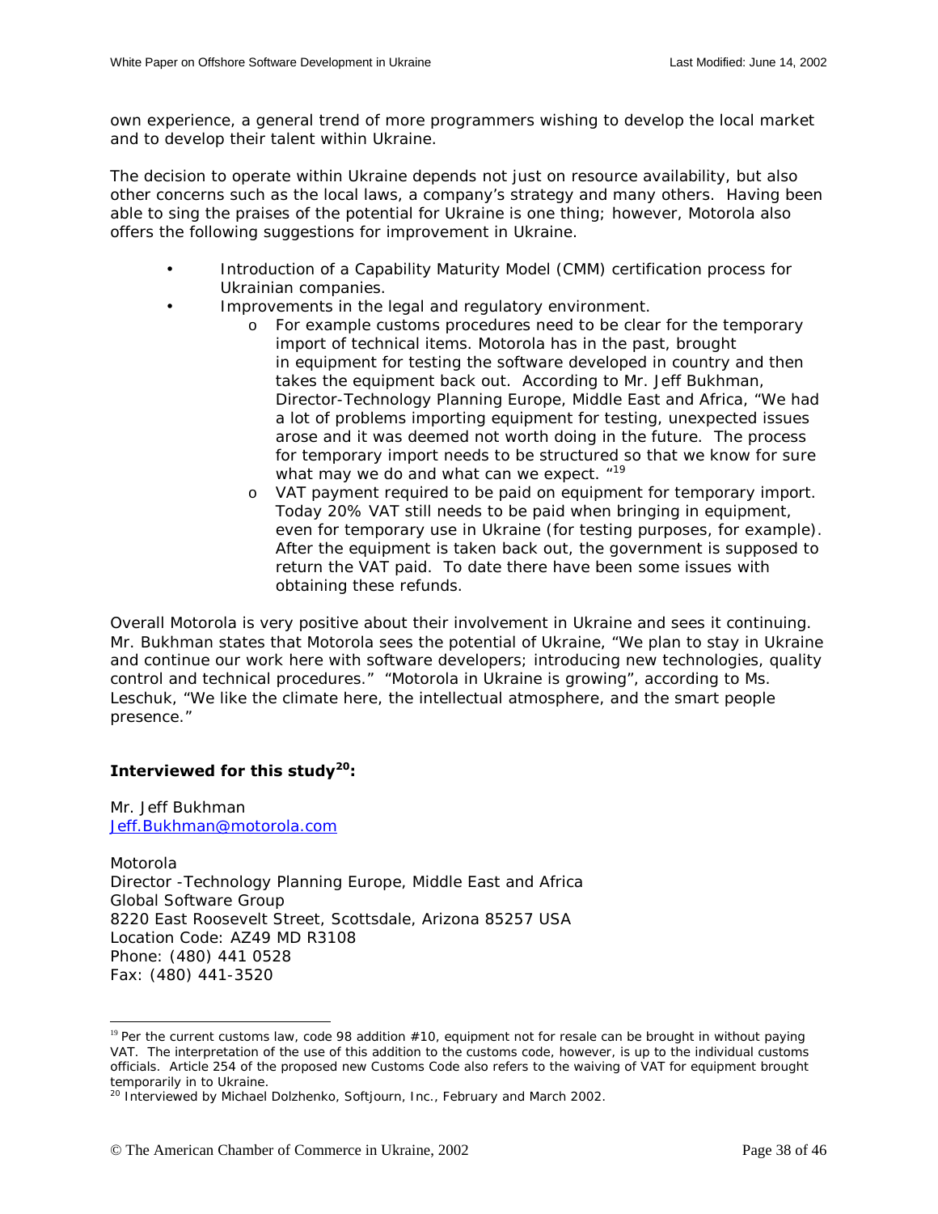own experience, a general trend of more programmers wishing to develop the local market and to develop their talent within Ukraine.

The decision to operate within Ukraine depends not just on resource availability, but also other concerns such as the local laws, a company's strategy and many others. Having been able to sing the praises of the potential for Ukraine is one thing; however, Motorola also offers the following suggestions for improvement in Ukraine.

- Introduction of a Capability Maturity Model (CMM) certification process for Ukrainian companies.
- Improvements in the legal and regulatory environment.
  - For example customs procedures need to be clear for the temporary import of technical items. Motorola has in the past, brought in equipment for testing the software developed in country and then takes the equipment back out. According to Mr. Jeff Bukhman, Director-Technology Planning Europe, Middle East and Africa, "We had a lot of problems importing equipment for testing, unexpected issues arose and it was deemed not worth doing in the future. The process for temporary import needs to be structured so that we know for sure what may we do and what can we expect. "[19]
  - VAT payment required to be paid on equipment for temporary import. Today 20% VAT still needs to be paid when bringing in equipment, even for temporary use in Ukraine (for testing purposes, for example). After the equipment is taken back out, the government is supposed to return the VAT paid. To date there have been some issues with obtaining these refunds.

Overall Motorola is very positive about their involvement in Ukraine and sees it continuing. Mr. Bukhman states that Motorola sees the potential of Ukraine, "We plan to stay in Ukraine and continue our work here with software developers; introducing new technologies, quality control and technical procedures." "Motorola in Ukraine is growing", according to Ms. Leschuk, "We like the climate here, the intellectual atmosphere, and the smart people presence."

**Interviewed for this study[20]:**

Mr. Jeff Bukhman
Jeff.Bukhman@motorola.com

Motorola
Director -Technology Planning Europe, Middle East and Africa
Global Software Group
8220 East Roosevelt Street, Scottsdale, Arizona 85257 USA
Location Code: AZ49 MD R3108
Phone: (480) 441 0528
Fax: (480) 441-3520

---

[19] Per the current customs law, code 98 addition #10, equipment not for resale can be brought in without paying VAT. The interpretation of the use of this addition to the customs code, however, is up to the individual customs officials. Article 254 of the proposed new Customs Code also refers to the waiving of VAT for equipment brought temporarily in to Ukraine.

[20] Interviewed by Michael Dolzhenko, Softjourn, Inc., February and March 2002.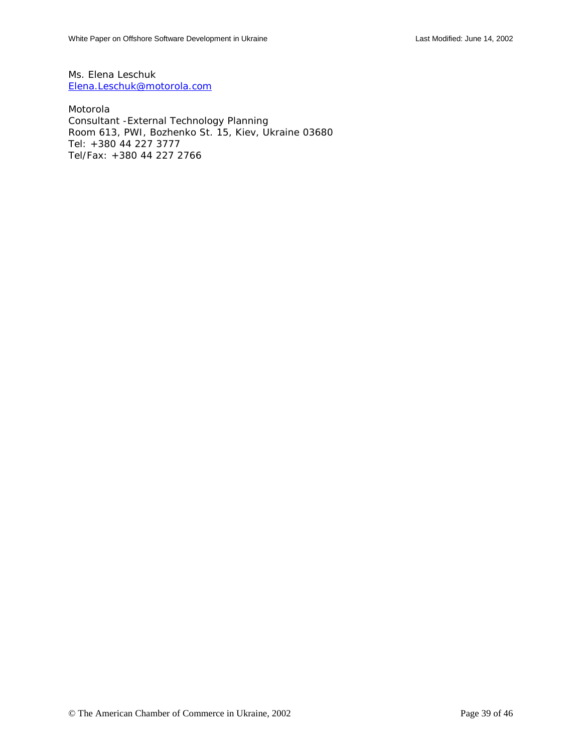Ms. Elena Leschuk
[Elena.Leschuk@motorola.com](mailto:Elena.Leschuk@motorola.com)

Motorola
Consultant -External Technology Planning
Room 613, PWI, Bozhenko St. 15, Kiev, Ukraine 03680
Tel: +380 44 227 3777
Tel/Fax: +380 44 227 2766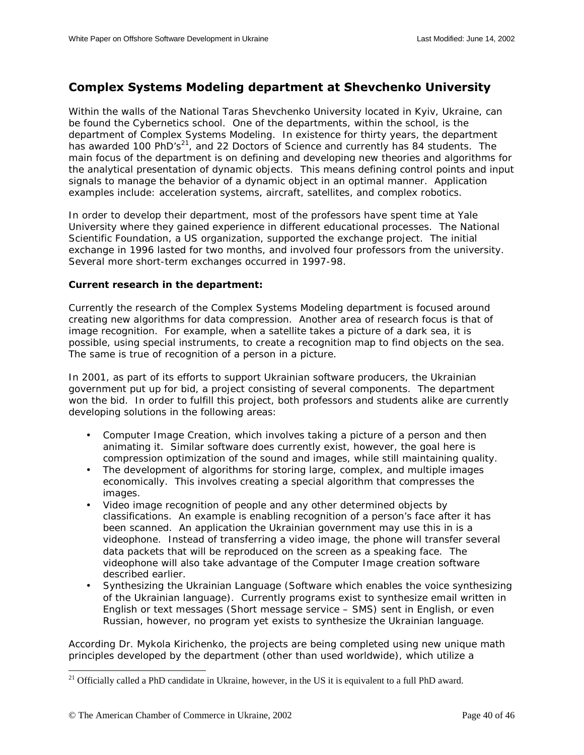## Complex Systems Modeling department at Shevchenko University

Within the walls of the National Taras Shevchenko University located in Kyiv, Ukraine, can be found the Cybernetics school. One of the departments, within the school, is the department of Complex Systems Modeling. In existence for thirty years, the department has awarded 100 PhD's[21], and 22 Doctors of Science and currently has 84 students. The main focus of the department is on defining and developing new theories and algorithms for the analytical presentation of dynamic objects. This means defining control points and input signals to manage the behavior of a dynamic object in an optimal manner. Application examples include: acceleration systems, aircraft, satellites, and complex robotics.

In order to develop their department, most of the professors have spent time at Yale University where they gained experience in different educational processes. The National Scientific Foundation, a US organization, supported the exchange project. The initial exchange in 1996 lasted for two months, and involved four professors from the university. Several more short-term exchanges occurred in 1997-98.

**Current research in the department:**

Currently the research of the Complex Systems Modeling department is focused around creating new algorithms for data compression. Another area of research focus is that of image recognition. For example, when a satellite takes a picture of a dark sea, it is possible, using special instruments, to create a recognition map to find objects on the sea. The same is true of recognition of a person in a picture.

In 2001, as part of its efforts to support Ukrainian software producers, the Ukrainian government put up for bid, a project consisting of several components. The department won the bid. In order to fulfill this project, both professors and students alike are currently developing solutions in the following areas:

- Computer Image Creation, which involves taking a picture of a person and then animating it. Similar software does currently exist, however, the goal here is compression optimization of the sound and images, while still maintaining quality.
- The development of algorithms for storing large, complex, and multiple images economically. This involves creating a special algorithm that compresses the images.
- Video image recognition of people and any other determined objects by classifications. An example is enabling recognition of a person's face after it has been scanned. An application the Ukrainian government may use this in is a videophone. Instead of transferring a video image, the phone will transfer several data packets that will be reproduced on the screen as a speaking face. The videophone will also take advantage of the Computer Image creation software described earlier.
- Synthesizing the Ukrainian Language (Software which enables the voice synthesizing of the Ukrainian language). Currently programs exist to synthesize email written in English or text messages (Short message service – SMS) sent in English, or even Russian, however, no program yet exists to synthesize the Ukrainian language.

According Dr. Mykola Kirichenko, the projects are being completed using new unique math principles developed by the department (other than used worldwide), which utilize a

[21] Officially called a PhD candidate in Ukraine, however, in the US it is equivalent to a full PhD award.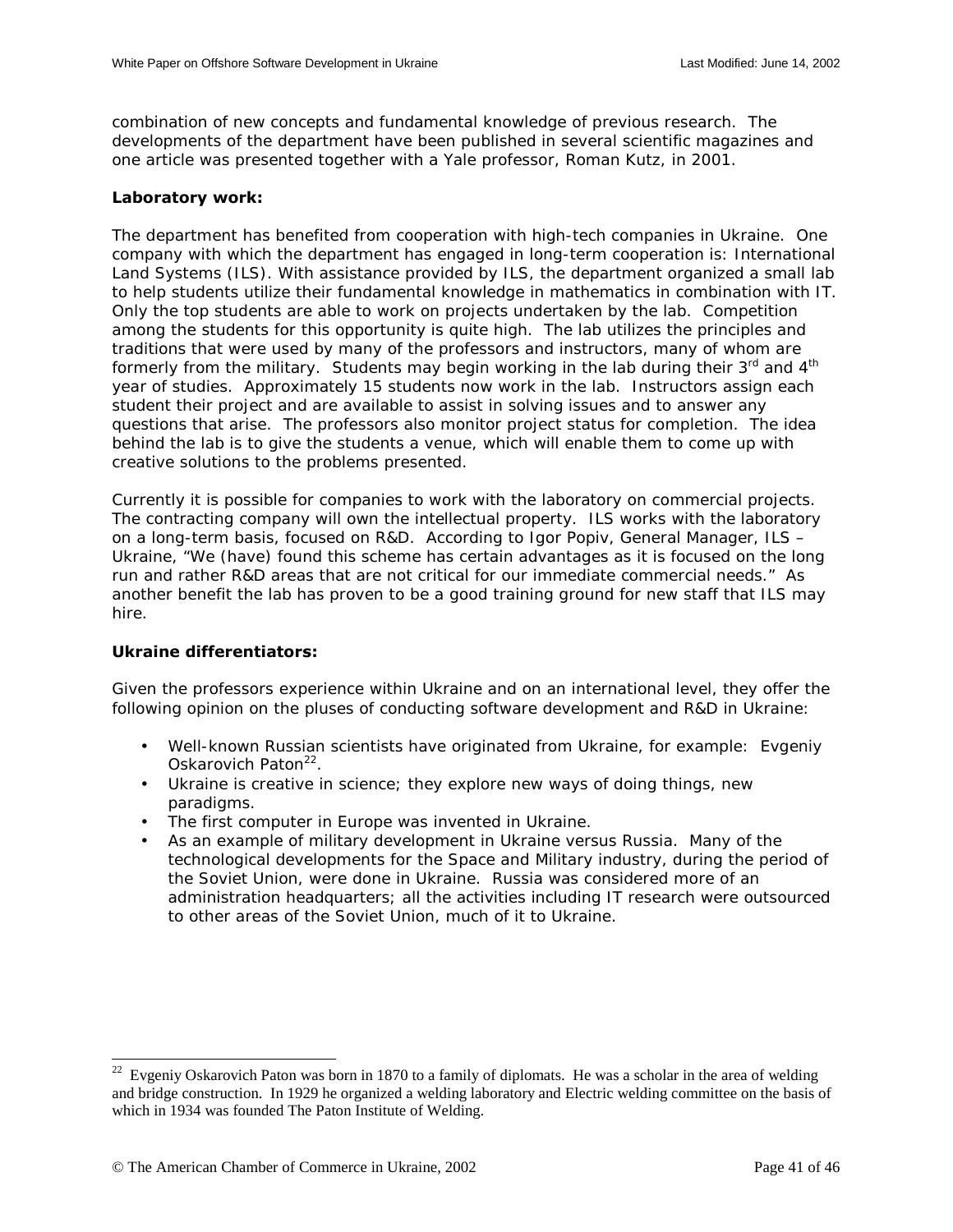combination of new concepts and fundamental knowledge of previous research. The developments of the department have been published in several scientific magazines and one article was presented together with a Yale professor, Roman Kutz, in 2001.

**Laboratory work:**

The department has benefited from cooperation with high-tech companies in Ukraine. One company with which the department has engaged in long-term cooperation is: International Land Systems (ILS). With assistance provided by ILS, the department organized a small lab to help students utilize their fundamental knowledge in mathematics in combination with IT. Only the top students are able to work on projects undertaken by the lab. Competition among the students for this opportunity is quite high. The lab utilizes the principles and traditions that were used by many of the professors and instructors, many of whom are formerly from the military. Students may begin working in the lab during their 3rd and 4th year of studies. Approximately 15 students now work in the lab. Instructors assign each student their project and are available to assist in solving issues and to answer any questions that arise. The professors also monitor project status for completion. The idea behind the lab is to give the students a venue, which will enable them to come up with creative solutions to the problems presented.

Currently it is possible for companies to work with the laboratory on commercial projects. The contracting company will own the intellectual property. ILS works with the laboratory on a long-term basis, focused on R&D. According to Igor Popiv, General Manager, ILS – Ukraine, "We (have) found this scheme has certain advantages as it is focused on the long run and rather R&D areas that are not critical for our immediate commercial needs." As another benefit the lab has proven to be a good training ground for new staff that ILS may hire.

**Ukraine differentiators:**

Given the professors experience within Ukraine and on an international level, they offer the following opinion on the pluses of conducting software development and R&D in Ukraine:

- Well-known Russian scientists have originated from Ukraine, for example: Evgeniy Oskarovich Paton[22].
- Ukraine is creative in science; they explore new ways of doing things, new paradigms.
- The first computer in Europe was invented in Ukraine.
- As an example of military development in Ukraine versus Russia. Many of the technological developments for the Space and Military industry, during the period of the Soviet Union, were done in Ukraine. Russia was considered more of an administration headquarters; all the activities including IT research were outsourced to other areas of the Soviet Union, much of it to Ukraine.

---

[22] Evgeniy Oskarovich Paton was born in 1870 to a family of diplomats. He was a scholar in the area of welding and bridge construction. In 1929 he organized a welding laboratory and Electric welding committee on the basis of which in 1934 was founded The Paton Institute of Welding.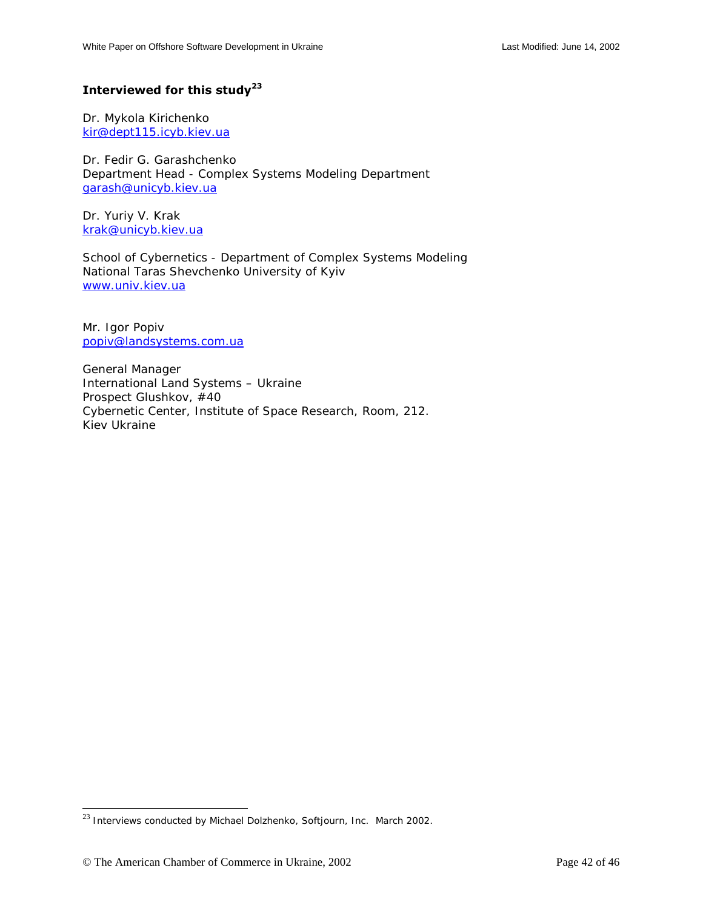**Interviewed for this study[23]**

Dr. Mykola Kirichenko
kir@dept115.icyb.kiev.ua

Dr. Fedir G. Garashchenko
Department Head - Complex Systems Modeling Department
garash@unicyb.kiev.ua

Dr. Yuriy V. Krak
krak@unicyb.kiev.ua

School of Cybernetics - Department of Complex Systems Modeling
National Taras Shevchenko University of Kyiv
www.univ.kiev.ua

Mr. Igor Popiv
popiv@landsystems.com.ua

General Manager
International Land Systems – Ukraine
Prospect Glushkov, #40
Cybernetic Center, Institute of Space Research, Room, 212.
Kiev Ukraine

---

[23] Interviews conducted by Michael Dolzhenko, Softjourn, Inc. March 2002.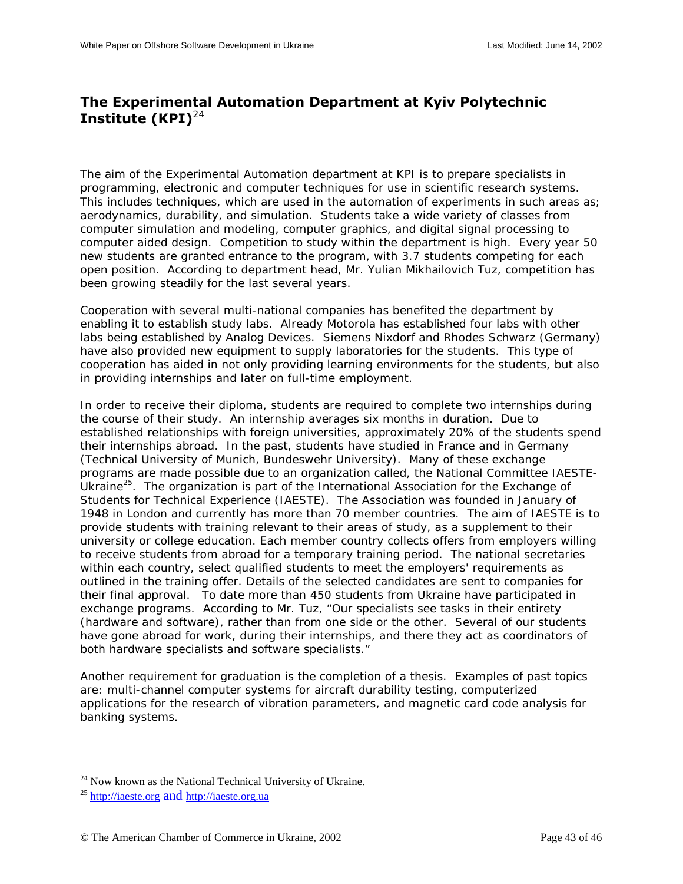## The Experimental Automation Department at Kyiv Polytechnic Institute (KPI)[24]

The aim of the Experimental Automation department at KPI is to prepare specialists in programming, electronic and computer techniques for use in scientific research systems. This includes techniques, which are used in the automation of experiments in such areas as; aerodynamics, durability, and simulation. Students take a wide variety of classes from computer simulation and modeling, computer graphics, and digital signal processing to computer aided design. Competition to study within the department is high. Every year 50 new students are granted entrance to the program, with 3.7 students competing for each open position. According to department head, Mr. Yulian Mikhailovich Tuz, competition has been growing steadily for the last several years.

Cooperation with several multi-national companies has benefited the department by enabling it to establish study labs. Already Motorola has established four labs with other labs being established by Analog Devices. Siemens Nixdorf and Rhodes Schwarz (Germany) have also provided new equipment to supply laboratories for the students. This type of cooperation has aided in not only providing learning environments for the students, but also in providing internships and later on full-time employment.

In order to receive their diploma, students are required to complete two internships during the course of their study. An internship averages six months in duration. Due to established relationships with foreign universities, approximately 20% of the students spend their internships abroad. In the past, students have studied in France and in Germany (Technical University of Munich, Bundeswehr University). Many of these exchange programs are made possible due to an organization called, the National Committee IAESTE-Ukraine[25]. The organization is part of the International Association for the Exchange of Students for Technical Experience (IAESTE). The Association was founded in January of 1948 in London and currently has more than 70 member countries. The aim of IAESTE is to provide students with training relevant to their areas of study, as a supplement to their university or college education. Each member country collects offers from employers willing to receive students from abroad for a temporary training period. The national secretaries within each country, select qualified students to meet the employers' requirements as outlined in the training offer. Details of the selected candidates are sent to companies for their final approval. To date more than 450 students from Ukraine have participated in exchange programs. According to Mr. Tuz, "Our specialists see tasks in their entirety (hardware and software), rather than from one side or the other. Several of our students have gone abroad for work, during their internships, and there they act as coordinators of both hardware specialists and software specialists."

Another requirement for graduation is the completion of a thesis. Examples of past topics are: multi-channel computer systems for aircraft durability testing, computerized applications for the research of vibration parameters, and magnetic card code analysis for banking systems.

---

[24] Now known as the National Technical University of Ukraine.

[25] http://iaeste.org and http://iaeste.org.ua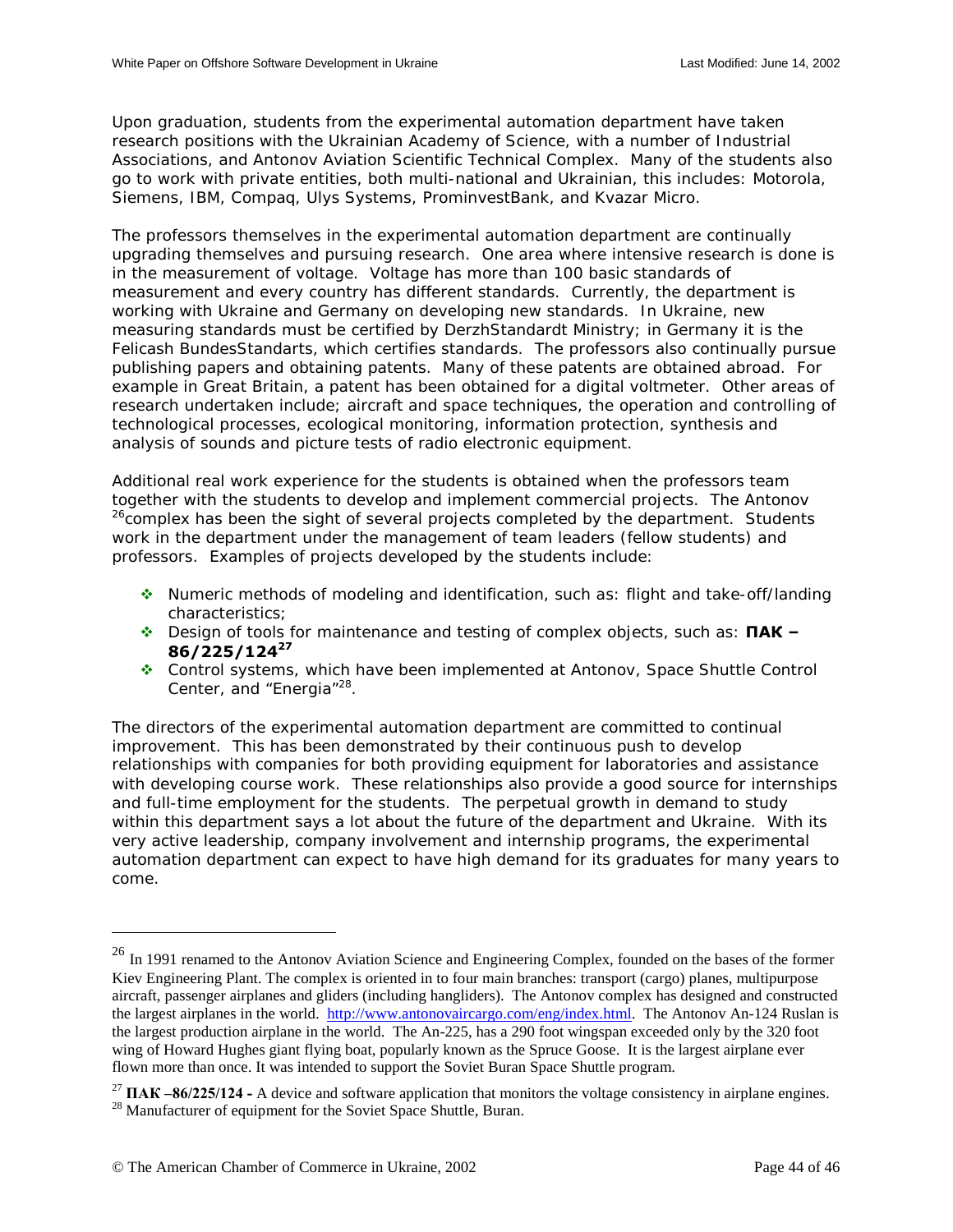Upon graduation, students from the experimental automation department have taken research positions with the Ukrainian Academy of Science, with a number of Industrial Associations, and Antonov Aviation Scientific Technical Complex. Many of the students also go to work with private entities, both multi-national and Ukrainian, this includes: Motorola, Siemens, IBM, Compaq, Ulys Systems, ProminvestBank, and Kvazar Micro.

The professors themselves in the experimental automation department are continually upgrading themselves and pursuing research. One area where intensive research is done is in the measurement of voltage. Voltage has more than 100 basic standards of measurement and every country has different standards. Currently, the department is working with Ukraine and Germany on developing new standards. In Ukraine, new measuring standards must be certified by DerzhStandardt Ministry; in Germany it is the Felicash BundesStandarts, which certifies standards. The professors also continually pursue publishing papers and obtaining patents. Many of these patents are obtained abroad. For example in Great Britain, a patent has been obtained for a digital voltmeter. Other areas of research undertaken include; aircraft and space techniques, the operation and controlling of technological processes, ecological monitoring, information protection, synthesis and analysis of sounds and picture tests of radio electronic equipment.

Additional real work experience for the students is obtained when the professors team together with the students to develop and implement commercial projects. The Antonov [26]complex has been the sight of several projects completed by the department. Students work in the department under the management of team leaders (fellow students) and professors. Examples of projects developed by the students include:

- Numeric methods of modeling and identification, such as: flight and take-off/landing characteristics;
- Design of tools for maintenance and testing of complex objects, such as: **ПАК – 86/225/124**[27]
- Control systems, which have been implemented at Antonov, Space Shuttle Control Center, and "Energia"[28].

The directors of the experimental automation department are committed to continual improvement. This has been demonstrated by their continuous push to develop relationships with companies for both providing equipment for laboratories and assistance with developing course work. These relationships also provide a good source for internships and full-time employment for the students. The perpetual growth in demand to study within this department says a lot about the future of the department and Ukraine. With its very active leadership, company involvement and internship programs, the experimental automation department can expect to have high demand for its graduates for many years to come.

---

[26] In 1991 renamed to the Antonov Aviation Science and Engineering Complex, founded on the bases of the former Kiev Engineering Plant. The complex is oriented in to four main branches: transport (cargo) planes, multipurpose aircraft, passenger airplanes and gliders (including hangliders). The Antonov complex has designed and constructed the largest airplanes in the world. http://www.antonovaircargo.com/eng/index.html. The Antonov An-124 Ruslan is the largest production airplane in the world. The An-225, has a 290 foot wingspan exceeded only by the 320 foot wing of Howard Hughes giant flying boat, popularly known as the Spruce Goose. It is the largest airplane ever flown more than once. It was intended to support the Soviet Buran Space Shuttle program.

[27] **ПАК –86/225/124 -** A device and software application that monitors the voltage consistency in airplane engines.

[28] Manufacturer of equipment for the Soviet Space Shuttle, Buran.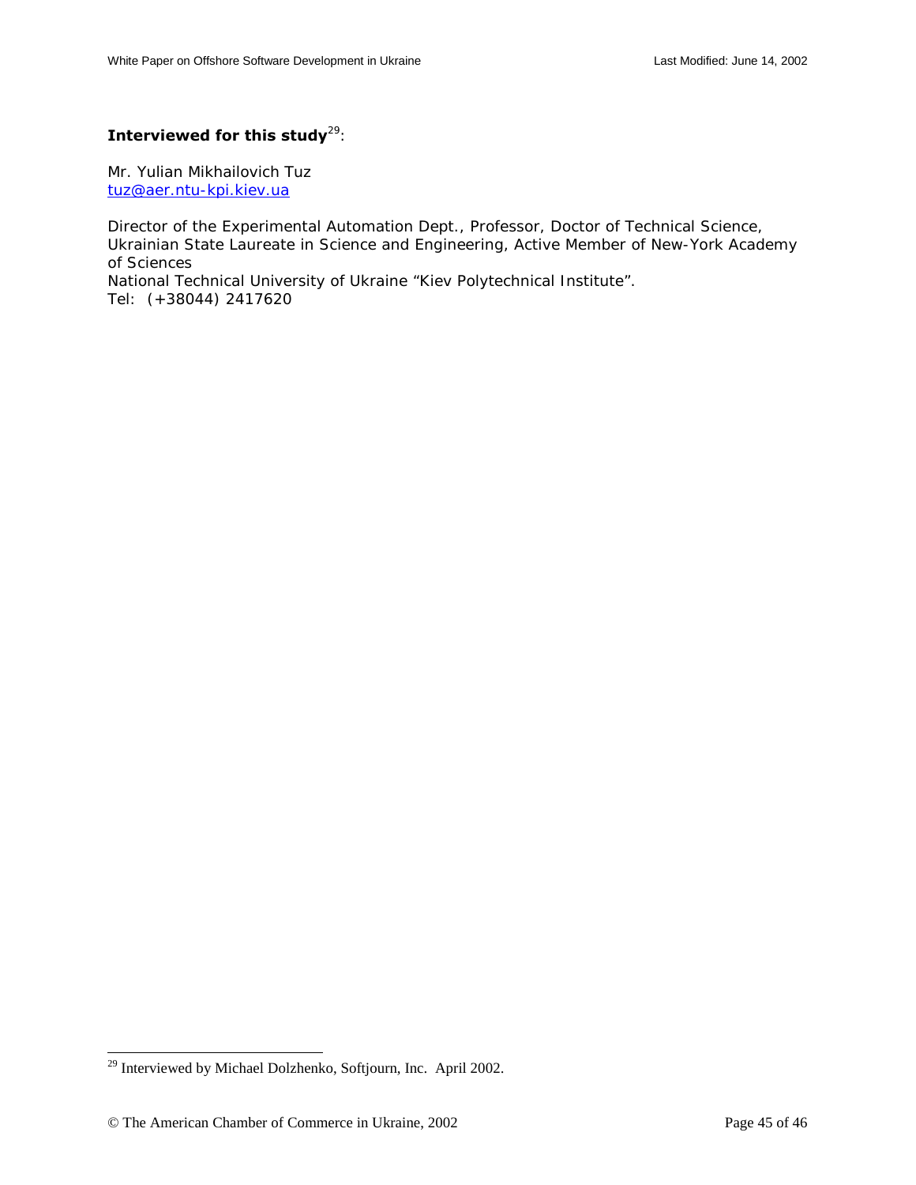**Interviewed for this study**[29]:

Mr. Yulian Mikhailovich Tuz
tuz@aer.ntu-kpi.kiev.ua

Director of the Experimental Automation Dept., Professor, Doctor of Technical Science, Ukrainian State Laureate in Science and Engineering, Active Member of New-York Academy of Sciences
National Technical University of Ukraine "Kiev Polytechnical Institute".
Tel: (+38044) 2417620

---

[29] Interviewed by Michael Dolzhenko, Softjourn, Inc. April 2002.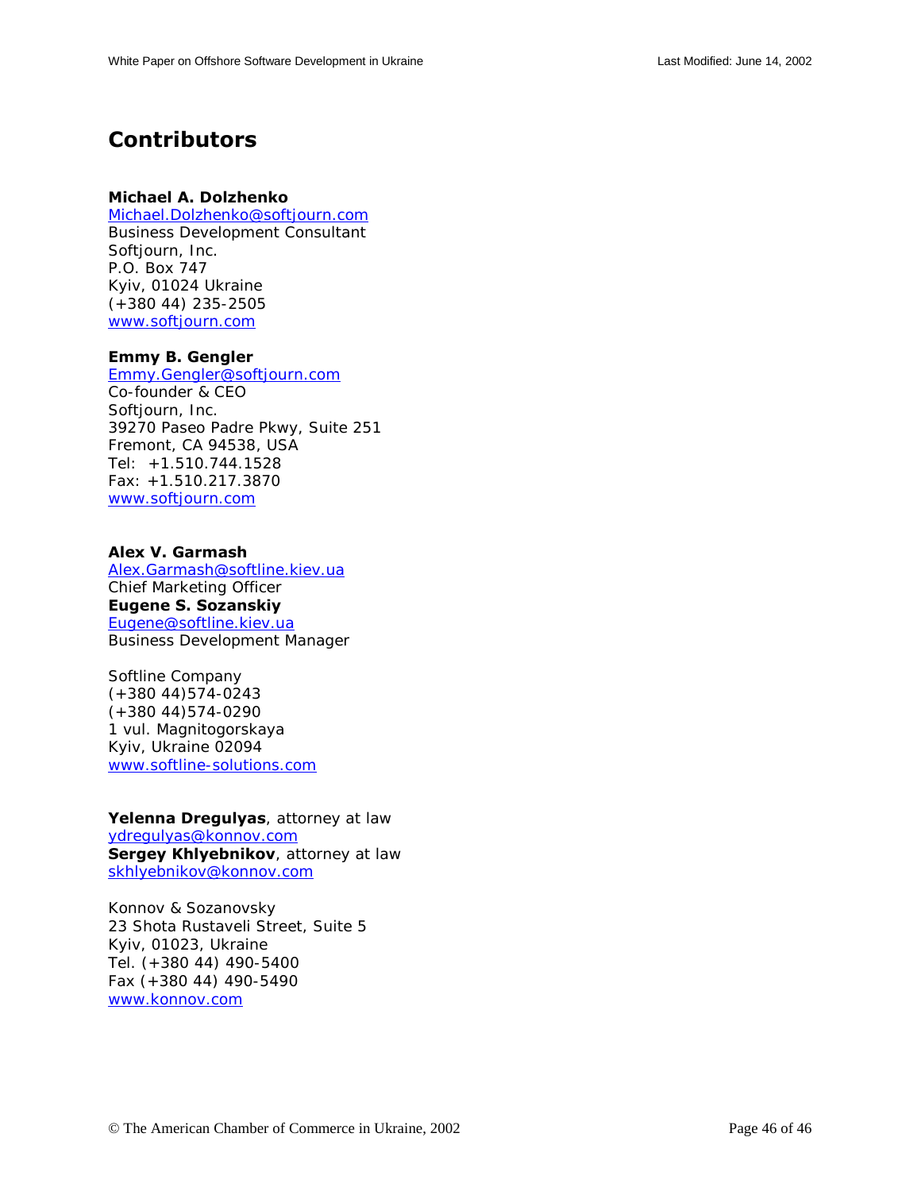# Contributors

**Michael A. Dolzhenko**
Michael.Dolzhenko@softjourn.com
Business Development Consultant
Softjourn, Inc.
P.O. Box 747
Kyiv, 01024 Ukraine
(+380 44) 235-2505
www.softjourn.com

**Emmy B. Gengler**
Emmy.Gengler@softjourn.com
Co-founder & CEO
Softjourn, Inc.
39270 Paseo Padre Pkwy, Suite 251
Fremont, CA 94538, USA
Tel: +1.510.744.1528
Fax: +1.510.217.3870
www.softjourn.com

**Alex V. Garmash**
Alex.Garmash@softline.kiev.ua
Chief Marketing Officer
**Eugene S. Sozanskiy**
Eugene@softline.kiev.ua
Business Development Manager

Softline Company
(+380 44)574-0243
(+380 44)574-0290
1 vul. Magnitogorskaya
Kyiv, Ukraine 02094
www.softline-solutions.com

**Yelenna Dregulyas**, attorney at law
ydregulyas@konnov.com
**Sergey Khlyebnikov**, attorney at law
skhlyebnikov@konnov.com

Konnov & Sozanovsky
23 Shota Rustaveli Street, Suite 5
Kyiv, 01023, Ukraine
Tel. (+380 44) 490-5400
Fax (+380 44) 490-5490
www.konnov.com